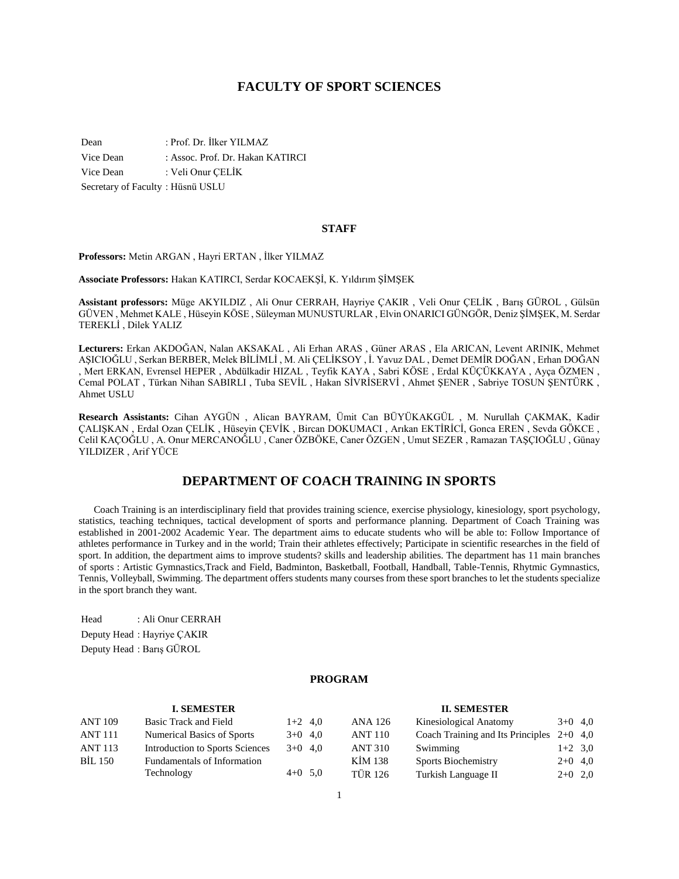# FACULTY OF SPORT SCIENCES

Dean : Prof. Dr. İlker YILMAZ
Vice Dean : Assoc. Prof. Dr. Hakan KATIRCI
Vice Dean : Veli Onur ÇELİK
Secretary of Faculty : Hüsnü USLU

### STAFF

**Professors:** Metin ARGAN , Hayri ERTAN , İlker YILMAZ

**Associate Professors:** Hakan KATIRCI, Serdar KOCAEKŞİ, K. Yıldırım ŞİMŞEK

**Assistant professors:** Müge AKYILDIZ , Ali Onur CERRAH, Hayriye ÇAKIR , Veli Onur ÇELİK , Barış GÜROL , Gülsün GÜVEN , Mehmet KALE , Hüseyin KÖSE , Süleyman MUNUSTURLAR , Elvin ONARICI GÜNGÖR, Deniz ŞİMŞEK, M. Serdar TEREKLİ , Dilek YALIZ

**Lecturers:** Erkan AKDOĞAN, Nalan AKSAKAL , Ali Erhan ARAS , Güner ARAS , Ela ARICAN, Levent ARINIK, Mehmet AŞICIOĞLU , Serkan BERBER, Melek BİLİMLİ , M. Ali ÇELİKSOY , İ. Yavuz DAL , Demet DEMİR DOĞAN , Erhan DOĞAN , Mert ERKAN, Evrensel HEPER , Abdülkadir HIZAL , Teyfik KAYA , Sabri KÖSE , Erdal KÜÇÜKKAYA , Ayça ÖZMEN , Cemal POLAT , Türkan Nihan SABIRLI , Tuba SEVİL , Hakan SİVRİSERVİ , Ahmet ŞENER , Sabriye TOSUN ŞENTÜRK , Ahmet USLU

**Research Assistants:** Cihan AYGÜN , Alican BAYRAM, Ümit Can BÜYÜKAKGÜL , M. Nurullah ÇAKMAK, Kadir ÇALIŞKAN , Erdal Ozan ÇELİK , Hüseyin ÇEVİK , Bircan DOKUMACI , Arıkan EKTİRİCİ, Gonca EREN , Sevda GÖKCE , Celil KAÇOĞLU , A. Onur MERCANOĞLU , Caner ÖZBÖKE, Caner ÖZGEN , Umut SEZER , Ramazan TAŞÇIOĞLU , Günay YILDIZER , Arif YÜCE

## DEPARTMENT OF COACH TRAINING IN SPORTS

Coach Training is an interdisciplinary field that provides training science, exercise physiology, kinesiology, sport psychology, statistics, teaching techniques, tactical development of sports and performance planning. Department of Coach Training was established in 2001-2002 Academic Year. The department aims to educate students who will be able to: Follow Importance of athletes performance in Turkey and in the world; Train their athletes effectively; Participate in scientific researches in the field of sport. In addition, the department aims to improve students? skills and leadership abilities. The department has 11 main branches of sports : Artistic Gymnastics,Track and Field, Badminton, Basketball, Football, Handball, Table-Tennis, Rhytmic Gymnastics, Tennis, Volleyball, Swimming. The department offers students many courses from these sport branches to let the students specialize in the sport branch they want.

Head : Ali Onur CERRAH
Deputy Head : Hayriye ÇAKIR
Deputy Head : Barış GÜROL

### PROGRAM

**I. SEMESTER**

| Code | Course | Hours | Credits |
|---|---|---|---|
| ANT 109 | Basic Track and Field | 1+2 | 4,0 |
| ANT 111 | Numerical Basics of Sports | 3+0 | 4,0 |
| ANT 113 | Introduction to Sports Sciences | 3+0 | 4,0 |
| BİL 150 | Fundamentals of Information Technology | 4+0 | 5,0 |

**II. SEMESTER**

| Code | Course | Hours | Credits |
|---|---|---|---|
| ANA 126 | Kinesiological Anatomy | 3+0 | 4,0 |
| ANT 110 | Coach Training and Its Principles | 2+0 | 4,0 |
| ANT 310 | Swimming | 1+2 | 3,0 |
| KİM 138 | Sports Biochemistry | 2+0 | 4,0 |
| TÜR 126 | Turkish Language II | 2+0 | 2,0 |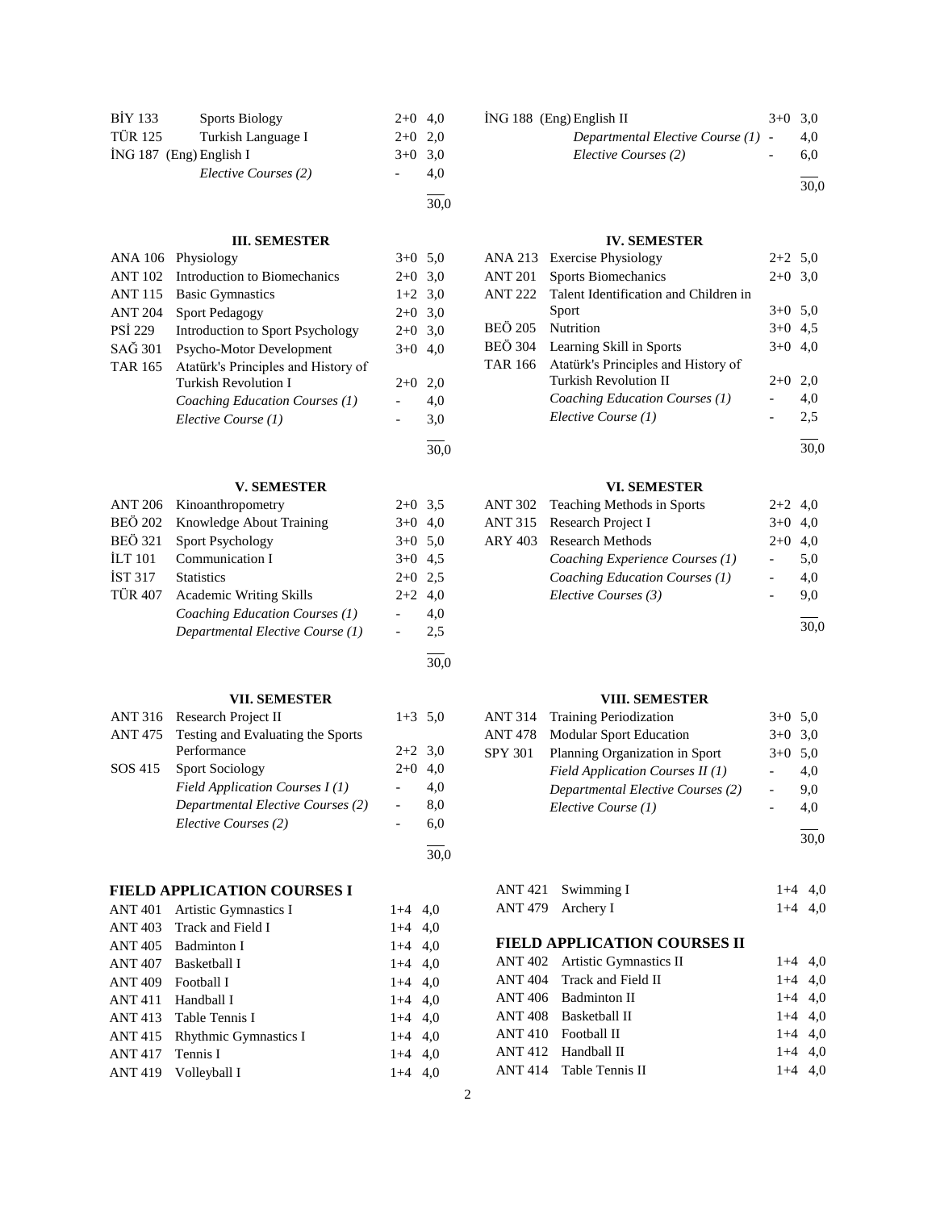| | | | |
|---|---|---|---|
| BİY 133 | Sports Biology | 2+0 | 4,0 |
| TÜR 125 | Turkish Language I | 2+0 | 2,0 |
| İNG 187 | (Eng) English I | 3+0 | 3,0 |
| | *Elective Courses (2)* | - | 4,0 |
| | | | 30,0 |

| | | | |
|---|---|---|---|
| İNG 188 | (Eng) English II | 3+0 | 3,0 |
| | *Departmental Elective Course (1)* | - | 4,0 |
| | *Elective Courses (2)* | - | 6,0 |
| | | | 30,0 |

### III. SEMESTER

| | | | |
|---|---|---|---|
| ANA 106 | Physiology | 3+0 | 5,0 |
| ANT 102 | Introduction to Biomechanics | 2+0 | 3,0 |
| ANT 115 | Basic Gymnastics | 1+2 | 3,0 |
| ANT 204 | Sport Pedagogy | 2+0 | 3,0 |
| PSİ 229 | Introduction to Sport Psychology | 2+0 | 3,0 |
| SAĞ 301 | Psycho-Motor Development | 3+0 | 4,0 |
| TAR 165 | Atatürk's Principles and History of Turkish Revolution I | 2+0 | 2,0 |
| | *Coaching Education Courses (1)* | - | 4,0 |
| | *Elective Course (1)* | - | 3,0 |
| | | | 30,0 |

### IV. SEMESTER

| | | | |
|---|---|---|---|
| ANA 213 | Exercise Physiology | 2+2 | 5,0 |
| ANT 201 | Sports Biomechanics | 2+0 | 3,0 |
| ANT 222 | Talent Identification and Children in Sport | 3+0 | 5,0 |
| BEÖ 205 | Nutrition | 3+0 | 4,5 |
| BEÖ 304 | Learning Skill in Sports | 3+0 | 4,0 |
| TAR 166 | Atatürk's Principles and History of Turkish Revolution II | 2+0 | 2,0 |
| | *Coaching Education Courses (1)* | - | 4,0 |
| | *Elective Course (1)* | - | 2,5 |
| | | | 30,0 |

### V. SEMESTER

| | | | |
|---|---|---|---|
| ANT 206 | Kinoanthropometry | 2+0 | 3,5 |
| BEÖ 202 | Knowledge About Training | 3+0 | 4,0 |
| BEÖ 321 | Sport Psychology | 3+0 | 5,0 |
| İLT 101 | Communication I | 3+0 | 4,5 |
| İST 317 | Statistics | 2+0 | 2,5 |
| TÜR 407 | Academic Writing Skills | 2+2 | 4,0 |
| | *Coaching Education Courses (1)* | - | 4,0 |
| | *Departmental Elective Course (1)* | - | 2,5 |
| | | | 30,0 |

### VI. SEMESTER

| | | | |
|---|---|---|---|
| ANT 302 | Teaching Methods in Sports | 2+2 | 4,0 |
| ANT 315 | Research Project I | 3+0 | 4,0 |
| ARY 403 | Research Methods | 2+0 | 4,0 |
| | *Coaching Experience Courses (1)* | - | 5,0 |
| | *Coaching Education Courses (1)* | - | 4,0 |
| | *Elective Courses (3)* | - | 9,0 |
| | | | 30,0 |

### VII. SEMESTER

| | | | |
|---|---|---|---|
| ANT 316 | Research Project II | 1+3 | 5,0 |
| ANT 475 | Testing and Evaluating the Sports Performance | 2+2 | 3,0 |
| SOS 415 | Sport Sociology | 2+0 | 4,0 |
| | *Field Application Courses I (1)* | - | 4,0 |
| | *Departmental Elective Courses (2)* | - | 8,0 |
| | *Elective Courses (2)* | - | 6,0 |
| | | | 30,0 |

### VIII. SEMESTER

| | | | |
|---|---|---|---|
| ANT 314 | Training Periodization | 3+0 | 5,0 |
| ANT 478 | Modular Sport Education | 3+0 | 3,0 |
| SPY 301 | Planning Organization in Sport | 3+0 | 5,0 |
| | *Field Application Courses II (1)* | - | 4,0 |
| | *Departmental Elective Courses (2)* | - | 9,0 |
| | *Elective Course (1)* | - | 4,0 |
| | | | 30,0 |

## FIELD APPLICATION COURSES I

| | | | |
|---|---|---|---|
| ANT 401 | Artistic Gymnastics I | 1+4 | 4,0 |
| ANT 403 | Track and Field I | 1+4 | 4,0 |
| ANT 405 | Badminton I | 1+4 | 4,0 |
| ANT 407 | Basketball I | 1+4 | 4,0 |
| ANT 409 | Football I | 1+4 | 4,0 |
| ANT 411 | Handball I | 1+4 | 4,0 |
| ANT 413 | Table Tennis I | 1+4 | 4,0 |
| ANT 415 | Rhythmic Gymnastics I | 1+4 | 4,0 |
| ANT 417 | Tennis I | 1+4 | 4,0 |
| ANT 419 | Volleyball I | 1+4 | 4,0 |
| ANT 421 | Swimming I | 1+4 | 4,0 |
| ANT 479 | Archery I | 1+4 | 4,0 |

## FIELD APPLICATION COURSES II

| | | | |
|---|---|---|---|
| ANT 402 | Artistic Gymnastics II | 1+4 | 4,0 |
| ANT 404 | Track and Field II | 1+4 | 4,0 |
| ANT 406 | Badminton II | 1+4 | 4,0 |
| ANT 408 | Basketball II | 1+4 | 4,0 |
| ANT 410 | Football II | 1+4 | 4,0 |
| ANT 412 | Handball II | 1+4 | 4,0 |
| ANT 414 | Table Tennis II | 1+4 | 4,0 |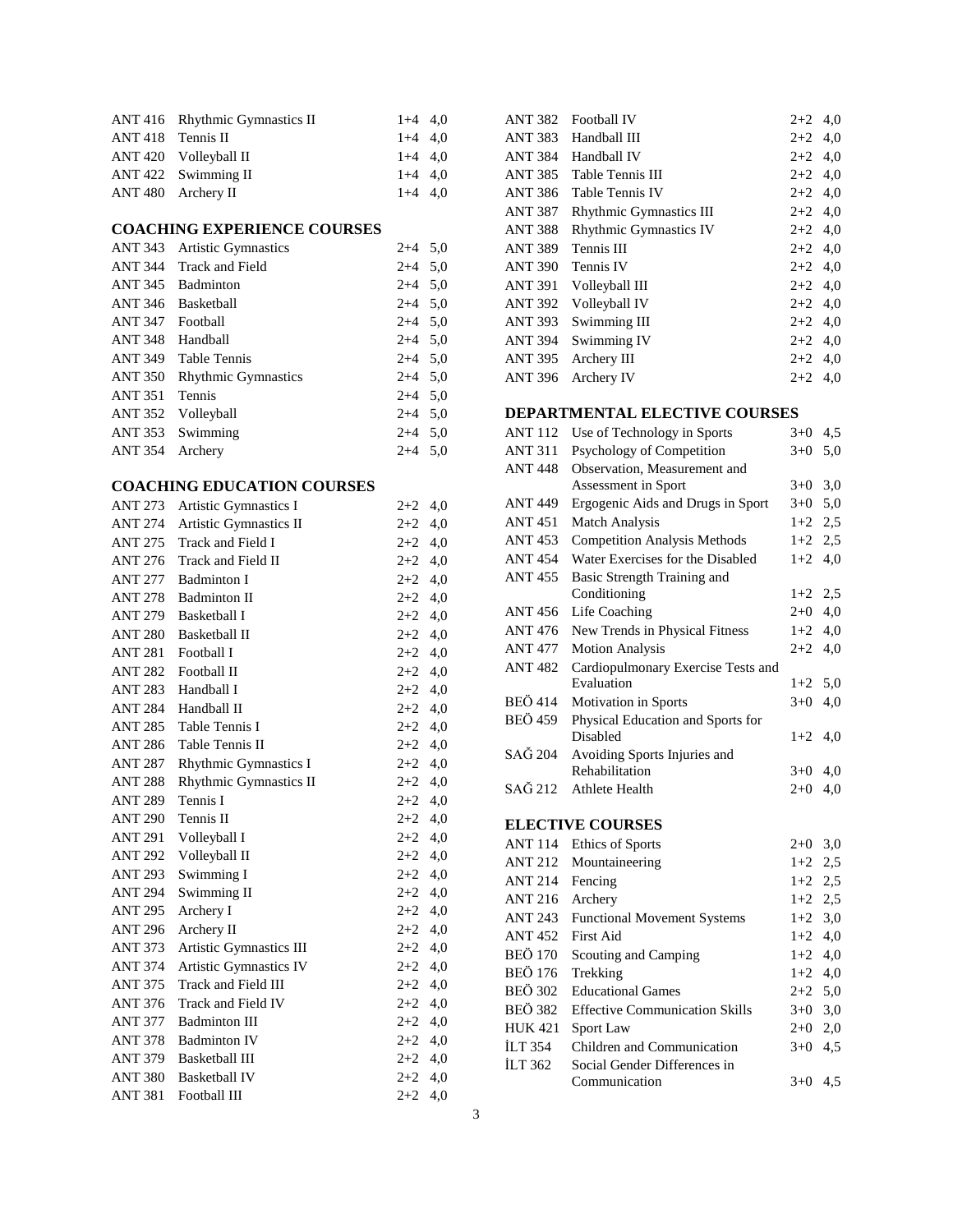| | | | |
|---|---|---|---|
| ANT 416 | Rhythmic Gymnastics II | 1+4 | 4,0 |
| ANT 418 | Tennis II | 1+4 | 4,0 |
| ANT 420 | Volleyball II | 1+4 | 4,0 |
| ANT 422 | Swimming II | 1+4 | 4,0 |
| ANT 480 | Archery II | 1+4 | 4,0 |

## COACHING EXPERIENCE COURSES

| | | | |
|---|---|---|---|
| ANT 343 | Artistic Gymnastics | 2+4 | 5,0 |
| ANT 344 | Track and Field | 2+4 | 5,0 |
| ANT 345 | Badminton | 2+4 | 5,0 |
| ANT 346 | Basketball | 2+4 | 5,0 |
| ANT 347 | Football | 2+4 | 5,0 |
| ANT 348 | Handball | 2+4 | 5,0 |
| ANT 349 | Table Tennis | 2+4 | 5,0 |
| ANT 350 | Rhythmic Gymnastics | 2+4 | 5,0 |
| ANT 351 | Tennis | 2+4 | 5,0 |
| ANT 352 | Volleyball | 2+4 | 5,0 |
| ANT 353 | Swimming | 2+4 | 5,0 |
| ANT 354 | Archery | 2+4 | 5,0 |

## COACHING EDUCATION COURSES

| | | | |
|---|---|---|---|
| ANT 273 | Artistic Gymnastics I | 2+2 | 4,0 |
| ANT 274 | Artistic Gymnastics II | 2+2 | 4,0 |
| ANT 275 | Track and Field I | 2+2 | 4,0 |
| ANT 276 | Track and Field II | 2+2 | 4,0 |
| ANT 277 | Badminton I | 2+2 | 4,0 |
| ANT 278 | Badminton II | 2+2 | 4,0 |
| ANT 279 | Basketball I | 2+2 | 4,0 |
| ANT 280 | Basketball II | 2+2 | 4,0 |
| ANT 281 | Football I | 2+2 | 4,0 |
| ANT 282 | Football II | 2+2 | 4,0 |
| ANT 283 | Handball I | 2+2 | 4,0 |
| ANT 284 | Handball II | 2+2 | 4,0 |
| ANT 285 | Table Tennis I | 2+2 | 4,0 |
| ANT 286 | Table Tennis II | 2+2 | 4,0 |
| ANT 287 | Rhythmic Gymnastics I | 2+2 | 4,0 |
| ANT 288 | Rhythmic Gymnastics II | 2+2 | 4,0 |
| ANT 289 | Tennis I | 2+2 | 4,0 |
| ANT 290 | Tennis II | 2+2 | 4,0 |
| ANT 291 | Volleyball I | 2+2 | 4,0 |
| ANT 292 | Volleyball II | 2+2 | 4,0 |
| ANT 293 | Swimming I | 2+2 | 4,0 |
| ANT 294 | Swimming II | 2+2 | 4,0 |
| ANT 295 | Archery I | 2+2 | 4,0 |
| ANT 296 | Archery II | 2+2 | 4,0 |
| ANT 373 | Artistic Gymnastics III | 2+2 | 4,0 |
| ANT 374 | Artistic Gymnastics IV | 2+2 | 4,0 |
| ANT 375 | Track and Field III | 2+2 | 4,0 |
| ANT 376 | Track and Field IV | 2+2 | 4,0 |
| ANT 377 | Badminton III | 2+2 | 4,0 |
| ANT 378 | Badminton IV | 2+2 | 4,0 |
| ANT 379 | Basketball III | 2+2 | 4,0 |
| ANT 380 | Basketball IV | 2+2 | 4,0 |
| ANT 381 | Football III | 2+2 | 4,0 |
| ANT 382 | Football IV | 2+2 | 4,0 |
| ANT 383 | Handball III | 2+2 | 4,0 |
| ANT 384 | Handball IV | 2+2 | 4,0 |
| ANT 385 | Table Tennis III | 2+2 | 4,0 |
| ANT 386 | Table Tennis IV | 2+2 | 4,0 |
| ANT 387 | Rhythmic Gymnastics III | 2+2 | 4,0 |
| ANT 388 | Rhythmic Gymnastics IV | 2+2 | 4,0 |
| ANT 389 | Tennis III | 2+2 | 4,0 |
| ANT 390 | Tennis IV | 2+2 | 4,0 |
| ANT 391 | Volleyball III | 2+2 | 4,0 |
| ANT 392 | Volleyball IV | 2+2 | 4,0 |
| ANT 393 | Swimming III | 2+2 | 4,0 |
| ANT 394 | Swimming IV | 2+2 | 4,0 |
| ANT 395 | Archery III | 2+2 | 4,0 |
| ANT 396 | Archery IV | 2+2 | 4,0 |

## DEPARTMENTAL ELECTIVE COURSES

| | | | |
|---|---|---|---|
| ANT 112 | Use of Technology in Sports | 3+0 | 4,5 |
| ANT 311 | Psychology of Competition | 3+0 | 5,0 |
| ANT 448 | Observation, Measurement and Assessment in Sport | 3+0 | 3,0 |
| ANT 449 | Ergogenic Aids and Drugs in Sport | 3+0 | 5,0 |
| ANT 451 | Match Analysis | 1+2 | 2,5 |
| ANT 453 | Competition Analysis Methods | 1+2 | 2,5 |
| ANT 454 | Water Exercises for the Disabled | 1+2 | 4,0 |
| ANT 455 | Basic Strength Training and Conditioning | 1+2 | 2,5 |
| ANT 456 | Life Coaching | 2+0 | 4,0 |
| ANT 476 | New Trends in Physical Fitness | 1+2 | 4,0 |
| ANT 477 | Motion Analysis | 2+2 | 4,0 |
| ANT 482 | Cardiopulmonary Exercise Tests and Evaluation | 1+2 | 5,0 |
| BEÖ 414 | Motivation in Sports | 3+0 | 4,0 |
| BEÖ 459 | Physical Education and Sports for Disabled | 1+2 | 4,0 |
| SAĞ 204 | Avoiding Sports Injuries and Rehabilitation | 3+0 | 4,0 |
| SAĞ 212 | Athlete Health | 2+0 | 4,0 |

## ELECTIVE COURSES

| | | | |
|---|---|---|---|
| ANT 114 | Ethics of Sports | 2+0 | 3,0 |
| ANT 212 | Mountaineering | 1+2 | 2,5 |
| ANT 214 | Fencing | 1+2 | 2,5 |
| ANT 216 | Archery | 1+2 | 2,5 |
| ANT 243 | Functional Movement Systems | 1+2 | 3,0 |
| ANT 452 | First Aid | 1+2 | 4,0 |
| BEÖ 170 | Scouting and Camping | 1+2 | 4,0 |
| BEÖ 176 | Trekking | 1+2 | 4,0 |
| BEÖ 302 | Educational Games | 2+2 | 5,0 |
| BEÖ 382 | Effective Communication Skills | 3+0 | 3,0 |
| HUK 421 | Sport Law | 2+0 | 2,0 |
| İLT 354 | Children and Communication | 3+0 | 4,5 |
| İLT 362 | Social Gender Differences in Communication | 3+0 | 4,5 |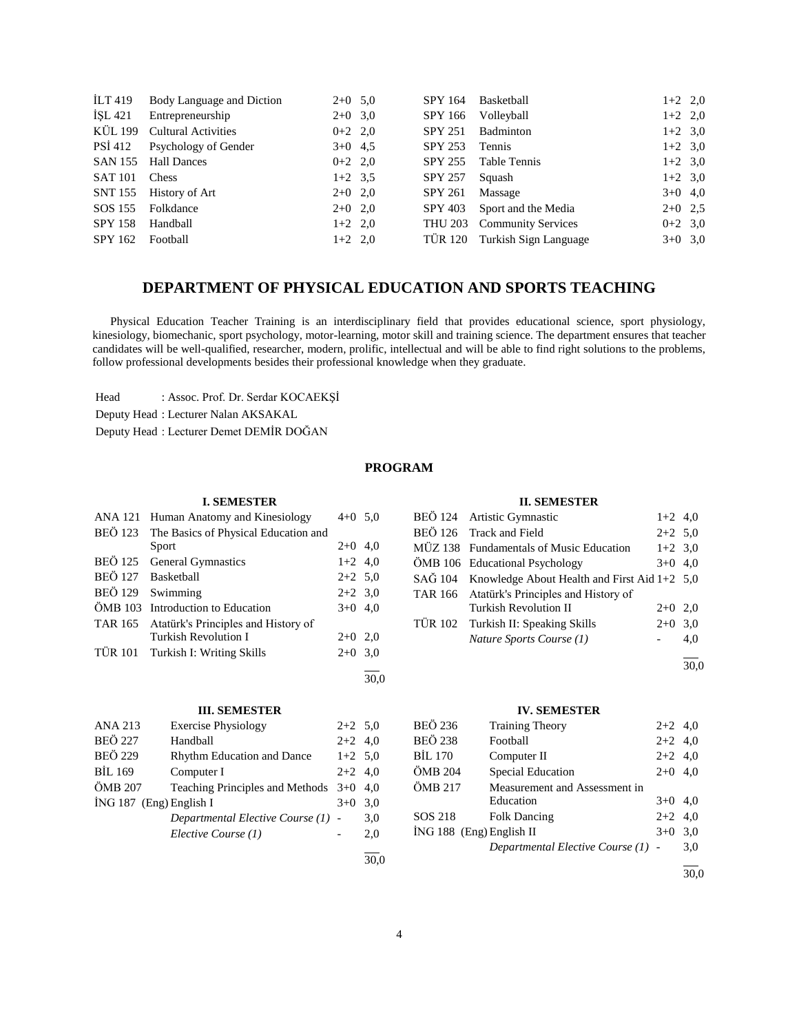| | | | |
|---|---|---|---|
| İLT 419 | Body Language and Diction | 2+0 | 5,0 |
| İŞL 421 | Entrepreneurship | 2+0 | 3,0 |
| KÜL 199 | Cultural Activities | 0+2 | 2,0 |
| PSİ 412 | Psychology of Gender | 3+0 | 4,5 |
| SAN 155 | Hall Dances | 0+2 | 2,0 |
| SAT 101 | Chess | 1+2 | 3,5 |
| SNT 155 | History of Art | 2+0 | 2,0 |
| SOS 155 | Folkdance | 2+0 | 2,0 |
| SPY 158 | Handball | 1+2 | 2,0 |
| SPY 162 | Football | 1+2 | 2,0 |
| SPY 164 | Basketball | 1+2 | 2,0 |
| SPY 166 | Volleyball | 1+2 | 2,0 |
| SPY 251 | Badminton | 1+2 | 3,0 |
| SPY 253 | Tennis | 1+2 | 3,0 |
| SPY 255 | Table Tennis | 1+2 | 3,0 |
| SPY 257 | Squash | 1+2 | 3,0 |
| SPY 261 | Massage | 3+0 | 4,0 |
| SPY 403 | Sport and the Media | 2+0 | 2,5 |
| THU 203 | Community Services | 0+2 | 3,0 |
| TÜR 120 | Turkish Sign Language | 3+0 | 3,0 |

## DEPARTMENT OF PHYSICAL EDUCATION AND SPORTS TEACHING

Physical Education Teacher Training is an interdisciplinary field that provides educational science, sport physiology, kinesiology, biomechanic, sport psychology, motor-learning, motor skill and training science. The department ensures that teacher candidates will be well-qualified, researcher, modern, prolific, intellectual and will be able to find right solutions to the problems, follow professional developments besides their professional knowledge when they graduate.

Head : Assoc. Prof. Dr. Serdar KOCAEKŞİ

Deputy Head : Lecturer Nalan AKSAKAL

Deputy Head : Lecturer Demet DEMİR DOĞAN

### PROGRAM

#### I. SEMESTER

| | | | |
|---|---|---|---|
| ANA 121 | Human Anatomy and Kinesiology | 4+0 | 5,0 |
| BEÖ 123 | The Basics of Physical Education and Sport | 2+0 | 4,0 |
| BEÖ 125 | General Gymnastics | 1+2 | 4,0 |
| BEÖ 127 | Basketball | 2+2 | 5,0 |
| BEÖ 129 | Swimming | 2+2 | 3,0 |
| ÖMB 103 | Introduction to Education | 3+0 | 4,0 |
| TAR 165 | Atatürk's Principles and History of Turkish Revolution I | 2+0 | 2,0 |
| TÜR 101 | Turkish I: Writing Skills | 2+0 | 3,0 |
| | | | 30,0 |

#### II. SEMESTER

| | | | |
|---|---|---|---|
| BEÖ 124 | Artistic Gymnastic | 1+2 | 4,0 |
| BEÖ 126 | Track and Field | 2+2 | 5,0 |
| MÜZ 138 | Fundamentals of Music Education | 1+2 | 3,0 |
| ÖMB 106 | Educational Psychology | 3+0 | 4,0 |
| SAĞ 104 | Knowledge About Health and First Aid | 1+2 | 5,0 |
| TAR 166 | Atatürk's Principles and History of Turkish Revolution II | 2+0 | 2,0 |
| TÜR 102 | Turkish II: Speaking Skills | 2+0 | 3,0 |
| | *Nature Sports Course (1)* | - | 4,0 |
| | | | 30,0 |

#### III. SEMESTER

| | | | |
|---|---|---|---|
| ANA 213 | Exercise Physiology | 2+2 | 5,0 |
| BEÖ 227 | Handball | 2+2 | 4,0 |
| BEÖ 229 | Rhythm Education and Dance | 1+2 | 5,0 |
| BİL 169 | Computer I | 2+2 | 4,0 |
| ÖMB 207 | Teaching Principles and Methods | 3+0 | 4,0 |
| İNG 187 (Eng) | English I | 3+0 | 3,0 |
| | *Departmental Elective Course (1)* | - | 3,0 |
| | *Elective Course (1)* | - | 2,0 |
| | | | 30,0 |

#### IV. SEMESTER

| | | | |
|---|---|---|---|
| BEÖ 236 | Training Theory | 2+2 | 4,0 |
| BEÖ 238 | Football | 2+2 | 4,0 |
| BİL 170 | Computer II | 2+2 | 4,0 |
| ÖMB 204 | Special Education | 2+0 | 4,0 |
| ÖMB 217 | Measurement and Assessment in Education | 3+0 | 4,0 |
| SOS 218 | Folk Dancing | 2+2 | 4,0 |
| İNG 188 (Eng) | English II | 3+0 | 3,0 |
| | *Departmental Elective Course (1)* | - | 3,0 |
| | | | 30,0 |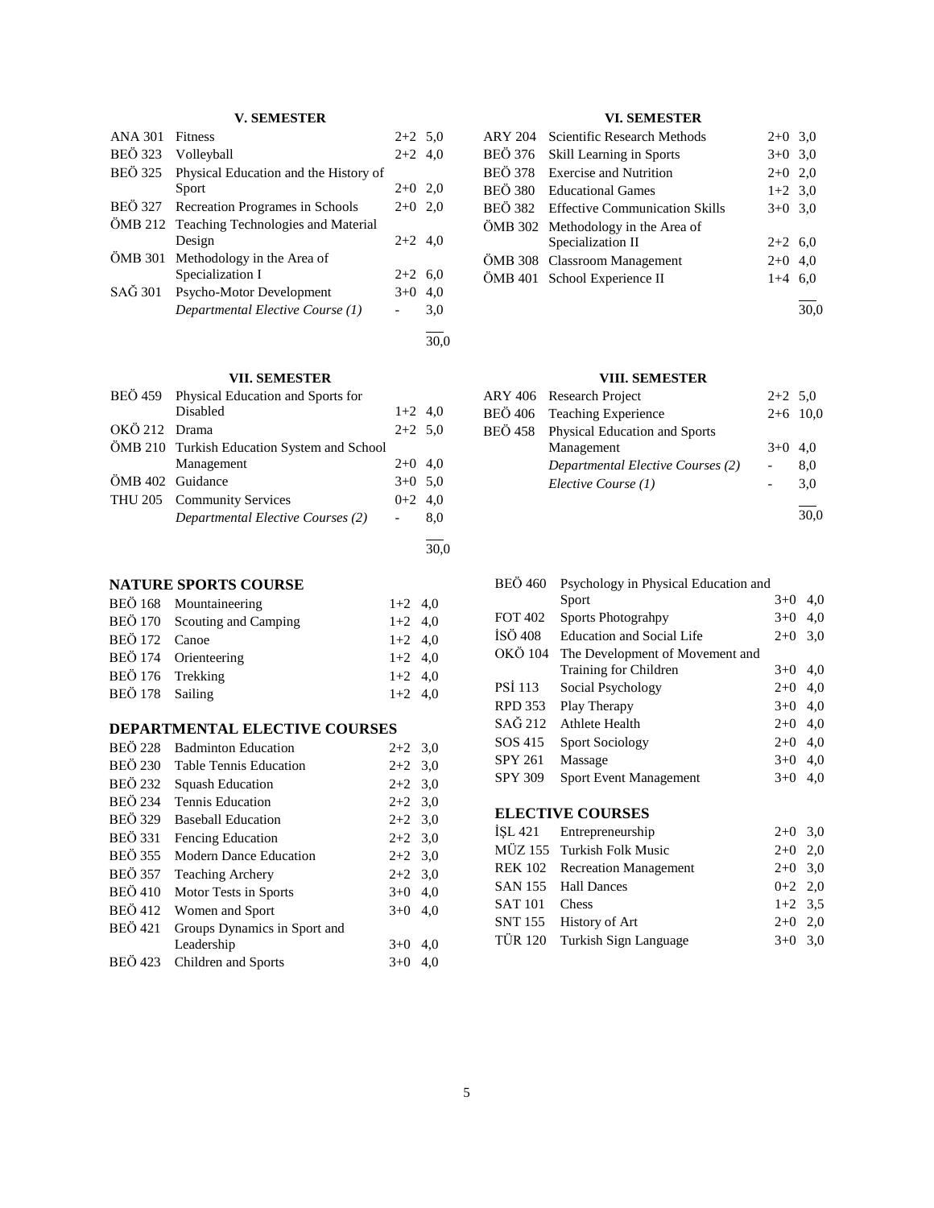### V. SEMESTER

| Code | Course | Hours | Credits |
|---|---|---|---|
| ANA 301 | Fitness | 2+2 | 5,0 |
| BEÖ 323 | Volleyball | 2+2 | 4,0 |
| BEÖ 325 | Physical Education and the History of Sport | 2+0 | 2,0 |
| BEÖ 327 | Recreation Programes in Schools | 2+0 | 2,0 |
| ÖMB 212 | Teaching Technologies and Material Design | 2+2 | 4,0 |
| ÖMB 301 | Methodology in the Area of Specialization I | 2+2 | 6,0 |
| SAĞ 301 | Psycho-Motor Development | 3+0 | 4,0 |
| | *Departmental Elective Course (1)* | - | 3,0 |
| | | | 30,0 |

### VI. SEMESTER

| Code | Course | Hours | Credits |
|---|---|---|---|
| ARY 204 | Scientific Research Methods | 2+0 | 3,0 |
| BEÖ 376 | Skill Learning in Sports | 3+0 | 3,0 |
| BEÖ 378 | Exercise and Nutrition | 2+0 | 2,0 |
| BEÖ 380 | Educational Games | 1+2 | 3,0 |
| BEÖ 382 | Effective Communication Skills | 3+0 | 3,0 |
| ÖMB 302 | Methodology in the Area of Specialization II | 2+2 | 6,0 |
| ÖMB 308 | Classroom Management | 2+0 | 4,0 |
| ÖMB 401 | School Experience II | 1+4 | 6,0 |
| | | | 30,0 |

### VII. SEMESTER

| Code | Course | Hours | Credits |
|---|---|---|---|
| BEÖ 459 | Physical Education and Sports for Disabled | 1+2 | 4,0 |
| OKÖ 212 | Drama | 2+2 | 5,0 |
| ÖMB 210 | Turkish Education System and School Management | 2+0 | 4,0 |
| ÖMB 402 | Guidance | 3+0 | 5,0 |
| THU 205 | Community Services | 0+2 | 4,0 |
| | *Departmental Elective Courses (2)* | - | 8,0 |
| | | | 30,0 |

### VIII. SEMESTER

| Code | Course | Hours | Credits |
|---|---|---|---|
| ARY 406 | Research Project | 2+2 | 5,0 |
| BEÖ 406 | Teaching Experience | 2+6 | 10,0 |
| BEÖ 458 | Physical Education and Sports Management | 3+0 | 4,0 |
| | *Departmental Elective Courses (2)* | - | 8,0 |
| | *Elective Course (1)* | - | 3,0 |
| | | | 30,0 |

## NATURE SPORTS COURSE

| Code | Course | Hours | Credits |
|---|---|---|---|
| BEÖ 168 | Mountaineering | 1+2 | 4,0 |
| BEÖ 170 | Scouting and Camping | 1+2 | 4,0 |
| BEÖ 172 | Canoe | 1+2 | 4,0 |
| BEÖ 174 | Orienteering | 1+2 | 4,0 |
| BEÖ 176 | Trekking | 1+2 | 4,0 |
| BEÖ 178 | Sailing | 1+2 | 4,0 |

## DEPARTMENTAL ELECTIVE COURSES

| Code | Course | Hours | Credits |
|---|---|---|---|
| BEÖ 228 | Badminton Education | 2+2 | 3,0 |
| BEÖ 230 | Table Tennis Education | 2+2 | 3,0 |
| BEÖ 232 | Squash Education | 2+2 | 3,0 |
| BEÖ 234 | Tennis Education | 2+2 | 3,0 |
| BEÖ 329 | Baseball Education | 2+2 | 3,0 |
| BEÖ 331 | Fencing Education | 2+2 | 3,0 |
| BEÖ 355 | Modern Dance Education | 2+2 | 3,0 |
| BEÖ 357 | Teaching Archery | 2+2 | 3,0 |
| BEÖ 410 | Motor Tests in Sports | 3+0 | 4,0 |
| BEÖ 412 | Women and Sport | 3+0 | 4,0 |
| BEÖ 421 | Groups Dynamics in Sport and Leadership | 3+0 | 4,0 |
| BEÖ 423 | Children and Sports | 3+0 | 4,0 |
| BEÖ 460 | Psychology in Physical Education and Sport | 3+0 | 4,0 |
| FOT 402 | Sports Photograhpy | 3+0 | 4,0 |
| İSÖ 408 | Education and Social Life | 2+0 | 3,0 |
| OKÖ 104 | The Development of Movement and Training for Children | 3+0 | 4,0 |
| PSİ 113 | Social Psychology | 2+0 | 4,0 |
| RPD 353 | Play Therapy | 3+0 | 4,0 |
| SAĞ 212 | Athlete Health | 2+0 | 4,0 |
| SOS 415 | Sport Sociology | 2+0 | 4,0 |
| SPY 261 | Massage | 3+0 | 4,0 |
| SPY 309 | Sport Event Management | 3+0 | 4,0 |

## ELECTIVE COURSES

| Code | Course | Hours | Credits |
|---|---|---|---|
| İŞL 421 | Entrepreneurship | 2+0 | 3,0 |
| MÜZ 155 | Turkish Folk Music | 2+0 | 2,0 |
| REK 102 | Recreation Management | 2+0 | 3,0 |
| SAN 155 | Hall Dances | 0+2 | 2,0 |
| SAT 101 | Chess | 1+2 | 3,5 |
| SNT 155 | History of Art | 2+0 | 2,0 |
| TÜR 120 | Turkish Sign Language | 3+0 | 3,0 |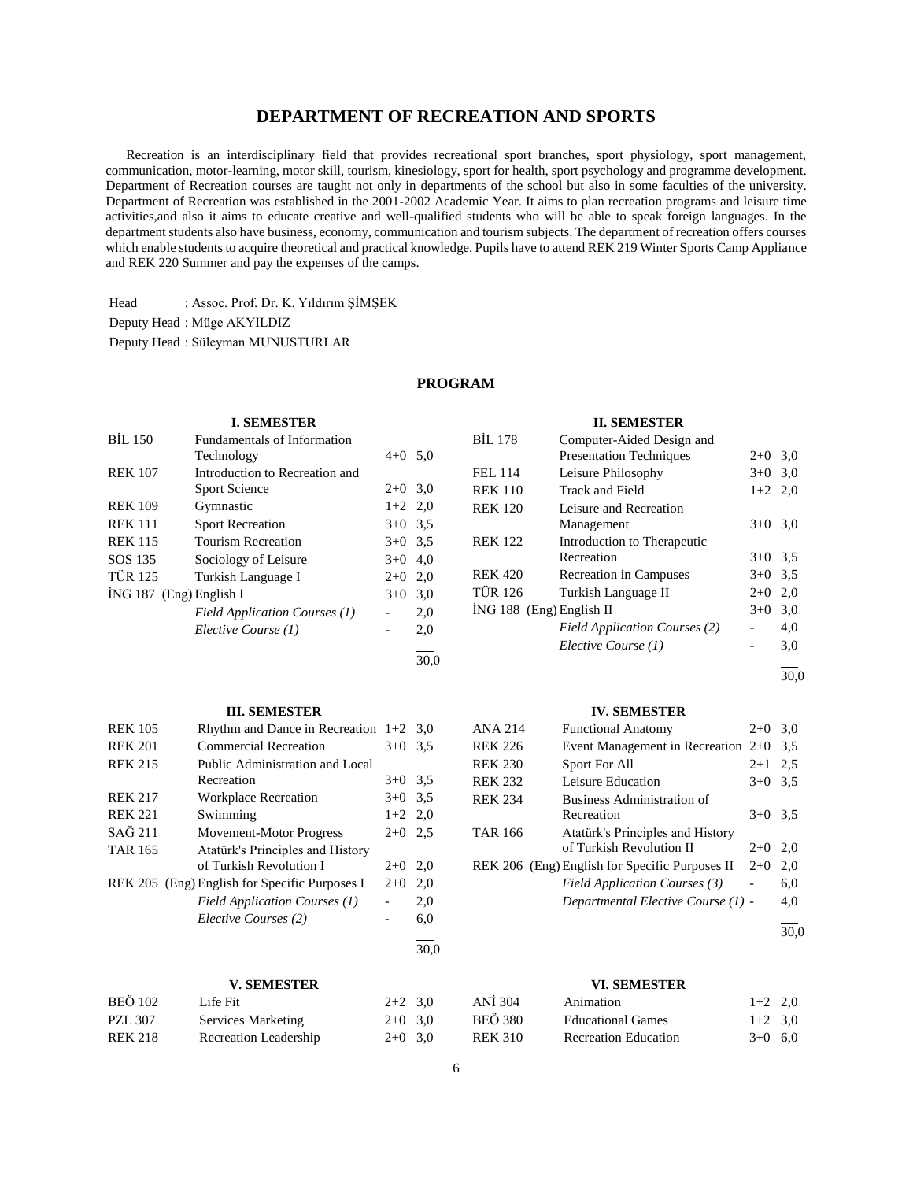# DEPARTMENT OF RECREATION AND SPORTS

Recreation is an interdisciplinary field that provides recreational sport branches, sport physiology, sport management, communication, motor-learning, motor skill, tourism, kinesiology, sport for health, sport psychology and programme development. Department of Recreation courses are taught not only in departments of the school but also in some faculties of the university. Department of Recreation was established in the 2001-2002 Academic Year. It aims to plan recreation programs and leisure time activities,and also it aims to educate creative and well-qualified students who will be able to speak foreign languages. In the department students also have business, economy, communication and tourism subjects. The department of recreation offers courses which enable students to acquire theoretical and practical knowledge. Pupils have to attend REK 219 Winter Sports Camp Appliance and REK 220 Summer and pay the expenses of the camps.

Head : Assoc. Prof. Dr. K. Yıldırım ŞİMŞEK

Deputy Head : Müge AKYILDIZ

Deputy Head : Süleyman MUNUSTURLAR

## PROGRAM

### I. SEMESTER

| | | | |
|---|---|---|---|
| BİL 150 | Fundamentals of Information Technology | 4+0 | 5,0 |
| REK 107 | Introduction to Recreation and Sport Science | 2+0 | 3,0 |
| REK 109 | Gymnastic | 1+2 | 2,0 |
| REK 111 | Sport Recreation | 3+0 | 3,5 |
| REK 115 | Tourism Recreation | 3+0 | 3,5 |
| SOS 135 | Sociology of Leisure | 3+0 | 4,0 |
| TÜR 125 | Turkish Language I | 2+0 | 2,0 |
| İNG 187 (Eng) | English I | 3+0 | 3,0 |
| | *Field Application Courses (1)* | - | 2,0 |
| | *Elective Course (1)* | - | 2,0 |
| | | | 30,0 |

### II. SEMESTER

| | | | |
|---|---|---|---|
| BİL 178 | Computer-Aided Design and Presentation Techniques | 2+0 | 3,0 |
| FEL 114 | Leisure Philosophy | 3+0 | 3,0 |
| REK 110 | Track and Field | 1+2 | 2,0 |
| REK 120 | Leisure and Recreation Management | 3+0 | 3,0 |
| REK 122 | Introduction to Therapeutic Recreation | 3+0 | 3,5 |
| REK 420 | Recreation in Campuses | 3+0 | 3,5 |
| TÜR 126 | Turkish Language II | 2+0 | 2,0 |
| İNG 188 (Eng) | English II | 3+0 | 3,0 |
| | *Field Application Courses (2)* | - | 4,0 |
| | *Elective Course (1)* | - | 3,0 |
| | | | 30,0 |

### III. SEMESTER

| | | | |
|---|---|---|---|
| REK 105 | Rhythm and Dance in Recreation | 1+2 | 3,0 |
| REK 201 | Commercial Recreation | 3+0 | 3,5 |
| REK 215 | Public Administration and Local Recreation | 3+0 | 3,5 |
| REK 217 | Workplace Recreation | 3+0 | 3,5 |
| REK 221 | Swimming | 1+2 | 2,0 |
| SAĞ 211 | Movement-Motor Progress | 2+0 | 2,5 |
| TAR 165 | Atatürk's Principles and History of Turkish Revolution I | 2+0 | 2,0 |
| REK 205 (Eng) | English for Specific Purposes I | 2+0 | 2,0 |
| | *Field Application Courses (1)* | - | 2,0 |
| | *Elective Courses (2)* | - | 6,0 |
| | | | 30,0 |

### IV. SEMESTER

| | | | |
|---|---|---|---|
| ANA 214 | Functional Anatomy | 2+0 | 3,0 |
| REK 226 | Event Management in Recreation | 2+0 | 3,5 |
| REK 230 | Sport For All | 2+1 | 2,5 |
| REK 232 | Leisure Education | 3+0 | 3,5 |
| REK 234 | Business Administration of Recreation | 3+0 | 3,5 |
| TAR 166 | Atatürk's Principles and History of Turkish Revolution II | 2+0 | 2,0 |
| REK 206 (Eng) | English for Specific Purposes II | 2+0 | 2,0 |
| | *Field Application Courses (3)* | - | 6,0 |
| | *Departmental Elective Course (1)* | - | 4,0 |
| | | | 30,0 |

### V. SEMESTER

| | | | |
|---|---|---|---|
| BEÖ 102 | Life Fit | 2+2 | 3,0 |
| PZL 307 | Services Marketing | 2+0 | 3,0 |
| REK 218 | Recreation Leadership | 2+0 | 3,0 |

### VI. SEMESTER

| | | | |
|---|---|---|---|
| ANİ 304 | Animation | 1+2 | 2,0 |
| BEÖ 380 | Educational Games | 1+2 | 3,0 |
| REK 310 | Recreation Education | 3+0 | 6,0 |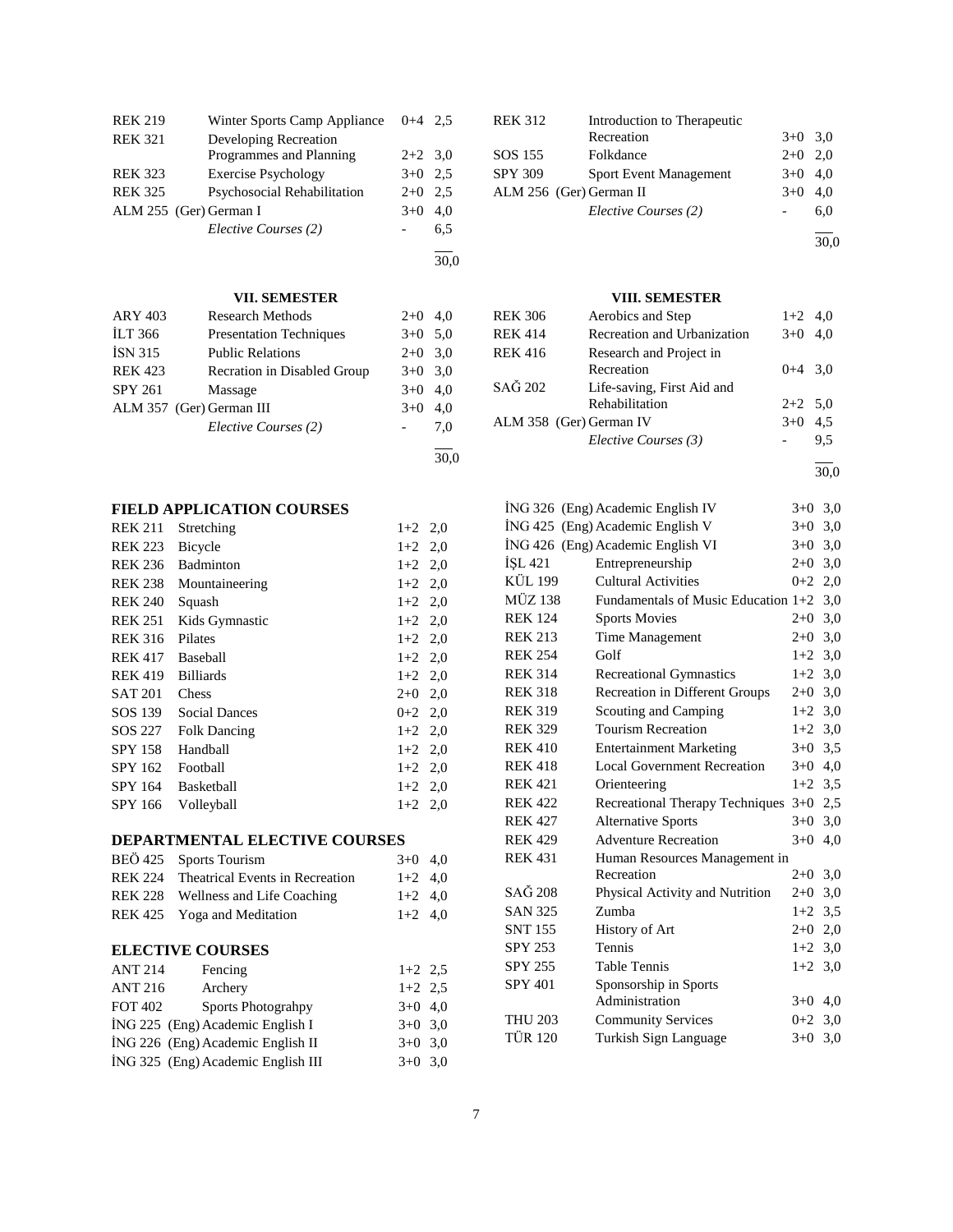| | | | |
|---|---|---|---|
| REK 219 | Winter Sports Camp Appliance | 0+4 | 2,5 |
| REK 321 | Developing Recreation Programmes and Planning | 2+2 | 3,0 |
| REK 323 | Exercise Psychology | 3+0 | 2,5 |
| REK 325 | Psychosocial Rehabilitation | 2+0 | 2,5 |
| ALM 255 | (Ger) German I | 3+0 | 4,0 |
| | *Elective Courses (2)* | - | 6,5 |
| | | | 30,0 |

| | | | |
|---|---|---|---|
| REK 312 | Introduction to Therapeutic Recreation | 3+0 | 3,0 |
| SOS 155 | Folkdance | 2+0 | 2,0 |
| SPY 309 | Sport Event Management | 3+0 | 4,0 |
| ALM 256 | (Ger) German II | 3+0 | 4,0 |
| | *Elective Courses (2)* | - | 6,0 |
| | | | 30,0 |

### VII. SEMESTER

| | | | |
|---|---|---|---|
| ARY 403 | Research Methods | 2+0 | 4,0 |
| İLT 366 | Presentation Techniques | 3+0 | 5,0 |
| İSN 315 | Public Relations | 2+0 | 3,0 |
| REK 423 | Recration in Disabled Group | 3+0 | 3,0 |
| SPY 261 | Massage | 3+0 | 4,0 |
| ALM 357 | (Ger) German III | 3+0 | 4,0 |
| | *Elective Courses (2)* | - | 7,0 |
| | | | 30,0 |

### VIII. SEMESTER

| | | | |
|---|---|---|---|
| REK 306 | Aerobics and Step | 1+2 | 4,0 |
| REK 414 | Recreation and Urbanization | 3+0 | 4,0 |
| REK 416 | Research and Project in Recreation | 0+4 | 3,0 |
| SAĞ 202 | Life-saving, First Aid and Rehabilitation | 2+2 | 5,0 |
| ALM 358 | (Ger) German IV | 3+0 | 4,5 |
| | *Elective Courses (3)* | - | 9,5 |
| | | | 30,0 |

### FIELD APPLICATION COURSES

| | | | |
|---|---|---|---|
| REK 211 | Stretching | 1+2 | 2,0 |
| REK 223 | Bicycle | 1+2 | 2,0 |
| REK 236 | Badminton | 1+2 | 2,0 |
| REK 238 | Mountaineering | 1+2 | 2,0 |
| REK 240 | Squash | 1+2 | 2,0 |
| REK 251 | Kids Gymnastic | 1+2 | 2,0 |
| REK 316 | Pilates | 1+2 | 2,0 |
| REK 417 | Baseball | 1+2 | 2,0 |
| REK 419 | Billiards | 1+2 | 2,0 |
| SAT 201 | Chess | 2+0 | 2,0 |
| SOS 139 | Social Dances | 0+2 | 2,0 |
| SOS 227 | Folk Dancing | 1+2 | 2,0 |
| SPY 158 | Handball | 1+2 | 2,0 |
| SPY 162 | Football | 1+2 | 2,0 |
| SPY 164 | Basketball | 1+2 | 2,0 |
| SPY 166 | Volleyball | 1+2 | 2,0 |

### DEPARTMENTAL ELECTIVE COURSES

| | | | |
|---|---|---|---|
| BEÖ 425 | Sports Tourism | 3+0 | 4,0 |
| REK 224 | Theatrical Events in Recreation | 1+2 | 4,0 |
| REK 228 | Wellness and Life Coaching | 1+2 | 4,0 |
| REK 425 | Yoga and Meditation | 1+2 | 4,0 |

### ELECTIVE COURSES

| | | | |
|---|---|---|---|
| ANT 214 | Fencing | 1+2 | 2,5 |
| ANT 216 | Archery | 1+2 | 2,5 |
| FOT 402 | Sports Photograhpy | 3+0 | 4,0 |
| İNG 225 | (Eng) Academic English I | 3+0 | 3,0 |
| İNG 226 | (Eng) Academic English II | 3+0 | 3,0 |
| İNG 325 | (Eng) Academic English III | 3+0 | 3,0 |
| İNG 326 | (Eng) Academic English IV | 3+0 | 3,0 |
| İNG 425 | (Eng) Academic English V | 3+0 | 3,0 |
| İNG 426 | (Eng) Academic English VI | 3+0 | 3,0 |
| İŞL 421 | Entrepreneurship | 2+0 | 3,0 |
| KÜL 199 | Cultural Activities | 0+2 | 2,0 |
| MÜZ 138 | Fundamentals of Music Education | 1+2 | 3,0 |
| REK 124 | Sports Movies | 2+0 | 3,0 |
| REK 213 | Time Management | 2+0 | 3,0 |
| REK 254 | Golf | 1+2 | 3,0 |
| REK 314 | Recreational Gymnastics | 1+2 | 3,0 |
| REK 318 | Recreation in Different Groups | 2+0 | 3,0 |
| REK 319 | Scouting and Camping | 1+2 | 3,0 |
| REK 329 | Tourism Recreation | 1+2 | 3,0 |
| REK 410 | Entertainment Marketing | 3+0 | 3,5 |
| REK 418 | Local Government Recreation | 3+0 | 4,0 |
| REK 421 | Orienteering | 1+2 | 3,5 |
| REK 422 | Recreational Therapy Techniques | 3+0 | 2,5 |
| REK 427 | Alternative Sports | 3+0 | 3,0 |
| REK 429 | Adventure Recreation | 3+0 | 4,0 |
| REK 431 | Human Resources Management in Recreation | 2+0 | 3,0 |
| SAĞ 208 | Physical Activity and Nutrition | 2+0 | 3,0 |
| SAN 325 | Zumba | 1+2 | 3,5 |
| SNT 155 | History of Art | 2+0 | 2,0 |
| SPY 253 | Tennis | 1+2 | 3,0 |
| SPY 255 | Table Tennis | 1+2 | 3,0 |
| SPY 401 | Sponsorship in Sports Administration | 3+0 | 4,0 |
| THU 203 | Community Services | 0+2 | 3,0 |
| TÜR 120 | Turkish Sign Language | 3+0 | 3,0 |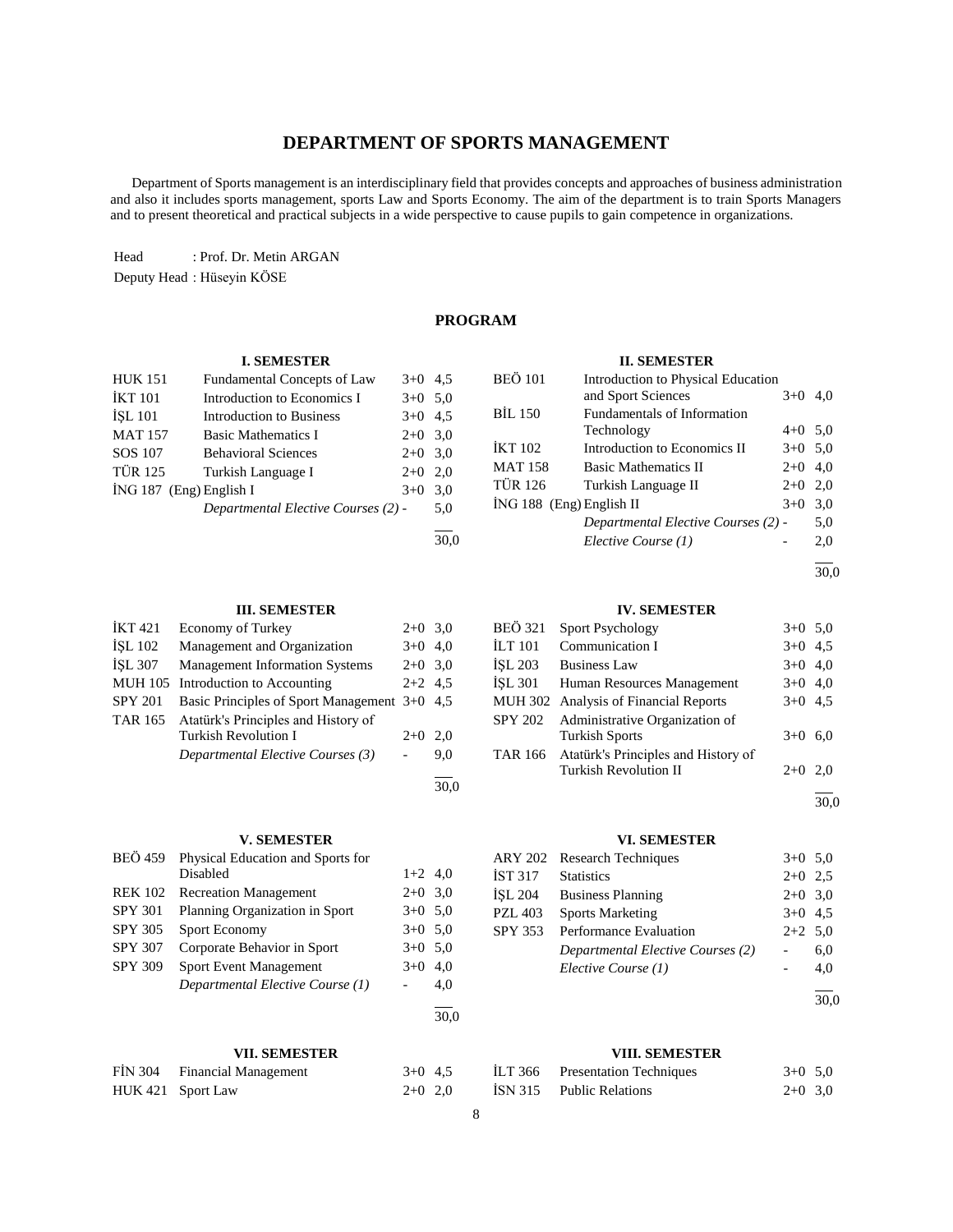# DEPARTMENT OF SPORTS MANAGEMENT

Department of Sports management is an interdisciplinary field that provides concepts and approaches of business administration and also it includes sports management, sports Law and Sports Economy. The aim of the department is to train Sports Managers and to present theoretical and practical subjects in a wide perspective to cause pupils to gain competence in organizations.

Head : Prof. Dr. Metin ARGAN

Deputy Head : Hüseyin KÖSE

## PROGRAM

### I. SEMESTER

| | | | |
|---|---|---|---|
| HUK 151 | Fundamental Concepts of Law | 3+0 | 4,5 |
| İKT 101 | Introduction to Economics I | 3+0 | 5,0 |
| İŞL 101 | Introduction to Business | 3+0 | 4,5 |
| MAT 157 | Basic Mathematics I | 2+0 | 3,0 |
| SOS 107 | Behavioral Sciences | 2+0 | 3,0 |
| TÜR 125 | Turkish Language I | 2+0 | 2,0 |
| İNG 187 (Eng) | English I | 3+0 | 3,0 |
| | *Departmental Elective Courses (2)* | - | 5,0 |
| | | | 30,0 |

### II. SEMESTER

| | | | |
|---|---|---|---|
| BEÖ 101 | Introduction to Physical Education and Sport Sciences | 3+0 | 4,0 |
| BİL 150 | Fundamentals of Information Technology | 4+0 | 5,0 |
| İKT 102 | Introduction to Economics II | 3+0 | 5,0 |
| MAT 158 | Basic Mathematics II | 2+0 | 4,0 |
| TÜR 126 | Turkish Language II | 2+0 | 2,0 |
| İNG 188 (Eng) | English II | 3+0 | 3,0 |
| | *Departmental Elective Courses (2)* | - | 5,0 |
| | *Elective Course (1)* | - | 2,0 |
| | | | 30,0 |

### III. SEMESTER

| | | | |
|---|---|---|---|
| İKT 421 | Economy of Turkey | 2+0 | 3,0 |
| İŞL 102 | Management and Organization | 3+0 | 4,0 |
| İŞL 307 | Management Information Systems | 2+0 | 3,0 |
| MUH 105 | Introduction to Accounting | 2+2 | 4,5 |
| SPY 201 | Basic Principles of Sport Management | 3+0 | 4,5 |
| TAR 165 | Atatürk's Principles and History of Turkish Revolution I | 2+0 | 2,0 |
| | *Departmental Elective Courses (3)* | - | 9,0 |
| | | | 30,0 |

### IV. SEMESTER

| | | | |
|---|---|---|---|
| BEÖ 321 | Sport Psychology | 3+0 | 5,0 |
| İLT 101 | Communication I | 3+0 | 4,5 |
| İŞL 203 | Business Law | 3+0 | 4,0 |
| İŞL 301 | Human Resources Management | 3+0 | 4,0 |
| MUH 302 | Analysis of Financial Reports | 3+0 | 4,5 |
| SPY 202 | Administrative Organization of Turkish Sports | 3+0 | 6,0 |
| TAR 166 | Atatürk's Principles and History of Turkish Revolution II | 2+0 | 2,0 |
| | | | 30,0 |

### V. SEMESTER

| | | | |
|---|---|---|---|
| BEÖ 459 | Physical Education and Sports for Disabled | 1+2 | 4,0 |
| REK 102 | Recreation Management | 2+0 | 3,0 |
| SPY 301 | Planning Organization in Sport | 3+0 | 5,0 |
| SPY 305 | Sport Economy | 3+0 | 5,0 |
| SPY 307 | Corporate Behavior in Sport | 3+0 | 5,0 |
| SPY 309 | Sport Event Management | 3+0 | 4,0 |
| | *Departmental Elective Course (1)* | - | 4,0 |
| | | | 30,0 |

### VI. SEMESTER

| | | | |
|---|---|---|---|
| ARY 202 | Research Techniques | 3+0 | 5,0 |
| İST 317 | Statistics | 2+0 | 2,5 |
| İŞL 204 | Business Planning | 2+0 | 3,0 |
| PZL 403 | Sports Marketing | 3+0 | 4,5 |
| SPY 353 | Performance Evaluation | 2+2 | 5,0 |
| | *Departmental Elective Courses (2)* | - | 6,0 |
| | *Elective Course (1)* | - | 4,0 |
| | | | 30,0 |

### VII. SEMESTER

| | | | |
|---|---|---|---|
| FİN 304 | Financial Management | 3+0 | 4,5 |
| HUK 421 | Sport Law | 2+0 | 2,0 |

### VIII. SEMESTER

| | | | |
|---|---|---|---|
| İLT 366 | Presentation Techniques | 3+0 | 5,0 |
| İSN 315 | Public Relations | 2+0 | 3,0 |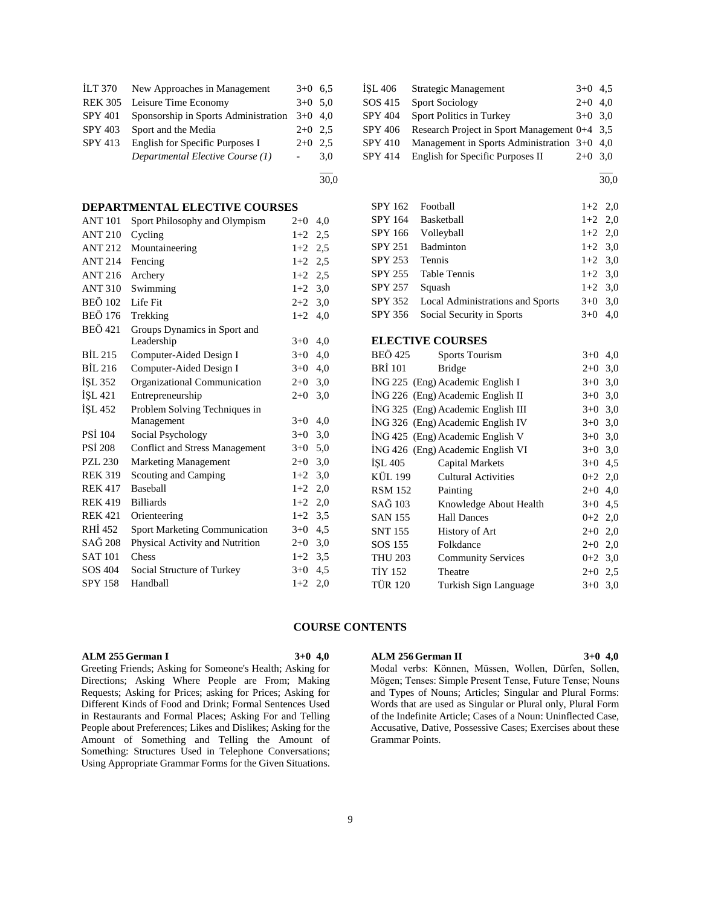| | | | |
|---|---|---|---|
| İLT 370 | New Approaches in Management | 3+0 | 6,5 |
| REK 305 | Leisure Time Economy | 3+0 | 5,0 |
| SPY 401 | Sponsorship in Sports Administration | 3+0 | 4,0 |
| SPY 403 | Sport and the Media | 2+0 | 2,5 |
| SPY 413 | English for Specific Purposes I | 2+0 | 2,5 |
| | *Departmental Elective Course (1)* | - | 3,0 |
| | | | 30,0 |

| | | | |
|---|---|---|---|
| İŞL 406 | Strategic Management | 3+0 | 4,5 |
| SOS 415 | Sport Sociology | 2+0 | 4,0 |
| SPY 404 | Sport Politics in Turkey | 3+0 | 3,0 |
| SPY 406 | Research Project in Sport Management | 0+4 | 3,5 |
| SPY 410 | Management in Sports Administration | 3+0 | 4,0 |
| SPY 414 | English for Specific Purposes II | 2+0 | 3,0 |
| | | | 30,0 |

## DEPARTMENTAL ELECTIVE COURSES

| | | | |
|---|---|---|---|
| ANT 101 | Sport Philosophy and Olympism | 2+0 | 4,0 |
| ANT 210 | Cycling | 1+2 | 2,5 |
| ANT 212 | Mountaineering | 1+2 | 2,5 |
| ANT 214 | Fencing | 1+2 | 2,5 |
| ANT 216 | Archery | 1+2 | 2,5 |
| ANT 310 | Swimming | 1+2 | 3,0 |
| BEÖ 102 | Life Fit | 2+2 | 3,0 |
| BEÖ 176 | Trekking | 1+2 | 4,0 |
| BEÖ 421 | Groups Dynamics in Sport and Leadership | 3+0 | 4,0 |
| BİL 215 | Computer-Aided Design I | 3+0 | 4,0 |
| BİL 216 | Computer-Aided Design I | 3+0 | 4,0 |
| İŞL 352 | Organizational Communication | 2+0 | 3,0 |
| İŞL 421 | Entrepreneurship | 2+0 | 3,0 |
| İŞL 452 | Problem Solving Techniques in Management | 3+0 | 4,0 |
| PSİ 104 | Social Psychology | 3+0 | 3,0 |
| PSİ 208 | Conflict and Stress Management | 3+0 | 5,0 |
| PZL 230 | Marketing Management | 2+0 | 3,0 |
| REK 319 | Scouting and Camping | 1+2 | 3,0 |
| REK 417 | Baseball | 1+2 | 2,0 |
| REK 419 | Billiards | 1+2 | 2,0 |
| REK 421 | Orienteering | 1+2 | 3,5 |
| RHİ 452 | Sport Marketing Communication | 3+0 | 4,5 |
| SAĞ 208 | Physical Activity and Nutrition | 2+0 | 3,0 |
| SAT 101 | Chess | 1+2 | 3,5 |
| SOS 404 | Social Structure of Turkey | 3+0 | 4,5 |
| SPY 158 | Handball | 1+2 | 2,0 |
| SPY 162 | Football | 1+2 | 2,0 |
| SPY 164 | Basketball | 1+2 | 2,0 |
| SPY 166 | Volleyball | 1+2 | 2,0 |
| SPY 251 | Badminton | 1+2 | 3,0 |
| SPY 253 | Tennis | 1+2 | 3,0 |
| SPY 255 | Table Tennis | 1+2 | 3,0 |
| SPY 257 | Squash | 1+2 | 3,0 |
| SPY 352 | Local Administrations and Sports | 3+0 | 3,0 |
| SPY 356 | Social Security in Sports | 3+0 | 4,0 |

## ELECTIVE COURSES

| | | | |
|---|---|---|---|
| BEÖ 425 | Sports Tourism | 3+0 | 4,0 |
| BRİ 101 | Bridge | 2+0 | 3,0 |
| İNG 225 | (Eng) Academic English I | 3+0 | 3,0 |
| İNG 226 | (Eng) Academic English II | 3+0 | 3,0 |
| İNG 325 | (Eng) Academic English III | 3+0 | 3,0 |
| İNG 326 | (Eng) Academic English IV | 3+0 | 3,0 |
| İNG 425 | (Eng) Academic English V | 3+0 | 3,0 |
| İNG 426 | (Eng) Academic English VI | 3+0 | 3,0 |
| İŞL 405 | Capital Markets | 3+0 | 4,5 |
| KÜL 199 | Cultural Activities | 0+2 | 2,0 |
| RSM 152 | Painting | 2+0 | 4,0 |
| SAĞ 103 | Knowledge About Health | 3+0 | 4,5 |
| SAN 155 | Hall Dances | 0+2 | 2,0 |
| SNT 155 | History of Art | 2+0 | 2,0 |
| SOS 155 | Folkdance | 2+0 | 2,0 |
| THU 203 | Community Services | 0+2 | 3,0 |
| TİY 152 | Theatre | 2+0 | 2,5 |
| TÜR 120 | Turkish Sign Language | 3+0 | 3,0 |

## COURSE CONTENTS

**ALM 255 German I 3+0 4,0**
Greeting Friends; Asking for Someone's Health; Asking for Directions; Asking Where People are From; Making Requests; Asking for Prices; asking for Prices; Asking for Different Kinds of Food and Drink; Formal Sentences Used in Restaurants and Formal Places; Asking For and Telling People about Preferences; Likes and Dislikes; Asking for the Amount of Something and Telling the Amount of Something: Structures Used in Telephone Conversations; Using Appropriate Grammar Forms for the Given Situations.

**ALM 256 German II 3+0 4,0**
Modal verbs: Können, Müssen, Wollen, Dürfen, Sollen, Mögen; Tenses: Simple Present Tense, Future Tense; Nouns and Types of Nouns; Articles; Singular and Plural Forms: Words that are used as Singular or Plural only, Plural Form of the Indefinite Article; Cases of a Noun: Uninflected Case, Accusative, Dative, Possessive Cases; Exercises about these Grammar Points.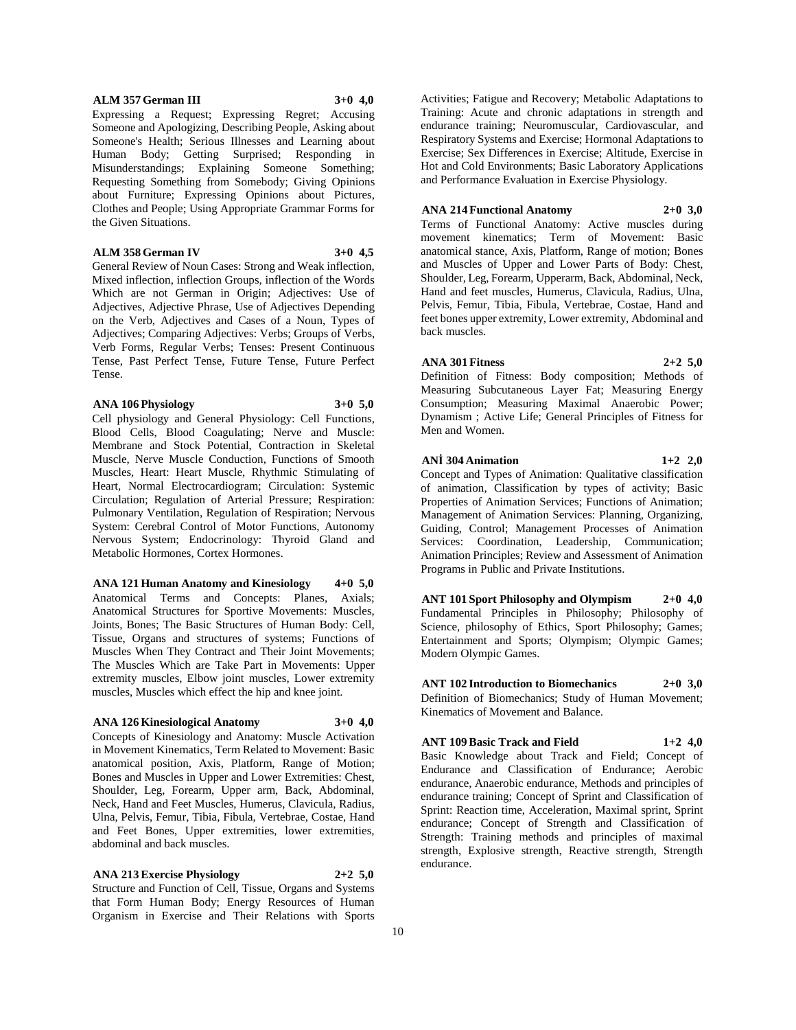**ALM 357 German III 3+0 4,0**
Expressing a Request; Expressing Regret; Accusing Someone and Apologizing, Describing People, Asking about Someone's Health; Serious Illnesses and Learning about Human Body; Getting Surprised; Responding in Misunderstandings; Explaining Someone Something; Requesting Something from Somebody; Giving Opinions about Furniture; Expressing Opinions about Pictures, Clothes and People; Using Appropriate Grammar Forms for the Given Situations.

**ALM 358 German IV 3+0 4,5**
General Review of Noun Cases: Strong and Weak inflection, Mixed inflection, inflection Groups, inflection of the Words Which are not German in Origin; Adjectives: Use of Adjectives, Adjective Phrase, Use of Adjectives Depending on the Verb, Adjectives and Cases of a Noun, Types of Adjectives; Comparing Adjectives: Verbs; Groups of Verbs, Verb Forms, Regular Verbs; Tenses: Present Continuous Tense, Past Perfect Tense, Future Tense, Future Perfect Tense.

**ANA 106 Physiology 3+0 5,0**
Cell physiology and General Physiology: Cell Functions, Blood Cells, Blood Coagulating; Nerve and Muscle: Membrane and Stock Potential, Contraction in Skeletal Muscle, Nerve Muscle Conduction, Functions of Smooth Muscles, Heart: Heart Muscle, Rhythmic Stimulating of Heart, Normal Electrocardiogram; Circulation: Systemic Circulation; Regulation of Arterial Pressure; Respiration: Pulmonary Ventilation, Regulation of Respiration; Nervous System: Cerebral Control of Motor Functions, Autonomy Nervous System; Endocrinology: Thyroid Gland and Metabolic Hormones, Cortex Hormones.

**ANA 121 Human Anatomy and Kinesiology 4+0 5,0**
Anatomical Terms and Concepts: Planes, Axials; Anatomical Structures for Sportive Movements: Muscles, Joints, Bones; The Basic Structures of Human Body: Cell, Tissue, Organs and structures of systems; Functions of Muscles When They Contract and Their Joint Movements; The Muscles Which are Take Part in Movements: Upper extremity muscles, Elbow joint muscles, Lower extremity muscles, Muscles which effect the hip and knee joint.

**ANA 126 Kinesiological Anatomy 3+0 4,0**
Concepts of Kinesiology and Anatomy: Muscle Activation in Movement Kinematics, Term Related to Movement: Basic anatomical position, Axis, Platform, Range of Motion; Bones and Muscles in Upper and Lower Extremities: Chest, Shoulder, Leg, Forearm, Upper arm, Back, Abdominal, Neck, Hand and Feet Muscles, Humerus, Clavicula, Radius, Ulna, Pelvis, Femur, Tibia, Fibula, Vertebrae, Costae, Hand and Feet Bones, Upper extremities, lower extremities, abdominal and back muscles.

**ANA 213 Exercise Physiology 2+2 5,0**
Structure and Function of Cell, Tissue, Organs and Systems that Form Human Body; Energy Resources of Human Organism in Exercise and Their Relations with Sports Activities; Fatigue and Recovery; Metabolic Adaptations to Training: Acute and chronic adaptations in strength and endurance training; Neuromuscular, Cardiovascular, and Respiratory Systems and Exercise; Hormonal Adaptations to Exercise; Sex Differences in Exercise; Altitude, Exercise in Hot and Cold Environments; Basic Laboratory Applications and Performance Evaluation in Exercise Physiology.

**ANA 214 Functional Anatomy 2+0 3,0**
Terms of Functional Anatomy: Active muscles during movement kinematics; Term of Movement: Basic anatomical stance, Axis, Platform, Range of motion; Bones and Muscles of Upper and Lower Parts of Body: Chest, Shoulder, Leg, Forearm, Upperarm, Back, Abdominal, Neck, Hand and feet muscles, Humerus, Clavicula, Radius, Ulna, Pelvis, Femur, Tibia, Fibula, Vertebrae, Costae, Hand and feet bones upper extremity, Lower extremity, Abdominal and back muscles.

**ANA 301 Fitness 2+2 5,0**
Definition of Fitness: Body composition; Methods of Measuring Subcutaneous Layer Fat; Measuring Energy Consumption; Measuring Maximal Anaerobic Power; Dynamism ; Active Life; General Principles of Fitness for Men and Women.

**ANİ 304 Animation 1+2 2,0**
Concept and Types of Animation: Qualitative classification of animation, Classification by types of activity; Basic Properties of Animation Services; Functions of Animation; Management of Animation Services: Planning, Organizing, Guiding, Control; Management Processes of Animation Services: Coordination, Leadership, Communication; Animation Principles; Review and Assessment of Animation Programs in Public and Private Institutions.

**ANT 101 Sport Philosophy and Olympism 2+0 4,0**
Fundamental Principles in Philosophy; Philosophy of Science, philosophy of Ethics, Sport Philosophy; Games; Entertainment and Sports; Olympism; Olympic Games; Modern Olympic Games.

**ANT 102 Introduction to Biomechanics 2+0 3,0**
Definition of Biomechanics; Study of Human Movement; Kinematics of Movement and Balance.

**ANT 109 Basic Track and Field 1+2 4,0**
Basic Knowledge about Track and Field; Concept of Endurance and Classification of Endurance; Aerobic endurance, Anaerobic endurance, Methods and principles of endurance training; Concept of Sprint and Classification of Sprint: Reaction time, Acceleration, Maximal sprint, Sprint endurance; Concept of Strength and Classification of Strength: Training methods and principles of maximal strength, Explosive strength, Reactive strength, Strength endurance.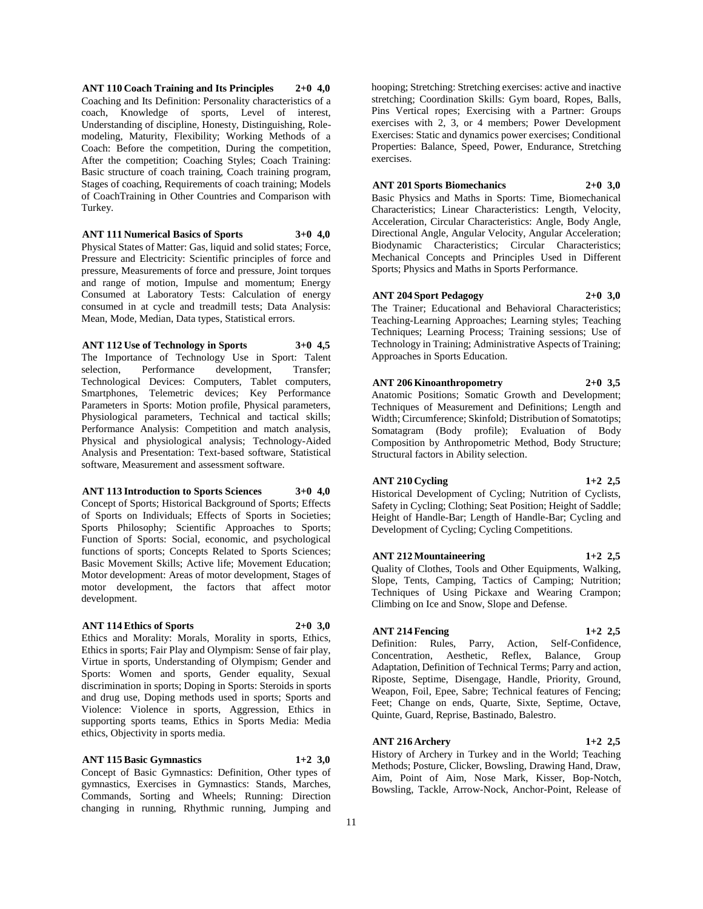**ANT 110 Coach Training and Its Principles 2+0 4,0**
Coaching and Its Definition: Personality characteristics of a coach, Knowledge of sports, Level of interest, Understanding of discipline, Honesty, Distinguishing, Role-modeling, Maturity, Flexibility; Working Methods of a Coach: Before the competition, During the competition, After the competition; Coaching Styles; Coach Training: Basic structure of coach training, Coach training program, Stages of coaching, Requirements of coach training; Models of CoachTraining in Other Countries and Comparison with Turkey.

**ANT 111 Numerical Basics of Sports 3+0 4,0**
Physical States of Matter: Gas, liquid and solid states; Force, Pressure and Electricity: Scientific principles of force and pressure, Measurements of force and pressure, Joint torques and range of motion, Impulse and momentum; Energy Consumed at Laboratory Tests: Calculation of energy consumed in at cycle and treadmill tests; Data Analysis: Mean, Mode, Median, Data types, Statistical errors.

**ANT 112 Use of Technology in Sports 3+0 4,5**
The Importance of Technology Use in Sport: Talent selection, Performance development, Transfer; Technological Devices: Computers, Tablet computers, Smartphones, Telemetric devices; Key Performance Parameters in Sports: Motion profile, Physical parameters, Physiological parameters, Technical and tactical skills; Performance Analysis: Competition and match analysis, Physical and physiological analysis; Technology-Aided Analysis and Presentation: Text-based software, Statistical software, Measurement and assessment software.

**ANT 113 Introduction to Sports Sciences 3+0 4,0**
Concept of Sports; Historical Background of Sports; Effects of Sports on Individuals; Effects of Sports in Societies; Sports Philosophy; Scientific Approaches to Sports; Function of Sports: Social, economic, and psychological functions of sports; Concepts Related to Sports Sciences; Basic Movement Skills; Active life; Movement Education; Motor development: Areas of motor development, Stages of motor development, the factors that affect motor development.

**ANT 114 Ethics of Sports 2+0 3,0**
Ethics and Morality: Morals, Morality in sports, Ethics, Ethics in sports; Fair Play and Olympism: Sense of fair play, Virtue in sports, Understanding of Olympism; Gender and Sports: Women and sports, Gender equality, Sexual discrimination in sports; Doping in Sports: Steroids in sports and drug use, Doping methods used in sports; Sports and Violence: Violence in sports, Aggression, Ethics in supporting sports teams, Ethics in Sports Media: Media ethics, Objectivity in sports media.

**ANT 115 Basic Gymnastics 1+2 3,0**
Concept of Basic Gymnastics: Definition, Other types of gymnastics, Exercises in Gymnastics: Stands, Marches, Commands, Sorting and Wheels; Running: Direction changing in running, Rhythmic running, Jumping and hooping; Stretching: Stretching exercises: active and inactive stretching; Coordination Skills: Gym board, Ropes, Balls, Pins Vertical ropes; Exercising with a Partner: Groups exercises with 2, 3, or 4 members; Power Development Exercises: Static and dynamics power exercises; Conditional Properties: Balance, Speed, Power, Endurance, Stretching exercises.

**ANT 201 Sports Biomechanics 2+0 3,0**
Basic Physics and Maths in Sports: Time, Biomechanical Characteristics; Linear Characteristics: Length, Velocity, Acceleration, Circular Characteristics: Angle, Body Angle, Directional Angle, Angular Velocity, Angular Acceleration; Biodynamic Characteristics; Circular Characteristics; Mechanical Concepts and Principles Used in Different Sports; Physics and Maths in Sports Performance.

**ANT 204 Sport Pedagogy 2+0 3,0**
The Trainer; Educational and Behavioral Characteristics; Teaching-Learning Approaches; Learning styles; Teaching Techniques; Learning Process; Training sessions; Use of Technology in Training; Administrative Aspects of Training; Approaches in Sports Education.

**ANT 206 Kinoanthropometry 2+0 3,5**
Anatomic Positions; Somatic Growth and Development; Techniques of Measurement and Definitions; Length and Width; Circumference; Skinfold; Distribution of Somatotips; Somatagram (Body profile); Evaluation of Body Composition by Anthropometric Method, Body Structure; Structural factors in Ability selection.

**ANT 210 Cycling 1+2 2,5**
Historical Development of Cycling; Nutrition of Cyclists, Safety in Cycling; Clothing; Seat Position; Height of Saddle; Height of Handle-Bar; Length of Handle-Bar; Cycling and Development of Cycling; Cycling Competitions.

**ANT 212 Mountaineering 1+2 2,5**
Quality of Clothes, Tools and Other Equipments, Walking, Slope, Tents, Camping, Tactics of Camping; Nutrition; Techniques of Using Pickaxe and Wearing Crampon; Climbing on Ice and Snow, Slope and Defense.

**ANT 214 Fencing 1+2 2,5**
Definition: Rules, Parry, Action, Self-Confidence, Concentration, Aesthetic, Reflex, Balance, Group Adaptation, Definition of Technical Terms; Parry and action, Riposte, Septime, Disengage, Handle, Priority, Ground, Weapon, Foil, Epee, Sabre; Technical features of Fencing; Feet; Change on ends, Quarte, Sixte, Septime, Octave, Quinte, Guard, Reprise, Bastinado, Balestro.

**ANT 216 Archery 1+2 2,5**
History of Archery in Turkey and in the World; Teaching Methods; Posture, Clicker, Bowsling, Drawing Hand, Draw, Aim, Point of Aim, Nose Mark, Kisser, Bop-Notch, Bowsling, Tackle, Arrow-Nock, Anchor-Point, Release of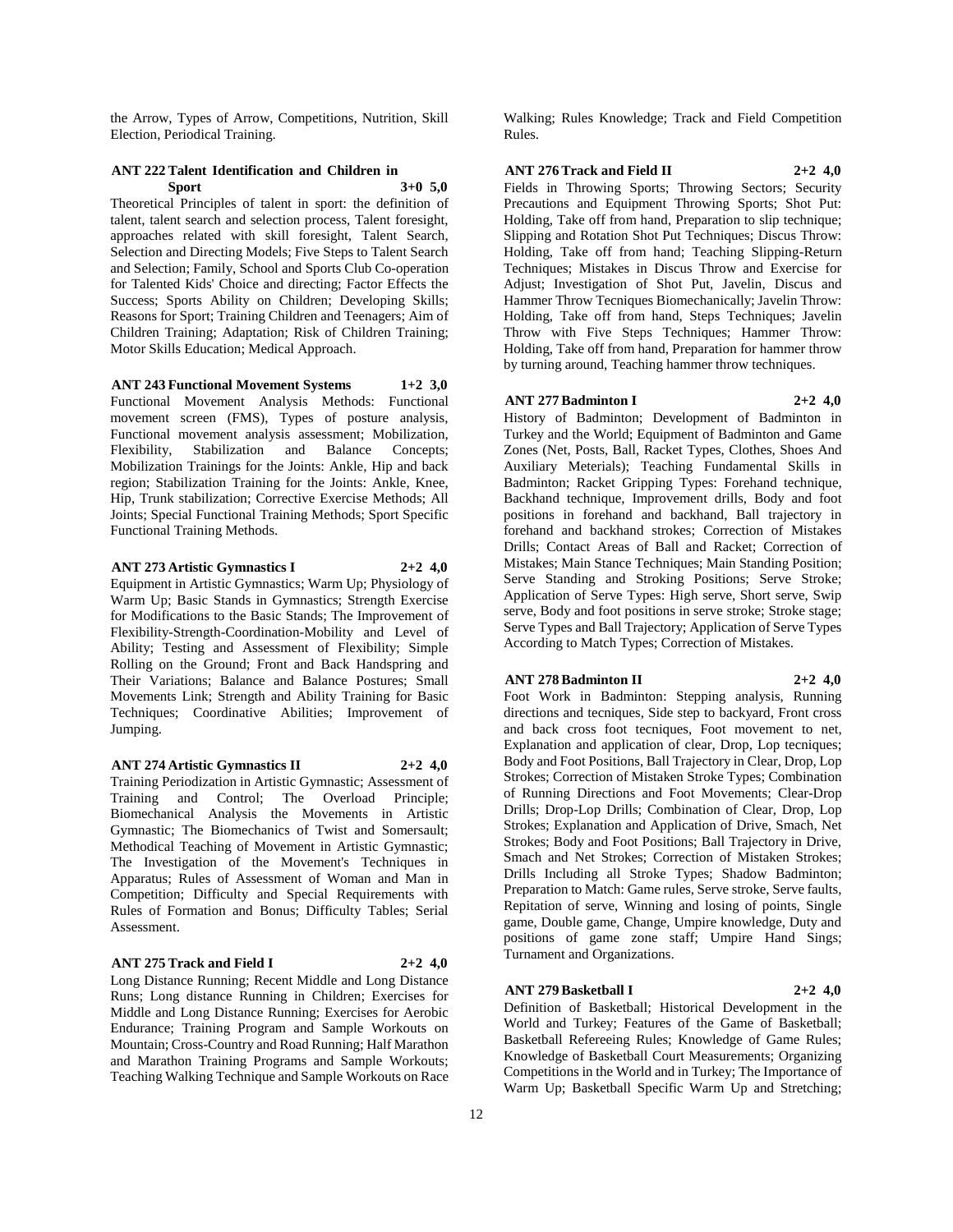the Arrow, Types of Arrow, Competitions, Nutrition, Skill Election, Periodical Training.

**ANT 222 Talent Identification and Children in Sport 3+0 5,0**

Theoretical Principles of talent in sport: the definition of talent, talent search and selection process, Talent foresight, approaches related with skill foresight, Talent Search, Selection and Directing Models; Five Steps to Talent Search and Selection; Family, School and Sports Club Co-operation for Talented Kids' Choice and directing; Factor Effects the Success; Sports Ability on Children; Developing Skills; Reasons for Sport; Training Children and Teenagers; Aim of Children Training; Adaptation; Risk of Children Training; Motor Skills Education; Medical Approach.

**ANT 243 Functional Movement Systems 1+2 3,0**

Functional Movement Analysis Methods: Functional movement screen (FMS), Types of posture analysis, Functional movement analysis assessment; Mobilization, Flexibility, Stabilization and Balance Concepts; Mobilization Trainings for the Joints: Ankle, Hip and back region; Stabilization Training for the Joints: Ankle, Knee, Hip, Trunk stabilization; Corrective Exercise Methods; All Joints; Special Functional Training Methods; Sport Specific Functional Training Methods.

**ANT 273 Artistic Gymnastics I 2+2 4,0**

Equipment in Artistic Gymnastics; Warm Up; Physiology of Warm Up; Basic Stands in Gymnastics; Strength Exercise for Modifications to the Basic Stands; The Improvement of Flexibility-Strength-Coordination-Mobility and Level of Ability; Testing and Assessment of Flexibility; Simple Rolling on the Ground; Front and Back Handspring and Their Variations; Balance and Balance Postures; Small Movements Link; Strength and Ability Training for Basic Techniques; Coordinative Abilities; Improvement of Jumping.

**ANT 274 Artistic Gymnastics II 2+2 4,0**

Training Periodization in Artistic Gymnastic; Assessment of Training and Control; The Overload Principle; Biomechanical Analysis the Movements in Artistic Gymnastic; The Biomechanics of Twist and Somersault; Methodical Teaching of Movement in Artistic Gymnastic; The Investigation of the Movement's Techniques in Apparatus; Rules of Assessment of Woman and Man in Competition; Difficulty and Special Requirements with Rules of Formation and Bonus; Difficulty Tables; Serial Assessment.

**ANT 275 Track and Field I 2+2 4,0**

Long Distance Running; Recent Middle and Long Distance Runs; Long distance Running in Children; Exercises for Middle and Long Distance Running; Exercises for Aerobic Endurance; Training Program and Sample Workouts on Mountain; Cross-Country and Road Running; Half Marathon and Marathon Training Programs and Sample Workouts; Teaching Walking Technique and Sample Workouts on Race Walking; Rules Knowledge; Track and Field Competition Rules.

**ANT 276 Track and Field II 2+2 4,0**

Fields in Throwing Sports; Throwing Sectors; Security Precautions and Equipment Throwing Sports; Shot Put: Holding, Take off from hand, Preparation to slip technique; Slipping and Rotation Shot Put Techniques; Discus Throw: Holding, Take off from hand; Teaching Slipping-Return Techniques; Mistakes in Discus Throw and Exercise for Adjust; Investigation of Shot Put, Javelin, Discus and Hammer Throw Tecniques Biomechanically; Javelin Throw: Holding, Take off from hand, Steps Techniques; Javelin Throw with Five Steps Techniques; Hammer Throw: Holding, Take off from hand, Preparation for hammer throw by turning around, Teaching hammer throw techniques.

**ANT 277 Badminton I 2+2 4,0**

History of Badminton; Development of Badminton in Turkey and the World; Equipment of Badminton and Game Zones (Net, Posts, Ball, Racket Types, Clothes, Shoes And Auxiliary Meterials); Teaching Fundamental Skills in Badminton; Racket Gripping Types: Forehand technique, Backhand technique, Improvement drills, Body and foot positions in forehand and backhand, Ball trajectory in forehand and backhand strokes; Correction of Mistakes Drills; Contact Areas of Ball and Racket; Correction of Mistakes; Main Stance Techniques; Main Standing Position; Serve Standing and Stroking Positions; Serve Stroke; Application of Serve Types: High serve, Short serve, Swip serve, Body and foot positions in serve stroke; Stroke stage; Serve Types and Ball Trajectory; Application of Serve Types According to Match Types; Correction of Mistakes.

**ANT 278 Badminton II 2+2 4,0**

Foot Work in Badminton: Stepping analysis, Running directions and tecniques, Side step to backyard, Front cross and back cross foot tecniques, Foot movement to net, Explanation and application of clear, Drop, Lop tecniques; Body and Foot Positions, Ball Trajectory in Clear, Drop, Lop Strokes; Correction of Mistaken Stroke Types; Combination of Running Directions and Foot Movements; Clear-Drop Drills; Drop-Lop Drills; Combination of Clear, Drop, Lop Strokes; Explanation and Application of Drive, Smach, Net Strokes; Body and Foot Positions; Ball Trajectory in Drive, Smach and Net Strokes; Correction of Mistaken Strokes; Drills Including all Stroke Types; Shadow Badminton; Preparation to Match: Game rules, Serve stroke, Serve faults, Repitation of serve, Winning and losing of points, Single game, Double game, Change, Umpire knowledge, Duty and positions of game zone staff; Umpire Hand Sings; Turnament and Organizations.

**ANT 279 Basketball I 2+2 4,0**

Definition of Basketball; Historical Development in the World and Turkey; Features of the Game of Basketball; Basketball Refereeing Rules; Knowledge of Game Rules; Knowledge of Basketball Court Measurements; Organizing Competitions in the World and in Turkey; The Importance of Warm Up; Basketball Specific Warm Up and Stretching;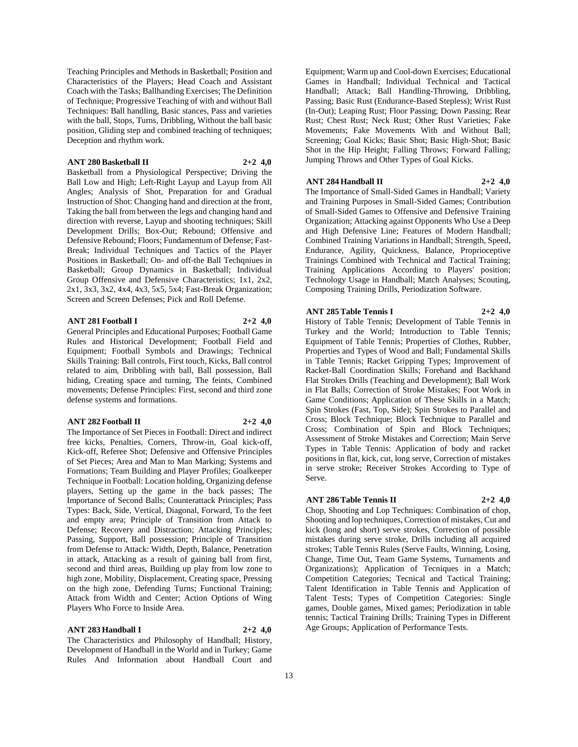Teaching Principles and Methods in Basketball; Position and Characteristics of the Players; Head Coach and Assistant Coach with the Tasks; Ballhanding Exercises; The Definition of Technique; Progressive Teaching of with and without Ball Techniques: Ball handling, Basic stances, Pass and varieties with the ball, Stops, Turns, Dribbling, Without the ball basic position, Gliding step and combined teaching of techniques; Deception and rhythm work.

**ANT 280 Basketball II 2+2 4,0**

Basketball from a Physiological Perspective; Driving the Ball Low and High; Left-Right Layup and Layup from All Angles; Analysis of Shot, Preparation for and Gradual Instruction of Shot: Changing hand and direction at the front, Taking the ball from between the legs and changing hand and direction with reverse, Layup and shooting techniques; Skill Development Drills; Box-Out; Rebound; Offensive and Defensive Rebound; Floors; Fundamentum of Defense; Fast-Break; Individual Techniques and Tactics of the Player Positions in Basketball; On- and off-the Ball Techqniues in Basketball; Group Dynamics in Basketball; Individual Group Offensive and Defensive Characteristics; 1x1, 2x2, 2x1, 3x3, 3x2, 4x4, 4x3, 5x5, 5x4; Fast-Break Organization; Screen and Screen Defenses; Pick and Roll Defense.

**ANT 281 Football I 2+2 4,0**

General Principles and Educational Purposes; Football Game Rules and Historical Development; Football Field and Equipment; Football Symbols and Drawings; Technical Skills Training: Ball controls, First touch, Kicks, Ball control related to aim, Dribbling with ball, Ball possession, Ball hiding, Creating space and turning, The feints, Combined movements; Defense Principles: First, second and third zone defense systems and formations.

**ANT 282 Football II 2+2 4,0**

The Importance of Set Pieces in Football: Direct and indirect free kicks, Penalties, Corners, Throw-in, Goal kick-off, Kick-off, Referee Shot; Defensive and Offensive Principles of Set Pieces; Area and Man to Man Marking; Systems and Formations; Team Building and Player Profiles; Goalkeeper Technique in Football: Location holding, Organizing defense players, Setting up the game in the back passes; The Importance of Second Balls; Counterattack Principles; Pass Types: Back, Side, Vertical, Diagonal, Forward, To the feet and empty area; Principle of Transition from Attack to Defense; Recovery and Distraction; Attacking Principles; Passing, Support, Ball possession; Principle of Transition from Defense to Attack: Width, Depth, Balance, Penetration in attack, Attacking as a result of gaining ball from first, second and third areas, Building up play from low zone to high zone, Mobility, Displacement, Creating space, Pressing on the high zone, Defending Turns; Functional Training; Attack from Width and Center; Action Options of Wing Players Who Force to Inside Area.

**ANT 283 Handball I 2+2 4,0**

The Characteristics and Philosophy of Handball; History, Development of Handball in the World and in Turkey; Game Rules And Information about Handball Court and Equipment; Warm up and Cool-down Exercises; Educational Games in Handball; Individual Technical and Tactical Handball; Attack; Ball Handling-Throwing, Dribbling, Passing; Basic Rust (Endurance-Based Stepless); Wrist Rust (In-Out); Leaping Rust; Floor Passing; Down Passing; Rear Rust; Chest Rust; Neck Rust; Other Rust Varieties; Fake Movements; Fake Movements With and Without Ball; Screening; Goal Kicks; Basic Shot; Basic High-Shot; Basic Shot in the Hip Height; Falling Throws; Forward Falling; Jumping Throws and Other Types of Goal Kicks.

**ANT 284 Handball II 2+2 4,0**

The Importance of Small-Sided Games in Handball; Variety and Training Purposes in Small-Sided Games; Contribution of Small-Sided Games to Offensive and Defensive Training Organization; Attacking against Opponents Who Use a Deep and High Defensive Line; Features of Modern Handball; Combined Training Variations in Handball; Strength, Speed, Endurance, Agility, Quickness, Balance, Proprioceptive Trainings Combined with Technical and Tactical Training; Training Applications According to Players' position; Technology Usage in Handball; Match Analyses; Scouting, Composing Training Drills, Periodization Software.

**ANT 285 Table Tennis I 2+2 4,0**

History of Table Tennis; Development of Table Tennis in Turkey and the World; Introduction to Table Tennis; Equipment of Table Tennis; Properties of Clothes, Rubber, Properties and Types of Wood and Ball; Fundamental Skills in Table Tennis; Racket Gripping Types; Improvement of Racket-Ball Coordination Skills; Forehand and Backhand Flat Strokes Drills (Teaching and Development); Ball Work in Flat Balls; Correction of Stroke Mistakes; Foot Work in Game Conditions; Application of These Skills in a Match; Spin Strokes (Fast, Top, Side); Spin Strokes to Parallel and Cross; Block Technique; Block Technique to Parallel and Cross; Combination of Spin and Block Techniques; Assessment of Stroke Mistakes and Correction; Main Serve Types in Table Tennis: Application of body and racket positions in flat, kick, cut, long serve, Correction of mistakes in serve stroke; Receiver Strokes According to Type of Serve.

**ANT 286 Table Tennis II 2+2 4,0**

Chop, Shooting and Lop Techniques: Combination of chop, Shooting and lop techniques, Correction of mistakes, Cut and kick (long and short) serve strokes, Correction of possible mistakes during serve stroke, Drills including all acquired strokes; Table Tennis Rules (Serve Faults, Winning, Losing, Change, Time Out, Team Game Systems, Turnaments and Organizations); Application of Tecniques in a Match; Competition Categories; Tecnical and Tactical Training; Talent Identification in Table Tennis and Application of Talent Tests; Types of Competition Categories: Single games, Double games, Mixed games; Periodization in table tennis; Tactical Training Drills; Training Types in Different Age Groups; Application of Performance Tests.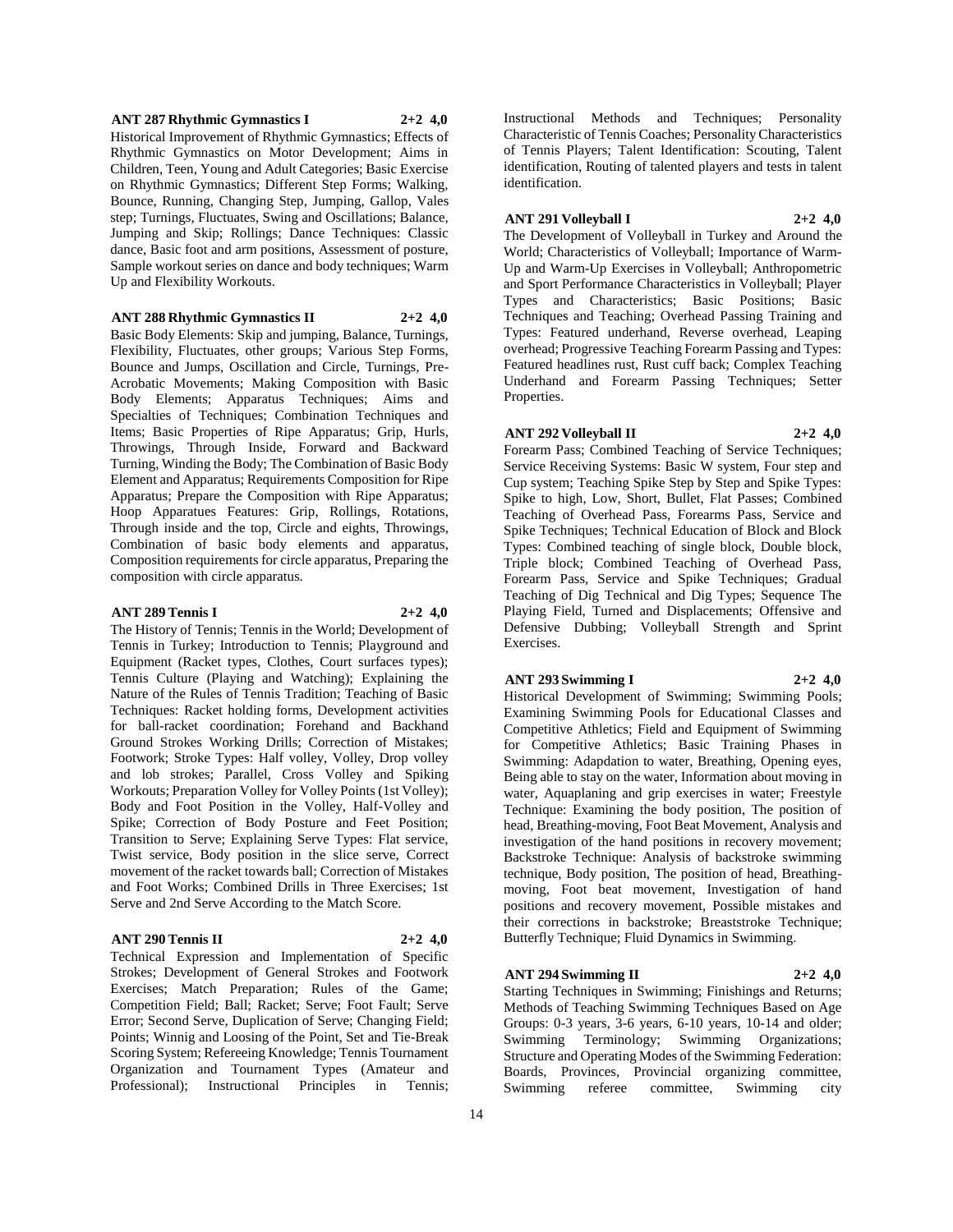**ANT 287 Rhythmic Gymnastics I 2+2 4,0**

Historical Improvement of Rhythmic Gymnastics; Effects of Rhythmic Gymnastics on Motor Development; Aims in Children, Teen, Young and Adult Categories; Basic Exercise on Rhythmic Gymnastics; Different Step Forms; Walking, Bounce, Running, Changing Step, Jumping, Gallop, Vales step; Turnings, Fluctuates, Swing and Oscillations; Balance, Jumping and Skip; Rollings; Dance Techniques: Classic dance, Basic foot and arm positions, Assessment of posture, Sample workout series on dance and body techniques; Warm Up and Flexibility Workouts.

**ANT 288 Rhythmic Gymnastics II 2+2 4,0**

Basic Body Elements: Skip and jumping, Balance, Turnings, Flexibility, Fluctuates, other groups; Various Step Forms, Bounce and Jumps, Oscillation and Circle, Turnings, Pre-Acrobatic Movements; Making Composition with Basic Body Elements; Apparatus Techniques; Aims and Specialties of Techniques; Combination Techniques and Items; Basic Properties of Ripe Apparatus; Grip, Hurls, Throwings, Through Inside, Forward and Backward Turning, Winding the Body; The Combination of Basic Body Element and Apparatus; Requirements Composition for Ripe Apparatus; Prepare the Composition with Ripe Apparatus; Hoop Apparatues Features: Grip, Rollings, Rotations, Through inside and the top, Circle and eights, Throwings, Combination of basic body elements and apparatus, Composition requirements for circle apparatus, Preparing the composition with circle apparatus.

**ANT 289 Tennis I 2+2 4,0**

The History of Tennis; Tennis in the World; Development of Tennis in Turkey; Introduction to Tennis; Playground and Equipment (Racket types, Clothes, Court surfaces types); Tennis Culture (Playing and Watching); Explaining the Nature of the Rules of Tennis Tradition; Teaching of Basic Techniques: Racket holding forms, Development activities for ball-racket coordination; Forehand and Backhand Ground Strokes Working Drills; Correction of Mistakes; Footwork; Stroke Types: Half volley, Volley, Drop volley and lob strokes; Parallel, Cross Volley and Spiking Workouts; Preparation Volley for Volley Points (1st Volley); Body and Foot Position in the Volley, Half-Volley and Spike; Correction of Body Posture and Feet Position; Transition to Serve; Explaining Serve Types: Flat service, Twist service, Body position in the slice serve, Correct movement of the racket towards ball; Correction of Mistakes and Foot Works; Combined Drills in Three Exercises; 1st Serve and 2nd Serve According to the Match Score.

**ANT 290 Tennis II 2+2 4,0**

Technical Expression and Implementation of Specific Strokes; Development of General Strokes and Footwork Exercises; Match Preparation; Rules of the Game; Competition Field; Ball; Racket; Serve; Foot Fault; Serve Error; Second Serve, Duplication of Serve; Changing Field; Points; Winnig and Loosing of the Point, Set and Tie-Break Scoring System; Refereeing Knowledge; Tennis Tournament Organization and Tournament Types (Amateur and Professional); Instructional Principles in Tennis; Instructional Methods and Techniques; Personality Characteristic of Tennis Coaches; Personality Characteristics of Tennis Players; Talent Identification: Scouting, Talent identification, Routing of talented players and tests in talent identification.

**ANT 291 Volleyball I 2+2 4,0**

The Development of Volleyball in Turkey and Around the World; Characteristics of Volleyball; Importance of Warm-Up and Warm-Up Exercises in Volleyball; Anthropometric and Sport Performance Characteristics in Volleyball; Player Types and Characteristics; Basic Positions; Basic Techniques and Teaching; Overhead Passing Training and Types: Featured underhand, Reverse overhead, Leaping overhead; Progressive Teaching Forearm Passing and Types: Featured headlines rust, Rust cuff back; Complex Teaching Underhand and Forearm Passing Techniques; Setter Properties.

**ANT 292 Volleyball II 2+2 4,0**

Forearm Pass; Combined Teaching of Service Techniques; Service Receiving Systems: Basic W system, Four step and Cup system; Teaching Spike Step by Step and Spike Types: Spike to high, Low, Short, Bullet, Flat Passes; Combined Teaching of Overhead Pass, Forearms Pass, Service and Spike Techniques; Technical Education of Block and Block Types: Combined teaching of single block, Double block, Triple block; Combined Teaching of Overhead Pass, Forearm Pass, Service and Spike Techniques; Gradual Teaching of Dig Technical and Dig Types; Sequence The Playing Field, Turned and Displacements; Offensive and Defensive Dubbing; Volleyball Strength and Sprint Exercises.

**ANT 293 Swimming I 2+2 4,0**

Historical Development of Swimming; Swimming Pools; Examining Swimming Pools for Educational Classes and Competitive Athletics; Field and Equipment of Swimming for Competitive Athletics; Basic Training Phases in Swimming: Adapdation to water, Breathing, Opening eyes, Being able to stay on the water, Information about moving in water, Aquaplaning and grip exercises in water; Freestyle Technique: Examining the body position, The position of head, Breathing-moving, Foot Beat Movement, Analysis and investigation of the hand positions in recovery movement; Backstroke Technique: Analysis of backstroke swimming technique, Body position, The position of head, Breathing-moving, Foot beat movement, Investigation of hand positions and recovery movement, Possible mistakes and their corrections in backstroke; Breaststroke Technique; Butterfly Technique; Fluid Dynamics in Swimming.

**ANT 294 Swimming II 2+2 4,0**

Starting Techniques in Swimming; Finishings and Returns; Methods of Teaching Swimming Techniques Based on Age Groups: 0-3 years, 3-6 years, 6-10 years, 10-14 and older; Swimming Terminology; Swimming Organizations; Structure and Operating Modes of the Swimming Federation: Boards, Provinces, Provincial organizing committee, Swimming referee committee, Swimming city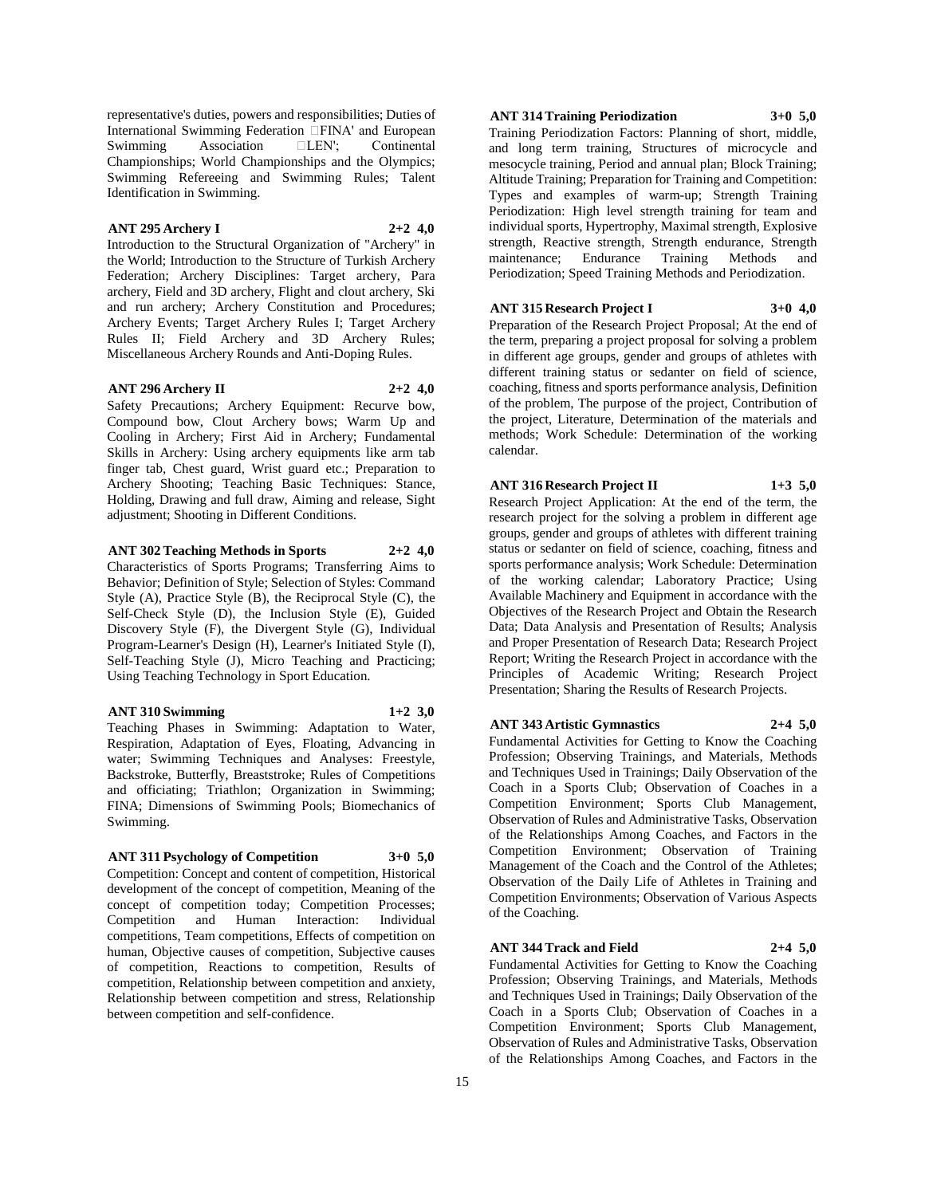representative's duties, powers and responsibilities; Duties of International Swimming Federation FINA' and European Swimming Association LEN'; Continental Championships; World Championships and the Olympics; Swimming Refereeing and Swimming Rules; Talent Identification in Swimming.

**ANT 295 Archery I 2+2 4,0**

Introduction to the Structural Organization of "Archery" in the World; Introduction to the Structure of Turkish Archery Federation; Archery Disciplines: Target archery, Para archery, Field and 3D archery, Flight and clout archery, Ski and run archery; Archery Constitution and Procedures; Archery Events; Target Archery Rules I; Target Archery Rules II; Field Archery and 3D Archery Rules; Miscellaneous Archery Rounds and Anti-Doping Rules.

**ANT 296 Archery II 2+2 4,0**

Safety Precautions; Archery Equipment: Recurve bow, Compound bow, Clout Archery bows; Warm Up and Cooling in Archery; First Aid in Archery; Fundamental Skills in Archery: Using archery equipments like arm tab finger tab, Chest guard, Wrist guard etc.; Preparation to Archery Shooting; Teaching Basic Techniques: Stance, Holding, Drawing and full draw, Aiming and release, Sight adjustment; Shooting in Different Conditions.

**ANT 302 Teaching Methods in Sports 2+2 4,0**

Characteristics of Sports Programs; Transferring Aims to Behavior; Definition of Style; Selection of Styles: Command Style (A), Practice Style (B), the Reciprocal Style (C), the Self-Check Style (D), the Inclusion Style (E), Guided Discovery Style (F), the Divergent Style (G), Individual Program-Learner's Design (H), Learner's Initiated Style (I), Self-Teaching Style (J), Micro Teaching and Practicing; Using Teaching Technology in Sport Education.

**ANT 310 Swimming 1+2 3,0**

Teaching Phases in Swimming: Adaptation to Water, Respiration, Adaptation of Eyes, Floating, Advancing in water; Swimming Techniques and Analyses: Freestyle, Backstroke, Butterfly, Breaststroke; Rules of Competitions and officiating; Triathlon; Organization in Swimming; FINA; Dimensions of Swimming Pools; Biomechanics of Swimming.

**ANT 311 Psychology of Competition 3+0 5,0**

Competition: Concept and content of competition, Historical development of the concept of competition, Meaning of the concept of competition today; Competition Processes; Competition and Human Interaction: Individual competitions, Team competitions, Effects of competition on human, Objective causes of competition, Subjective causes of competition, Reactions to competition, Results of competition, Relationship between competition and anxiety, Relationship between competition and stress, Relationship between competition and self-confidence.

**ANT 314 Training Periodization 3+0 5,0**

Training Periodization Factors: Planning of short, middle, and long term training, Structures of microcycle and mesocycle training, Period and annual plan; Block Training; Altitude Training; Preparation for Training and Competition: Types and examples of warm-up; Strength Training Periodization: High level strength training for team and individual sports, Hypertrophy, Maximal strength, Explosive strength, Reactive strength, Strength endurance, Strength maintenance; Endurance Training Methods and Periodization; Speed Training Methods and Periodization.

**ANT 315 Research Project I 3+0 4,0**

Preparation of the Research Project Proposal; At the end of the term, preparing a project proposal for solving a problem in different age groups, gender and groups of athletes with different training status or sedanter on field of science, coaching, fitness and sports performance analysis, Definition of the problem, The purpose of the project, Contribution of the project, Literature, Determination of the materials and methods; Work Schedule: Determination of the working calendar.

**ANT 316 Research Project II 1+3 5,0**

Research Project Application: At the end of the term, the research project for the solving a problem in different age groups, gender and groups of athletes with different training status or sedanter on field of science, coaching, fitness and sports performance analysis; Work Schedule: Determination of the working calendar; Laboratory Practice; Using Available Machinery and Equipment in accordance with the Objectives of the Research Project and Obtain the Research Data; Data Analysis and Presentation of Results; Analysis and Proper Presentation of Research Data; Research Project Report; Writing the Research Project in accordance with the Principles of Academic Writing; Research Project Presentation; Sharing the Results of Research Projects.

**ANT 343 Artistic Gymnastics 2+4 5,0**

Fundamental Activities for Getting to Know the Coaching Profession; Observing Trainings, and Materials, Methods and Techniques Used in Trainings; Daily Observation of the Coach in a Sports Club; Observation of Coaches in a Competition Environment; Sports Club Management, Observation of Rules and Administrative Tasks, Observation of the Relationships Among Coaches, and Factors in the Competition Environment; Observation of Training Management of the Coach and the Control of the Athletes; Observation of the Daily Life of Athletes in Training and Competition Environments; Observation of Various Aspects of the Coaching.

**ANT 344 Track and Field 2+4 5,0**

Fundamental Activities for Getting to Know the Coaching Profession; Observing Trainings, and Materials, Methods and Techniques Used in Trainings; Daily Observation of the Coach in a Sports Club; Observation of Coaches in a Competition Environment; Sports Club Management, Observation of Rules and Administrative Tasks, Observation of the Relationships Among Coaches, and Factors in the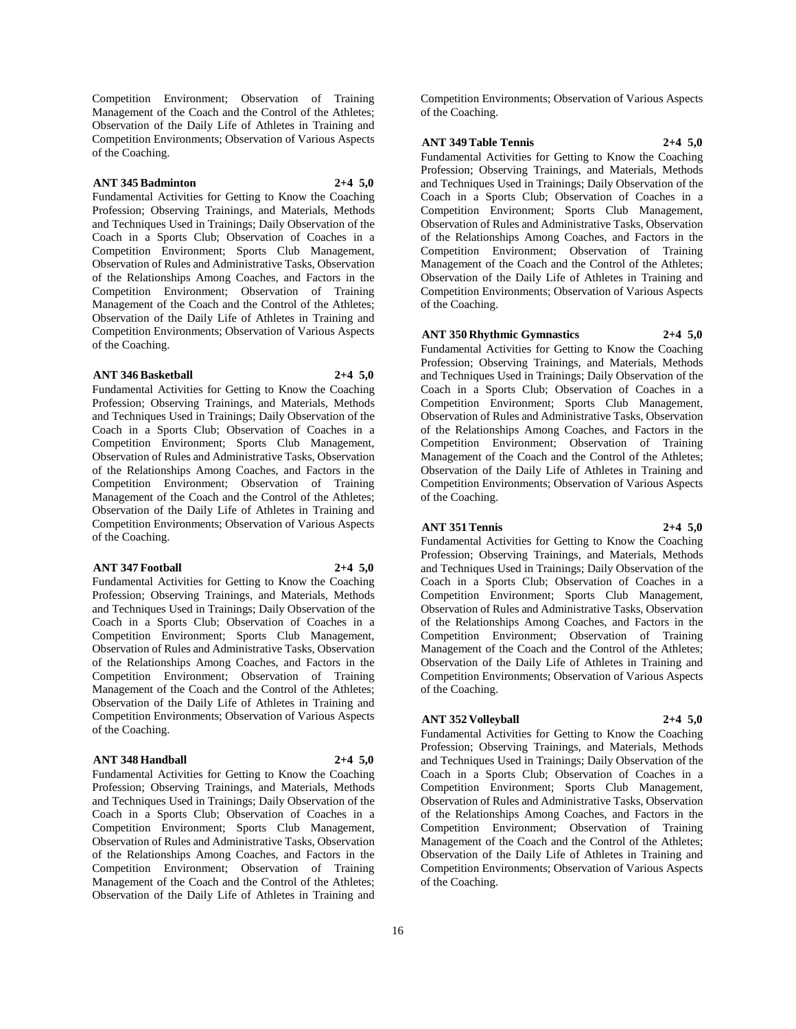Competition Environment; Observation of Training Management of the Coach and the Control of the Athletes; Observation of the Daily Life of Athletes in Training and Competition Environments; Observation of Various Aspects of the Coaching.

**ANT 345 Badminton 2+4 5,0**

Fundamental Activities for Getting to Know the Coaching Profession; Observing Trainings, and Materials, Methods and Techniques Used in Trainings; Daily Observation of the Coach in a Sports Club; Observation of Coaches in a Competition Environment; Sports Club Management, Observation of Rules and Administrative Tasks, Observation of the Relationships Among Coaches, and Factors in the Competition Environment; Observation of Training Management of the Coach and the Control of the Athletes; Observation of the Daily Life of Athletes in Training and Competition Environments; Observation of Various Aspects of the Coaching.

**ANT 346 Basketball 2+4 5,0**

Fundamental Activities for Getting to Know the Coaching Profession; Observing Trainings, and Materials, Methods and Techniques Used in Trainings; Daily Observation of the Coach in a Sports Club; Observation of Coaches in a Competition Environment; Sports Club Management, Observation of Rules and Administrative Tasks, Observation of the Relationships Among Coaches, and Factors in the Competition Environment; Observation of Training Management of the Coach and the Control of the Athletes; Observation of the Daily Life of Athletes in Training and Competition Environments; Observation of Various Aspects of the Coaching.

**ANT 347 Football 2+4 5,0**

Fundamental Activities for Getting to Know the Coaching Profession; Observing Trainings, and Materials, Methods and Techniques Used in Trainings; Daily Observation of the Coach in a Sports Club; Observation of Coaches in a Competition Environment; Sports Club Management, Observation of Rules and Administrative Tasks, Observation of the Relationships Among Coaches, and Factors in the Competition Environment; Observation of Training Management of the Coach and the Control of the Athletes; Observation of the Daily Life of Athletes in Training and Competition Environments; Observation of Various Aspects of the Coaching.

**ANT 348 Handball 2+4 5,0**

Fundamental Activities for Getting to Know the Coaching Profession; Observing Trainings, and Materials, Methods and Techniques Used in Trainings; Daily Observation of the Coach in a Sports Club; Observation of Coaches in a Competition Environment; Sports Club Management, Observation of Rules and Administrative Tasks, Observation of the Relationships Among Coaches, and Factors in the Competition Environment; Observation of Training Management of the Coach and the Control of the Athletes; Observation of the Daily Life of Athletes in Training and Competition Environments; Observation of Various Aspects of the Coaching.

**ANT 349 Table Tennis 2+4 5,0**

Fundamental Activities for Getting to Know the Coaching Profession; Observing Trainings, and Materials, Methods and Techniques Used in Trainings; Daily Observation of the Coach in a Sports Club; Observation of Coaches in a Competition Environment; Sports Club Management, Observation of Rules and Administrative Tasks, Observation of the Relationships Among Coaches, and Factors in the Competition Environment; Observation of Training Management of the Coach and the Control of the Athletes; Observation of the Daily Life of Athletes in Training and Competition Environments; Observation of Various Aspects of the Coaching.

**ANT 350 Rhythmic Gymnastics 2+4 5,0**

Fundamental Activities for Getting to Know the Coaching Profession; Observing Trainings, and Materials, Methods and Techniques Used in Trainings; Daily Observation of the Coach in a Sports Club; Observation of Coaches in a Competition Environment; Sports Club Management, Observation of Rules and Administrative Tasks, Observation of the Relationships Among Coaches, and Factors in the Competition Environment; Observation of Training Management of the Coach and the Control of the Athletes; Observation of the Daily Life of Athletes in Training and Competition Environments; Observation of Various Aspects of the Coaching.

**ANT 351 Tennis 2+4 5,0**

Fundamental Activities for Getting to Know the Coaching Profession; Observing Trainings, and Materials, Methods and Techniques Used in Trainings; Daily Observation of the Coach in a Sports Club; Observation of Coaches in a Competition Environment; Sports Club Management, Observation of Rules and Administrative Tasks, Observation of the Relationships Among Coaches, and Factors in the Competition Environment; Observation of Training Management of the Coach and the Control of the Athletes; Observation of the Daily Life of Athletes in Training and Competition Environments; Observation of Various Aspects of the Coaching.

**ANT 352 Volleyball 2+4 5,0**

Fundamental Activities for Getting to Know the Coaching Profession; Observing Trainings, and Materials, Methods and Techniques Used in Trainings; Daily Observation of the Coach in a Sports Club; Observation of Coaches in a Competition Environment; Sports Club Management, Observation of Rules and Administrative Tasks, Observation of the Relationships Among Coaches, and Factors in the Competition Environment; Observation of Training Management of the Coach and the Control of the Athletes; Observation of the Daily Life of Athletes in Training and Competition Environments; Observation of Various Aspects of the Coaching.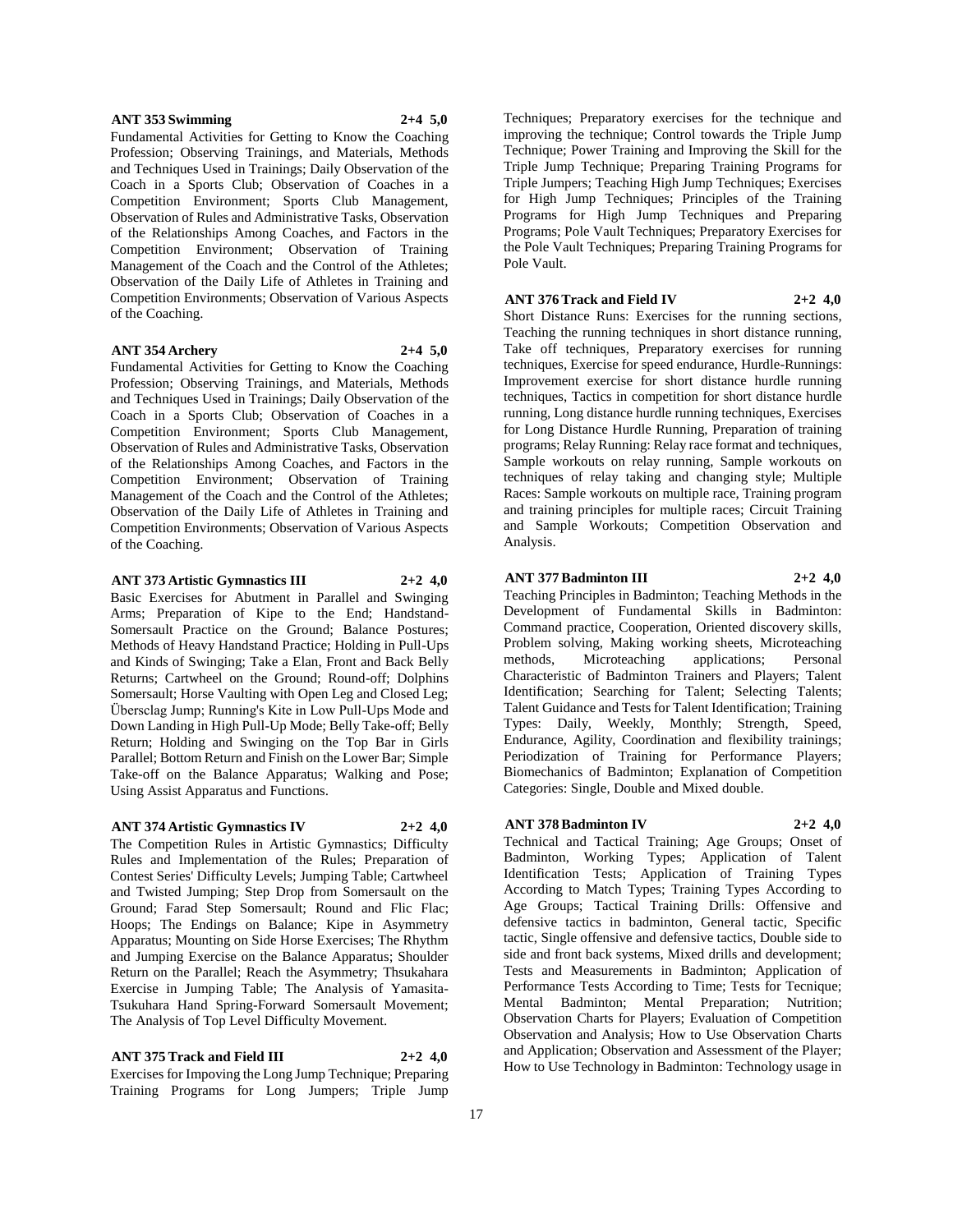**ANT 353 Swimming 2+4 5,0**

Fundamental Activities for Getting to Know the Coaching Profession; Observing Trainings, and Materials, Methods and Techniques Used in Trainings; Daily Observation of the Coach in a Sports Club; Observation of Coaches in a Competition Environment; Sports Club Management, Observation of Rules and Administrative Tasks, Observation of the Relationships Among Coaches, and Factors in the Competition Environment; Observation of Training Management of the Coach and the Control of the Athletes; Observation of the Daily Life of Athletes in Training and Competition Environments; Observation of Various Aspects of the Coaching.

**ANT 354 Archery 2+4 5,0**

Fundamental Activities for Getting to Know the Coaching Profession; Observing Trainings, and Materials, Methods and Techniques Used in Trainings; Daily Observation of the Coach in a Sports Club; Observation of Coaches in a Competition Environment; Sports Club Management, Observation of Rules and Administrative Tasks, Observation of the Relationships Among Coaches, and Factors in the Competition Environment; Observation of Training Management of the Coach and the Control of the Athletes; Observation of the Daily Life of Athletes in Training and Competition Environments; Observation of Various Aspects of the Coaching.

**ANT 373 Artistic Gymnastics III 2+2 4,0**

Basic Exercises for Abutment in Parallel and Swinging Arms; Preparation of Kipe to the End; Handstand-Somersault Practice on the Ground; Balance Postures; Methods of Heavy Handstand Practice; Holding in Pull-Ups and Kinds of Swinging; Take a Elan, Front and Back Belly Returns; Cartwheel on the Ground; Round-off; Dolphins Somersault; Horse Vaulting with Open Leg and Closed Leg; Übersclag Jump; Running's Kite in Low Pull-Ups Mode and Down Landing in High Pull-Up Mode; Belly Take-off; Belly Return; Holding and Swinging on the Top Bar in Girls Parallel; Bottom Return and Finish on the Lower Bar; Simple Take-off on the Balance Apparatus; Walking and Pose; Using Assist Apparatus and Functions.

**ANT 374 Artistic Gymnastics IV 2+2 4,0**

The Competition Rules in Artistic Gymnastics; Difficulty Rules and Implementation of the Rules; Preparation of Contest Series' Difficulty Levels; Jumping Table; Cartwheel and Twisted Jumping; Step Drop from Somersault on the Ground; Farad Step Somersault; Round and Flic Flac; Hoops; The Endings on Balance; Kipe in Asymmetry Apparatus; Mounting on Side Horse Exercises; The Rhythm and Jumping Exercise on the Balance Apparatus; Shoulder Return on the Parallel; Reach the Asymmetry; Thsukahara Exercise in Jumping Table; The Analysis of Yamasita-Tsukuhara Hand Spring-Forward Somersault Movement; The Analysis of Top Level Difficulty Movement.

**ANT 375 Track and Field III 2+2 4,0**

Exercises for Impoving the Long Jump Technique; Preparing Training Programs for Long Jumpers; Triple Jump Techniques; Preparatory exercises for the technique and improving the technique; Control towards the Triple Jump Technique; Power Training and Improving the Skill for the Triple Jump Technique; Preparing Training Programs for Triple Jumpers; Teaching High Jump Techniques; Exercises for High Jump Techniques; Principles of the Training Programs for High Jump Techniques and Preparing Programs; Pole Vault Techniques; Preparatory Exercises for the Pole Vault Techniques; Preparing Training Programs for Pole Vault.

**ANT 376 Track and Field IV 2+2 4,0**

Short Distance Runs: Exercises for the running sections, Teaching the running techniques in short distance running, Take off techniques, Preparatory exercises for running techniques, Exercise for speed endurance, Hurdle-Runnings: Improvement exercise for short distance hurdle running techniques, Tactics in competition for short distance hurdle running, Long distance hurdle running techniques, Exercises for Long Distance Hurdle Running, Preparation of training programs; Relay Running: Relay race format and techniques, Sample workouts on relay running, Sample workouts on techniques of relay taking and changing style; Multiple Races: Sample workouts on multiple race, Training program and training principles for multiple races; Circuit Training and Sample Workouts; Competition Observation and Analysis.

**ANT 377 Badminton III 2+2 4,0**

Teaching Principles in Badminton; Teaching Methods in the Development of Fundamental Skills in Badminton: Command practice, Cooperation, Oriented discovery skills, Problem solving, Making working sheets, Microteaching methods, Microteaching applications; Personal Characteristic of Badminton Trainers and Players; Talent Identification; Searching for Talent; Selecting Talents; Talent Guidance and Tests for Talent Identification; Training Types: Daily, Weekly, Monthly; Strength, Speed, Endurance, Agility, Coordination and flexibility trainings; Periodization of Training for Performance Players; Biomechanics of Badminton; Explanation of Competition Categories: Single, Double and Mixed double.

**ANT 378 Badminton IV 2+2 4,0**

Technical and Tactical Training; Age Groups; Onset of Badminton, Working Types; Application of Talent Identification Tests; Application of Training Types According to Match Types; Training Types According to Age Groups; Tactical Training Drills: Offensive and defensive tactics in badminton, General tactic, Specific tactic, Single offensive and defensive tactics, Double side to side and front back systems, Mixed drills and development; Tests and Measurements in Badminton; Application of Performance Tests According to Time; Tests for Tecnique; Mental Badminton; Mental Preparation; Nutrition; Observation Charts for Players; Evaluation of Competition Observation and Analysis; How to Use Observation Charts and Application; Observation and Assessment of the Player; How to Use Technology in Badminton: Technology usage in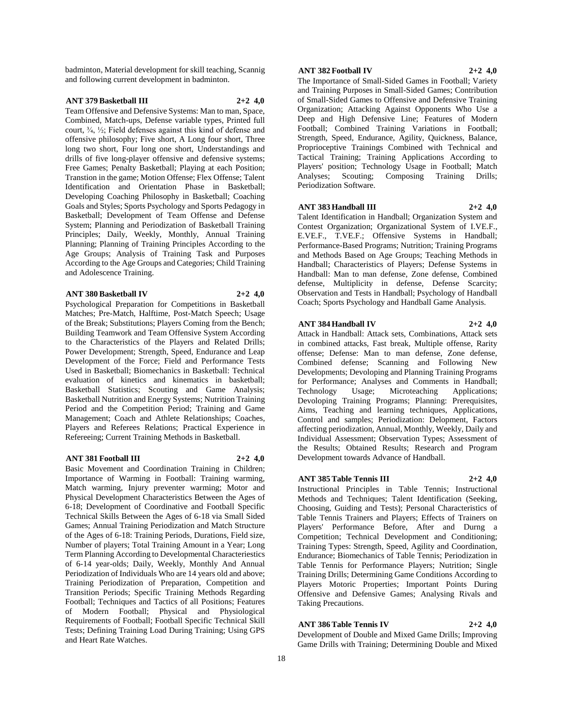badminton, Material development for skill teaching, Scannig and following current development in badminton.

**ANT 379 Basketball III 2+2 4,0**

Team Offensive and Defensive Systems: Man to man, Space, Combined, Match-ups, Defense variable types, Printed full court, ¾, ½; Field defenses against this kind of defense and offensive philosophy; Five short, A Long four short, Three long two short, Four long one short, Understandings and drills of five long-player offensive and defensive systems; Free Games; Penalty Basketball; Playing at each Position; Transtion in the game; Motion Offense; Flex Offense; Talent Identification and Orientation Phase in Basketball; Developing Coaching Philosophy in Basketball; Coaching Goals and Styles; Sports Psychology and Sports Pedagogy in Basketball; Development of Team Offense and Defense System; Planning and Periodization of Basketball Training Principles; Daily, Weekly, Monthly, Annual Training Planning; Planning of Training Principles According to the Age Groups; Analysis of Training Task and Purposes According to the Age Groups and Categories; Child Training and Adolescence Training.

**ANT 380 Basketball IV 2+2 4,0**

Psychological Preparation for Competitions in Basketball Matches; Pre-Match, Halftime, Post-Match Speech; Usage of the Break; Substitutions; Players Coming from the Bench; Building Teamwork and Team Offensive System According to the Characteristics of the Players and Related Drills; Power Development; Strength, Speed, Endurance and Leap Development of the Force; Field and Performance Tests Used in Basketball; Biomechanics in Basketball: Technical evaluation of kinetics and kinematics in basketball; Basketball Statistics; Scouting and Game Analysis; Basketball Nutrition and Energy Systems; Nutrition Training Period and the Competition Period; Training and Game Management; Coach and Athlete Relationships; Coaches, Players and Referees Relations; Practical Experience in Refereeing; Current Training Methods in Basketball.

**ANT 381 Football III 2+2 4,0**

Basic Movement and Coordination Training in Children; Importance of Warming in Football: Training warming, Match warming, Injury preventer warming; Motor and Physical Development Characteristics Between the Ages of 6-18; Development of Coordinative and Football Specific Technical Skills Between the Ages of 6-18 via Small Sided Games; Annual Training Periodization and Match Structure of the Ages of 6-18: Total Training Periods, Durations, Field size, Number of players; Total Training Amount in a Year; Long Term Planning According to Developmental Characteriestics of 6-14 year-olds; Daily, Weekly, Monthly And Annual Periodization of Individuals Who are 14 years old and above; Training Periodization of Preparation, Competition and Transition Periods; Specific Training Methods Regarding Football; Techniques and Tactics of all Positions; Features of Modern Football; Physical and Physiological Requirements of Football; Football Specific Technical Skill Tests; Defining Training Load During Training; Using GPS and Heart Rate Watches.

**ANT 382 Football IV 2+2 4,0**

The Importance of Small-Sided Games in Football; Variety and Training Purposes in Small-Sided Games; Contribution of Small-Sided Games to Offensive and Defensive Training Organization; Attacking Against Opponents Who Use a Deep and High Defensive Line; Features of Modern Football; Combined Training Variations in Football; Strength, Speed, Endurance, Agility, Quickness, Balance, Proprioceptive Trainings Combined with Technical and Tactical Training; Training Applications According to Players' position; Technology Usage in Football; Match Analyses; Scouting; Composing Training Drills; Periodization Software.

**ANT 383 Handball III 2+2 4,0**

Talent Identification in Handball; Organization System and Contest Organization; Organizational System of I.VE.F., E.VE.F., T.VE.F.; Offensive Systems in Handball; Performance-Based Programs; Nutrition; Training Programs and Methods Based on Age Groups; Teaching Methods in Handball; Characteristics of Players; Defense Systems in Handball: Man to man defense, Zone defense, Combined defense, Multiplicity in defense, Defense Scarcity; Observation and Tests in Handball; Psychology of Handball Coach; Sports Psychology and Handball Game Analysis.

**ANT 384 Handball IV 2+2 4,0**

Attack in Handball: Attack sets, Combinations, Attack sets in combined attacks, Fast break, Multiple offense, Rarity offense; Defense: Man to man defense, Zone defense, Combined defense; Scanning and Following New Developments; Devoloping and Planning Training Programs for Performance; Analyses and Comments in Handball; Technology Usage; Microteaching Applications; Devoloping Training Programs; Planning: Prerequisites, Aims, Teaching and learning techniques, Applications, Control and samples; Periodization: Delopment, Factors affecting periodization, Annual, Monthly, Weekly, Daily and Individual Assessment; Observation Types; Assessment of the Results; Obtained Results; Research and Program Development towards Advance of Handball.

**ANT 385 Table Tennis III 2+2 4,0**

Instructional Principles in Table Tennis; Instructional Methods and Techniques; Talent Identification (Seeking, Choosing, Guiding and Tests); Personal Characteristics of Table Tennis Trainers and Players; Effects of Trainers on Players' Performance Before, After and Durng a Competition; Technical Development and Conditioning; Training Types: Strength, Speed, Agility and Coordination, Endurance; Biomechanics of Table Tennis; Periodization in Table Tennis for Performance Players; Nutrition; Single Training Drills; Determining Game Conditions According to Players Motoric Properties; Important Points During Offensive and Defensive Games; Analysing Rivals and Taking Precautions.

**ANT 386 Table Tennis IV 2+2 4,0**

Development of Double and Mixed Game Drills; Improving Game Drills with Training; Determining Double and Mixed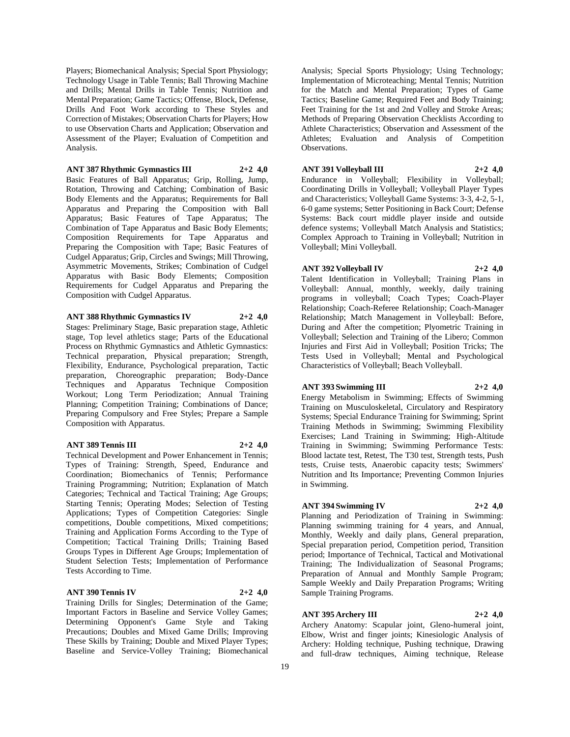Players; Biomechanical Analysis; Special Sport Physiology; Technology Usage in Table Tennis; Ball Throwing Machine and Drills; Mental Drills in Table Tennis; Nutrition and Mental Preparation; Game Tactics; Offense, Block, Defense, Drills And Foot Work according to These Styles and Correction of Mistakes; Observation Charts for Players; How to use Observation Charts and Application; Observation and Assessment of the Player; Evaluation of Competition and Analysis.

**ANT 387 Rhythmic Gymnastics III 2+2 4,0**

Basic Features of Ball Apparatus; Grip, Rolling, Jump, Rotation, Throwing and Catching; Combination of Basic Body Elements and the Apparatus; Requirements for Ball Apparatus and Preparing the Composition with Ball Apparatus; Basic Features of Tape Apparatus; The Combination of Tape Apparatus and Basic Body Elements; Composition Requirements for Tape Apparatus and Preparing the Composition with Tape; Basic Features of Cudgel Apparatus; Grip, Circles and Swings; Mill Throwing, Asymmetric Movements, Strikes; Combination of Cudgel Apparatus with Basic Body Elements; Composition Requirements for Cudgel Apparatus and Preparing the Composition with Cudgel Apparatus.

**ANT 388 Rhythmic Gymnastics IV 2+2 4,0**

Stages: Preliminary Stage, Basic preparation stage, Athletic stage, Top level athletics stage; Parts of the Educational Process on Rhythmic Gymnastics and Athletic Gymnastics: Technical preparation, Physical preparation; Strength, Flexibility, Endurance, Psychological preparation, Tactic preparation, Choreographic preparation; Body-Dance Techniques and Apparatus Technique Composition Workout; Long Term Periodization; Annual Training Planning; Competition Training; Combinations of Dance; Preparing Compulsory and Free Styles; Prepare a Sample Composition with Apparatus.

**ANT 389 Tennis III 2+2 4,0**

Technical Development and Power Enhancement in Tennis; Types of Training: Strength, Speed, Endurance and Coordination; Biomechanics of Tennis; Performance Training Programming; Nutrition; Explanation of Match Categories; Technical and Tactical Training; Age Groups; Starting Tennis; Operating Modes; Selection of Testing Applications; Types of Competition Categories: Single competitions, Double competitions, Mixed competitions; Training and Application Forms According to the Type of Competition; Tactical Training Drills; Training Based Groups Types in Different Age Groups; Implementation of Student Selection Tests; Implementation of Performance Tests According to Time.

**ANT 390 Tennis IV 2+2 4,0**

Training Drills for Singles; Determination of the Game; Important Factors in Baseline and Service Volley Games; Determining Opponent's Game Style and Taking Precautions; Doubles and Mixed Game Drills; Improving These Skills by Training; Double and Mixed Player Types; Baseline and Service-Volley Training; Biomechanical Analysis; Special Sports Physiology; Using Technology; Implementation of Microteaching; Mental Tennis; Nutrition for the Match and Mental Preparation; Types of Game Tactics; Baseline Game; Required Feet and Body Training; Feet Training for the 1st and 2nd Volley and Stroke Areas; Methods of Preparing Observation Checklists According to Athlete Characteristics; Observation and Assessment of the Athletes; Evaluation and Analysis of Competition Observations.

**ANT 391 Volleyball III 2+2 4,0**

Endurance in Volleyball; Flexibility in Volleyball; Coordinating Drills in Volleyball; Volleyball Player Types and Characteristics; Volleyball Game Systems: 3-3, 4-2, 5-1, 6-0 game systems; Setter Positioning in Back Court; Defense Systems: Back court middle player inside and outside defence systems; Volleyball Match Analysis and Statistics; Complex Approach to Training in Volleyball; Nutrition in Volleyball; Mini Volleyball.

**ANT 392 Volleyball IV 2+2 4,0**

Talent Identification in Volleyball; Training Plans in Volleyball: Annual, monthly, weekly, daily training programs in volleyball; Coach Types; Coach-Player Relationship; Coach-Referee Relationship; Coach-Manager Relationship; Match Management in Volleyball: Before, During and After the competition; Plyometric Training in Volleyball; Selection and Training of the Libero; Common Injuries and First Aid in Volleyball; Position Tricks; The Tests Used in Volleyball; Mental and Psychological Characteristics of Volleyball; Beach Volleyball.

**ANT 393 Swimming III 2+2 4,0**

Energy Metabolism in Swimming; Effects of Swimming Training on Musculoskeletal, Circulatory and Respiratory Systems; Special Endurance Training for Swimming; Sprint Training Methods in Swimming; Swimming Flexibility Exercises; Land Training in Swimming; High-Altitude Training in Swimming; Swimming Performance Tests: Blood lactate test, Retest, The T30 test, Strength tests, Push tests, Cruise tests, Anaerobic capacity tests; Swimmers' Nutrition and Its Importance; Preventing Common Injuries in Swimming.

**ANT 394 Swimming IV 2+2 4,0**

Planning and Periodization of Training in Swimming: Planning swimming training for 4 years, and Annual, Monthly, Weekly and daily plans, General preparation, Special preparation period, Competition period, Transition period; Importance of Technical, Tactical and Motivational Training; The Individualization of Seasonal Programs; Preparation of Annual and Monthly Sample Program; Sample Weekly and Daily Preparation Programs; Writing Sample Training Programs.

**ANT 395 Archery III 2+2 4,0**

Archery Anatomy: Scapular joint, Gleno-humeral joint, Elbow, Wrist and finger joints; Kinesiologic Analysis of Archery: Holding technique, Pushing technique, Drawing and full-draw techniques, Aiming technique, Release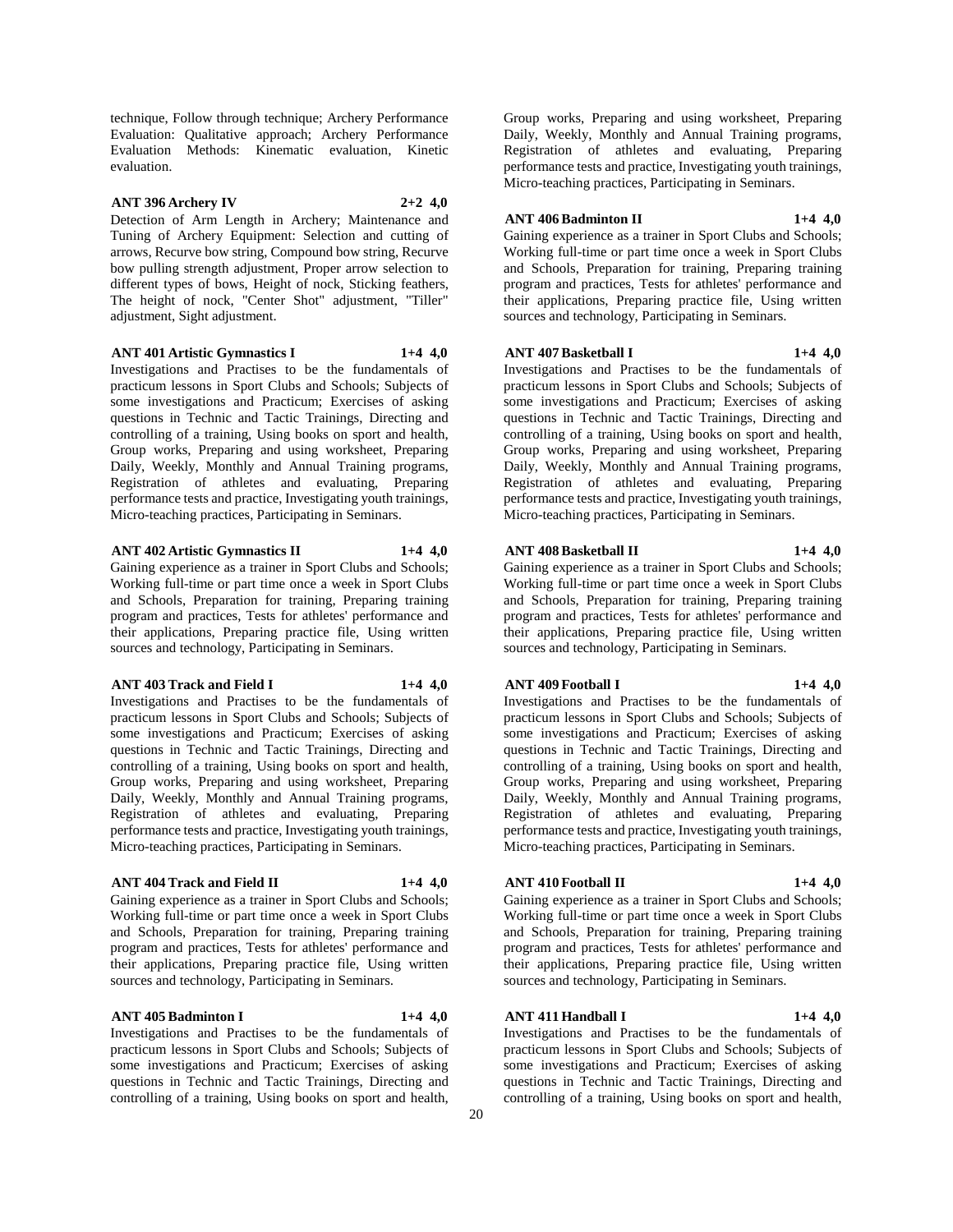technique, Follow through technique; Archery Performance Evaluation: Qualitative approach; Archery Performance Evaluation Methods: Kinematic evaluation, Kinetic evaluation.

**ANT 396 Archery IV 2+2 4,0**

Detection of Arm Length in Archery; Maintenance and Tuning of Archery Equipment: Selection and cutting of arrows, Recurve bow string, Compound bow string, Recurve bow pulling strength adjustment, Proper arrow selection to different types of bows, Height of nock, Sticking feathers, The height of nock, "Center Shot" adjustment, "Tiller" adjustment, Sight adjustment.

**ANT 401 Artistic Gymnastics I 1+4 4,0**

Investigations and Practises to be the fundamentals of practicum lessons in Sport Clubs and Schools; Subjects of some investigations and Practicum; Exercises of asking questions in Technic and Tactic Trainings, Directing and controlling of a training, Using books on sport and health, Group works, Preparing and using worksheet, Preparing Daily, Weekly, Monthly and Annual Training programs, Registration of athletes and evaluating, Preparing performance tests and practice, Investigating youth trainings, Micro-teaching practices, Participating in Seminars.

**ANT 402 Artistic Gymnastics II 1+4 4,0**

Gaining experience as a trainer in Sport Clubs and Schools; Working full-time or part time once a week in Sport Clubs and Schools, Preparation for training, Preparing training program and practices, Tests for athletes' performance and their applications, Preparing practice file, Using written sources and technology, Participating in Seminars.

**ANT 403 Track and Field I 1+4 4,0**

Investigations and Practises to be the fundamentals of practicum lessons in Sport Clubs and Schools; Subjects of some investigations and Practicum; Exercises of asking questions in Technic and Tactic Trainings, Directing and controlling of a training, Using books on sport and health, Group works, Preparing and using worksheet, Preparing Daily, Weekly, Monthly and Annual Training programs, Registration of athletes and evaluating, Preparing performance tests and practice, Investigating youth trainings, Micro-teaching practices, Participating in Seminars.

**ANT 404 Track and Field II 1+4 4,0**

Gaining experience as a trainer in Sport Clubs and Schools; Working full-time or part time once a week in Sport Clubs and Schools, Preparation for training, Preparing training program and practices, Tests for athletes' performance and their applications, Preparing practice file, Using written sources and technology, Participating in Seminars.

**ANT 405 Badminton I 1+4 4,0**

Investigations and Practises to be the fundamentals of practicum lessons in Sport Clubs and Schools; Subjects of some investigations and Practicum; Exercises of asking questions in Technic and Tactic Trainings, Directing and controlling of a training, Using books on sport and health, Group works, Preparing and using worksheet, Preparing Daily, Weekly, Monthly and Annual Training programs, Registration of athletes and evaluating, Preparing performance tests and practice, Investigating youth trainings, Micro-teaching practices, Participating in Seminars.

**ANT 406 Badminton II 1+4 4,0**

Gaining experience as a trainer in Sport Clubs and Schools; Working full-time or part time once a week in Sport Clubs and Schools, Preparation for training, Preparing training program and practices, Tests for athletes' performance and their applications, Preparing practice file, Using written sources and technology, Participating in Seminars.

**ANT 407 Basketball I 1+4 4,0**

Investigations and Practises to be the fundamentals of practicum lessons in Sport Clubs and Schools; Subjects of some investigations and Practicum; Exercises of asking questions in Technic and Tactic Trainings, Directing and controlling of a training, Using books on sport and health, Group works, Preparing and using worksheet, Preparing Daily, Weekly, Monthly and Annual Training programs, Registration of athletes and evaluating, Preparing performance tests and practice, Investigating youth trainings, Micro-teaching practices, Participating in Seminars.

**ANT 408 Basketball II 1+4 4,0**

Gaining experience as a trainer in Sport Clubs and Schools; Working full-time or part time once a week in Sport Clubs and Schools, Preparation for training, Preparing training program and practices, Tests for athletes' performance and their applications, Preparing practice file, Using written sources and technology, Participating in Seminars.

**ANT 409 Football I 1+4 4,0**

Investigations and Practises to be the fundamentals of practicum lessons in Sport Clubs and Schools; Subjects of some investigations and Practicum; Exercises of asking questions in Technic and Tactic Trainings, Directing and controlling of a training, Using books on sport and health, Group works, Preparing and using worksheet, Preparing Daily, Weekly, Monthly and Annual Training programs, Registration of athletes and evaluating, Preparing performance tests and practice, Investigating youth trainings, Micro-teaching practices, Participating in Seminars.

**ANT 410 Football II 1+4 4,0**

Gaining experience as a trainer in Sport Clubs and Schools; Working full-time or part time once a week in Sport Clubs and Schools, Preparation for training, Preparing training program and practices, Tests for athletes' performance and their applications, Preparing practice file, Using written sources and technology, Participating in Seminars.

**ANT 411 Handball I 1+4 4,0**

Investigations and Practises to be the fundamentals of practicum lessons in Sport Clubs and Schools; Subjects of some investigations and Practicum; Exercises of asking questions in Technic and Tactic Trainings, Directing and controlling of a training, Using books on sport and health,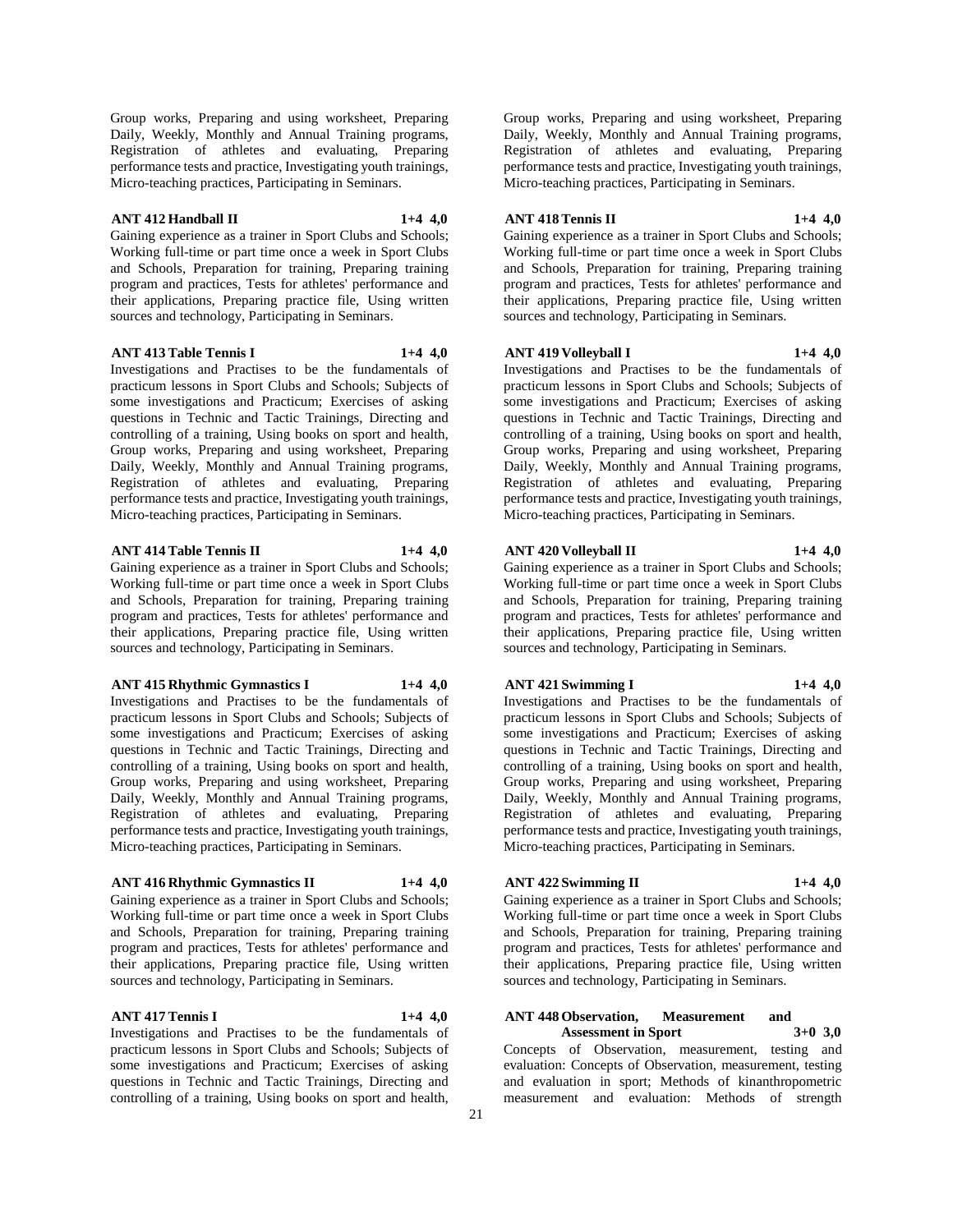Group works, Preparing and using worksheet, Preparing Daily, Weekly, Monthly and Annual Training programs, Registration of athletes and evaluating, Preparing performance tests and practice, Investigating youth trainings, Micro-teaching practices, Participating in Seminars.

**ANT 412 Handball II 1+4 4,0**

Gaining experience as a trainer in Sport Clubs and Schools; Working full-time or part time once a week in Sport Clubs and Schools, Preparation for training, Preparing training program and practices, Tests for athletes' performance and their applications, Preparing practice file, Using written sources and technology, Participating in Seminars.

**ANT 413 Table Tennis I 1+4 4,0**

Investigations and Practises to be the fundamentals of practicum lessons in Sport Clubs and Schools; Subjects of some investigations and Practicum; Exercises of asking questions in Technic and Tactic Trainings, Directing and controlling of a training, Using books on sport and health, Group works, Preparing and using worksheet, Preparing Daily, Weekly, Monthly and Annual Training programs, Registration of athletes and evaluating, Preparing performance tests and practice, Investigating youth trainings, Micro-teaching practices, Participating in Seminars.

**ANT 414 Table Tennis II 1+4 4,0**

Gaining experience as a trainer in Sport Clubs and Schools; Working full-time or part time once a week in Sport Clubs and Schools, Preparation for training, Preparing training program and practices, Tests for athletes' performance and their applications, Preparing practice file, Using written sources and technology, Participating in Seminars.

**ANT 415 Rhythmic Gymnastics I 1+4 4,0**

Investigations and Practises to be the fundamentals of practicum lessons in Sport Clubs and Schools; Subjects of some investigations and Practicum; Exercises of asking questions in Technic and Tactic Trainings, Directing and controlling of a training, Using books on sport and health, Group works, Preparing and using worksheet, Preparing Daily, Weekly, Monthly and Annual Training programs, Registration of athletes and evaluating, Preparing performance tests and practice, Investigating youth trainings, Micro-teaching practices, Participating in Seminars.

**ANT 416 Rhythmic Gymnastics II 1+4 4,0**

Gaining experience as a trainer in Sport Clubs and Schools; Working full-time or part time once a week in Sport Clubs and Schools, Preparation for training, Preparing training program and practices, Tests for athletes' performance and their applications, Preparing practice file, Using written sources and technology, Participating in Seminars.

**ANT 417 Tennis I 1+4 4,0**

Investigations and Practises to be the fundamentals of practicum lessons in Sport Clubs and Schools; Subjects of some investigations and Practicum; Exercises of asking questions in Technic and Tactic Trainings, Directing and controlling of a training, Using books on sport and health, Group works, Preparing and using worksheet, Preparing Daily, Weekly, Monthly and Annual Training programs, Registration of athletes and evaluating, Preparing performance tests and practice, Investigating youth trainings, Micro-teaching practices, Participating in Seminars.

**ANT 418 Tennis II 1+4 4,0**

Gaining experience as a trainer in Sport Clubs and Schools; Working full-time or part time once a week in Sport Clubs and Schools, Preparation for training, Preparing training program and practices, Tests for athletes' performance and their applications, Preparing practice file, Using written sources and technology, Participating in Seminars.

**ANT 419 Volleyball I 1+4 4,0**

Investigations and Practises to be the fundamentals of practicum lessons in Sport Clubs and Schools; Subjects of some investigations and Practicum; Exercises of asking questions in Technic and Tactic Trainings, Directing and controlling of a training, Using books on sport and health, Group works, Preparing and using worksheet, Preparing Daily, Weekly, Monthly and Annual Training programs, Registration of athletes and evaluating, Preparing performance tests and practice, Investigating youth trainings, Micro-teaching practices, Participating in Seminars.

**ANT 420 Volleyball II 1+4 4,0**

Gaining experience as a trainer in Sport Clubs and Schools; Working full-time or part time once a week in Sport Clubs and Schools, Preparation for training, Preparing training program and practices, Tests for athletes' performance and their applications, Preparing practice file, Using written sources and technology, Participating in Seminars.

**ANT 421 Swimming I 1+4 4,0**

Investigations and Practises to be the fundamentals of practicum lessons in Sport Clubs and Schools; Subjects of some investigations and Practicum; Exercises of asking questions in Technic and Tactic Trainings, Directing and controlling of a training, Using books on sport and health, Group works, Preparing and using worksheet, Preparing Daily, Weekly, Monthly and Annual Training programs, Registration of athletes and evaluating, Preparing performance tests and practice, Investigating youth trainings, Micro-teaching practices, Participating in Seminars.

**ANT 422 Swimming II 1+4 4,0**

Gaining experience as a trainer in Sport Clubs and Schools; Working full-time or part time once a week in Sport Clubs and Schools, Preparation for training, Preparing training program and practices, Tests for athletes' performance and their applications, Preparing practice file, Using written sources and technology, Participating in Seminars.

**ANT 448 Observation, Measurement and Assessment in Sport 3+0 3,0**

Concepts of Observation, measurement, testing and evaluation: Concepts of Observation, measurement, testing and evaluation in sport; Methods of kinanthropometric measurement and evaluation: Methods of strength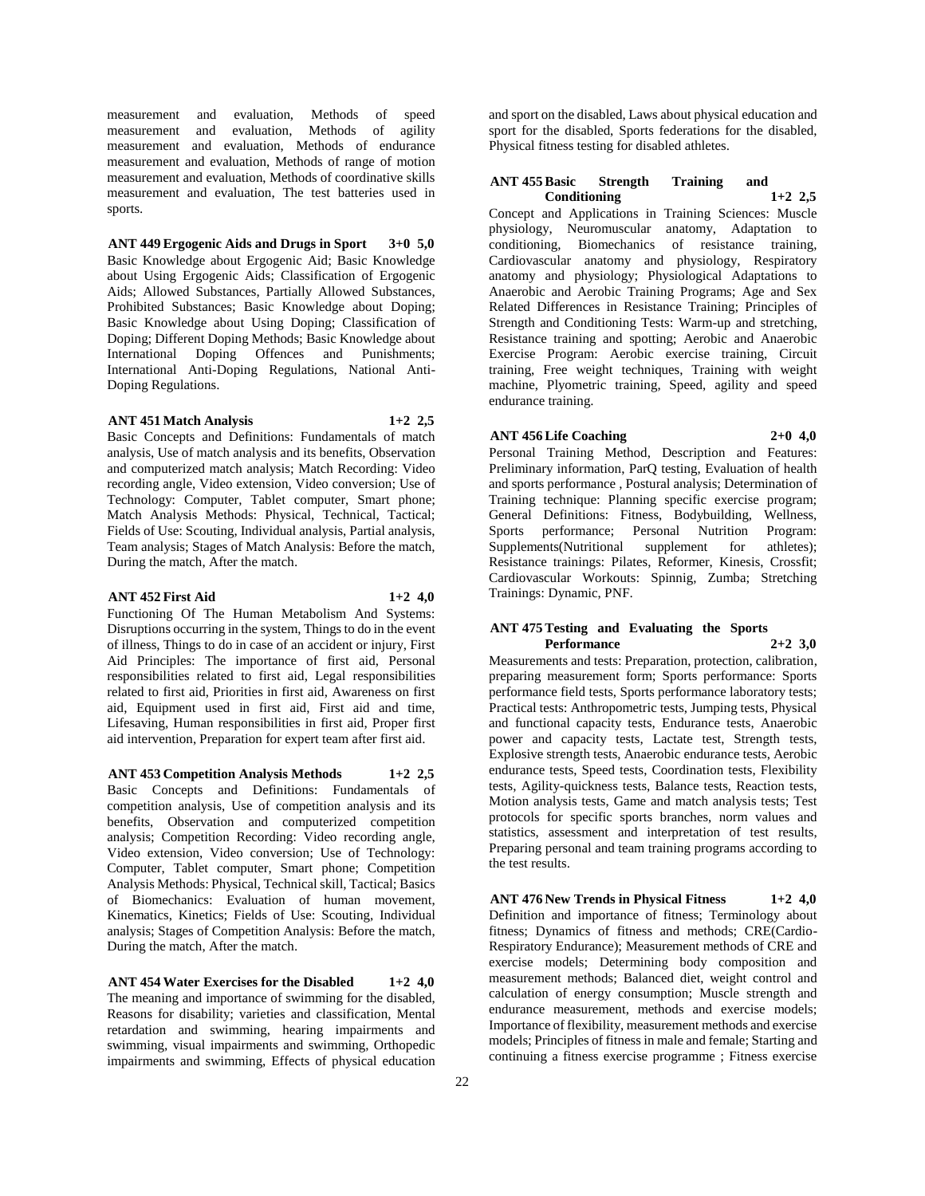measurement and evaluation, Methods of speed measurement and evaluation, Methods of agility measurement and evaluation, Methods of endurance measurement and evaluation, Methods of range of motion measurement and evaluation, Methods of coordinative skills measurement and evaluation, The test batteries used in sports.

**ANT 449 Ergogenic Aids and Drugs in Sport 3+0 5,0**
Basic Knowledge about Ergogenic Aid; Basic Knowledge about Using Ergogenic Aids; Classification of Ergogenic Aids; Allowed Substances, Partially Allowed Substances, Prohibited Substances; Basic Knowledge about Doping; Basic Knowledge about Using Doping; Classification of Doping; Different Doping Methods; Basic Knowledge about International Doping Offences and Punishments; International Anti-Doping Regulations, National Anti-Doping Regulations.

**ANT 451 Match Analysis 1+2 2,5**
Basic Concepts and Definitions: Fundamentals of match analysis, Use of match analysis and its benefits, Observation and computerized match analysis; Match Recording: Video recording angle, Video extension, Video conversion; Use of Technology: Computer, Tablet computer, Smart phone; Match Analysis Methods: Physical, Technical, Tactical; Fields of Use: Scouting, Individual analysis, Partial analysis, Team analysis; Stages of Match Analysis: Before the match, During the match, After the match.

**ANT 452 First Aid 1+2 4,0**
Functioning Of The Human Metabolism And Systems: Disruptions occurring in the system, Things to do in the event of illness, Things to do in case of an accident or injury, First Aid Principles: The importance of first aid, Personal responsibilities related to first aid, Legal responsibilities related to first aid, Priorities in first aid, Awareness on first aid, Equipment used in first aid, First aid and time, Lifesaving, Human responsibilities in first aid, Proper first aid intervention, Preparation for expert team after first aid.

**ANT 453 Competition Analysis Methods 1+2 2,5**
Basic Concepts and Definitions: Fundamentals of competition analysis, Use of competition analysis and its benefits, Observation and computerized competition analysis; Competition Recording: Video recording angle, Video extension, Video conversion; Use of Technology: Computer, Tablet computer, Smart phone; Competition Analysis Methods: Physical, Technical skill, Tactical; Basics of Biomechanics: Evaluation of human movement, Kinematics, Kinetics; Fields of Use: Scouting, Individual analysis; Stages of Competition Analysis: Before the match, During the match, After the match.

**ANT 454 Water Exercises for the Disabled 1+2 4,0**
The meaning and importance of swimming for the disabled, Reasons for disability; varieties and classification, Mental retardation and swimming, hearing impairments and swimming, visual impairments and swimming, Orthopedic impairments and swimming, Effects of physical education and sport on the disabled, Laws about physical education and sport for the disabled, Sports federations for the disabled, Physical fitness testing for disabled athletes.

**ANT 455 Basic Strength Training and Conditioning 1+2 2,5**
Concept and Applications in Training Sciences: Muscle physiology, Neuromuscular anatomy, Adaptation to conditioning, Biomechanics of resistance training, Cardiovascular anatomy and physiology, Respiratory anatomy and physiology; Physiological Adaptations to Anaerobic and Aerobic Training Programs; Age and Sex Related Differences in Resistance Training; Principles of Strength and Conditioning Tests: Warm-up and stretching, Resistance training and spotting; Aerobic and Anaerobic Exercise Program: Aerobic exercise training, Circuit training, Free weight techniques, Training with weight machine, Plyometric training, Speed, agility and speed endurance training.

**ANT 456 Life Coaching 2+0 4,0**
Personal Training Method, Description and Features: Preliminary information, ParQ testing, Evaluation of health and sports performance , Postural analysis; Determination of Training technique: Planning specific exercise program; General Definitions: Fitness, Bodybuilding, Wellness, Sports performance; Personal Nutrition Program: Supplements(Nutritional supplement for athletes); Resistance trainings: Pilates, Reformer, Kinesis, Crossfit; Cardiovascular Workouts: Spinnig, Zumba; Stretching Trainings: Dynamic, PNF.

**ANT 475 Testing and Evaluating the Sports Performance 2+2 3,0**
Measurements and tests: Preparation, protection, calibration, preparing measurement form; Sports performance: Sports performance field tests, Sports performance laboratory tests; Practical tests: Anthropometric tests, Jumping tests, Physical and functional capacity tests, Endurance tests, Anaerobic power and capacity tests, Lactate test, Strength tests, Explosive strength tests, Anaerobic endurance tests, Aerobic endurance tests, Speed tests, Coordination tests, Flexibility tests, Agility-quickness tests, Balance tests, Reaction tests, Motion analysis tests, Game and match analysis tests; Test protocols for specific sports branches, norm values and statistics, assessment and interpretation of test results, Preparing personal and team training programs according to the test results.

**ANT 476 New Trends in Physical Fitness 1+2 4,0**
Definition and importance of fitness; Terminology about fitness; Dynamics of fitness and methods; CRE(Cardio-Respiratory Endurance); Measurement methods of CRE and exercise models; Determining body composition and measurement methods; Balanced diet, weight control and calculation of energy consumption; Muscle strength and endurance measurement, methods and exercise models; Importance of flexibility, measurement methods and exercise models; Principles of fitness in male and female; Starting and continuing a fitness exercise programme ; Fitness exercise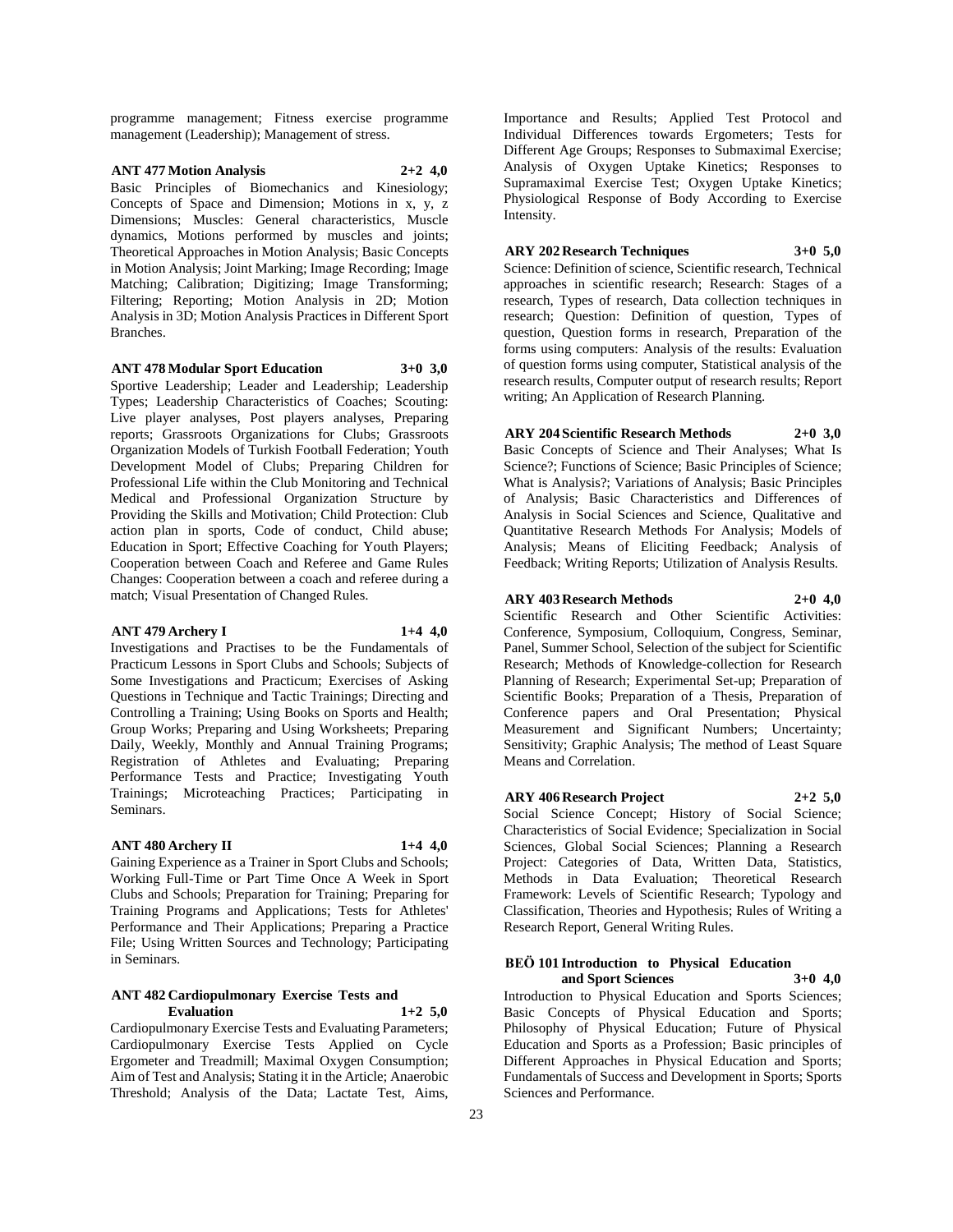programme management; Fitness exercise programme management (Leadership); Management of stress.

**ANT 477 Motion Analysis 2+2 4,0**

Basic Principles of Biomechanics and Kinesiology; Concepts of Space and Dimension; Motions in x, y, z Dimensions; Muscles: General characteristics, Muscle dynamics, Motions performed by muscles and joints; Theoretical Approaches in Motion Analysis; Basic Concepts in Motion Analysis; Joint Marking; Image Recording; Image Matching; Calibration; Digitizing; Image Transforming; Filtering; Reporting; Motion Analysis in 2D; Motion Analysis in 3D; Motion Analysis Practices in Different Sport Branches.

**ANT 478 Modular Sport Education 3+0 3,0**

Sportive Leadership; Leader and Leadership; Leadership Types; Leadership Characteristics of Coaches; Scouting: Live player analyses, Post players analyses, Preparing reports; Grassroots Organizations for Clubs; Grassroots Organization Models of Turkish Football Federation; Youth Development Model of Clubs; Preparing Children for Professional Life within the Club Monitoring and Technical Medical and Professional Organization Structure by Providing the Skills and Motivation; Child Protection: Club action plan in sports, Code of conduct, Child abuse; Education in Sport; Effective Coaching for Youth Players; Cooperation between Coach and Referee and Game Rules Changes: Cooperation between a coach and referee during a match; Visual Presentation of Changed Rules.

**ANT 479 Archery I 1+4 4,0**

Investigations and Practises to be the Fundamentals of Practicum Lessons in Sport Clubs and Schools; Subjects of Some Investigations and Practicum; Exercises of Asking Questions in Technique and Tactic Trainings; Directing and Controlling a Training; Using Books on Sports and Health; Group Works; Preparing and Using Worksheets; Preparing Daily, Weekly, Monthly and Annual Training Programs; Registration of Athletes and Evaluating; Preparing Performance Tests and Practice; Investigating Youth Trainings; Microteaching Practices; Participating in Seminars.

**ANT 480 Archery II 1+4 4,0**

Gaining Experience as a Trainer in Sport Clubs and Schools; Working Full-Time or Part Time Once A Week in Sport Clubs and Schools; Preparation for Training; Preparing for Training Programs and Applications; Tests for Athletes' Performance and Their Applications; Preparing a Practice File; Using Written Sources and Technology; Participating in Seminars.

**ANT 482 Cardiopulmonary Exercise Tests and Evaluation 1+2 5,0**

Cardiopulmonary Exercise Tests and Evaluating Parameters; Cardiopulmonary Exercise Tests Applied on Cycle Ergometer and Treadmill; Maximal Oxygen Consumption; Aim of Test and Analysis; Stating it in the Article; Anaerobic Threshold; Analysis of the Data; Lactate Test, Aims, Importance and Results; Applied Test Protocol and Individual Differences towards Ergometers; Tests for Different Age Groups; Responses to Submaximal Exercise; Analysis of Oxygen Uptake Kinetics; Responses to Supramaximal Exercise Test; Oxygen Uptake Kinetics; Physiological Response of Body According to Exercise Intensity.

**ARY 202 Research Techniques 3+0 5,0**

Science: Definition of science, Scientific research, Technical approaches in scientific research; Research: Stages of a research, Types of research, Data collection techniques in research; Question: Definition of question, Types of question, Question forms in research, Preparation of the forms using computers: Analysis of the results: Evaluation of question forms using computer, Statistical analysis of the research results, Computer output of research results; Report writing; An Application of Research Planning.

**ARY 204 Scientific Research Methods 2+0 3,0**

Basic Concepts of Science and Their Analyses; What Is Science?; Functions of Science; Basic Principles of Science; What is Analysis?; Variations of Analysis; Basic Principles of Analysis; Basic Characteristics and Differences of Analysis in Social Sciences and Science, Qualitative and Quantitative Research Methods For Analysis; Models of Analysis; Means of Eliciting Feedback; Analysis of Feedback; Writing Reports; Utilization of Analysis Results.

**ARY 403 Research Methods 2+0 4,0**

Scientific Research and Other Scientific Activities: Conference, Symposium, Colloquium, Congress, Seminar, Panel, Summer School, Selection of the subject for Scientific Research; Methods of Knowledge-collection for Research Planning of Research; Experimental Set-up; Preparation of Scientific Books; Preparation of a Thesis, Preparation of Conference papers and Oral Presentation; Physical Measurement and Significant Numbers; Uncertainty; Sensitivity; Graphic Analysis; The method of Least Square Means and Correlation.

**ARY 406 Research Project 2+2 5,0**

Social Science Concept; History of Social Science; Characteristics of Social Evidence; Specialization in Social Sciences, Global Social Sciences; Planning a Research Project: Categories of Data, Written Data, Statistics, Methods in Data Evaluation; Theoretical Research Framework: Levels of Scientific Research; Typology and Classification, Theories and Hypothesis; Rules of Writing a Research Report, General Writing Rules.

**BEÖ 101 Introduction to Physical Education and Sport Sciences 3+0 4,0**

Introduction to Physical Education and Sports Sciences; Basic Concepts of Physical Education and Sports; Philosophy of Physical Education; Future of Physical Education and Sports as a Profession; Basic principles of Different Approaches in Physical Education and Sports; Fundamentals of Success and Development in Sports; Sports Sciences and Performance.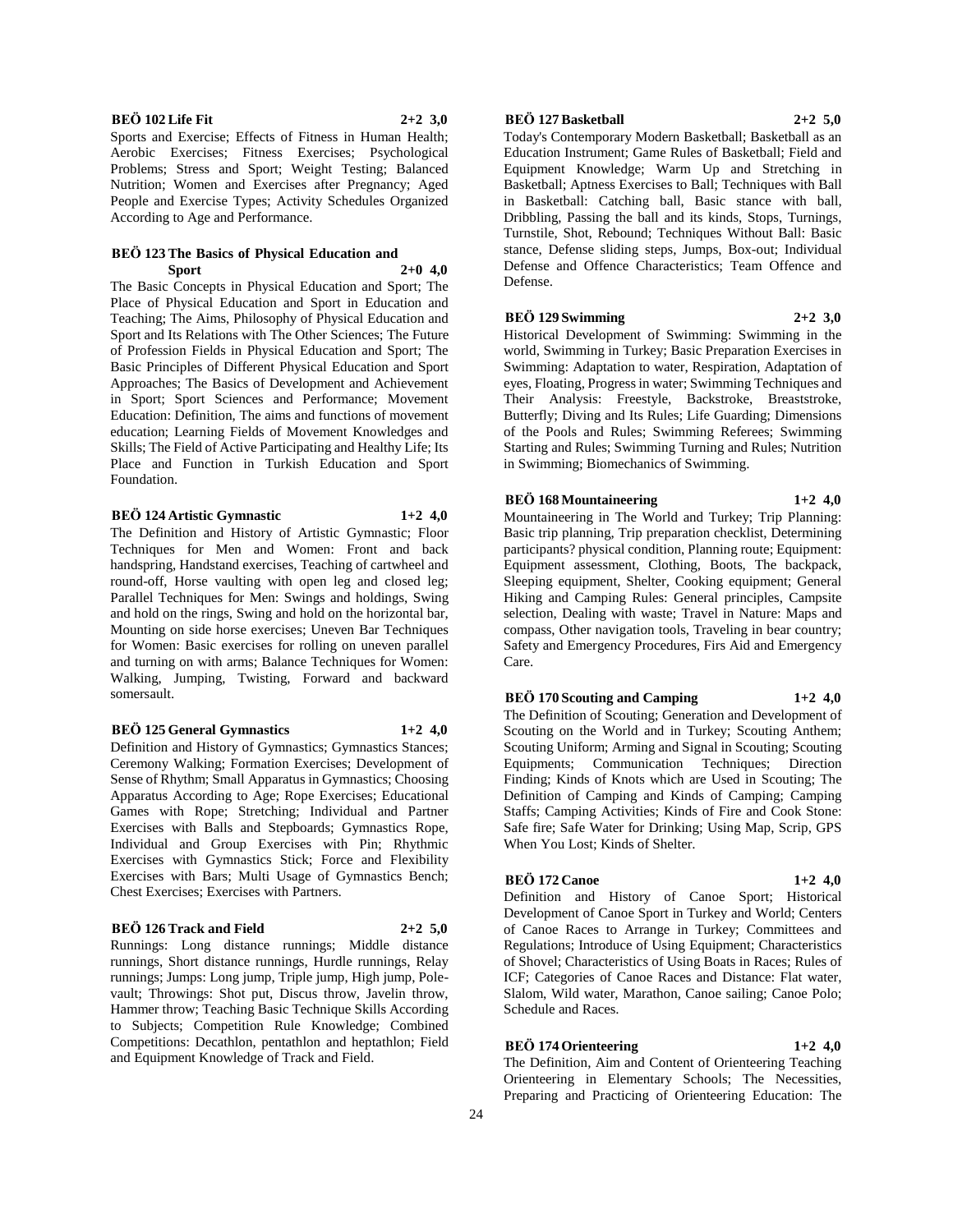**BEÖ 102 Life Fit 2+2 3,0**

Sports and Exercise; Effects of Fitness in Human Health; Aerobic Exercises; Fitness Exercises; Psychological Problems; Stress and Sport; Weight Testing; Balanced Nutrition; Women and Exercises after Pregnancy; Aged People and Exercise Types; Activity Schedules Organized According to Age and Performance.

**BEÖ 123 The Basics of Physical Education and Sport 2+0 4,0**

The Basic Concepts in Physical Education and Sport; The Place of Physical Education and Sport in Education and Teaching; The Aims, Philosophy of Physical Education and Sport and Its Relations with The Other Sciences; The Future of Profession Fields in Physical Education and Sport; The Basic Principles of Different Physical Education and Sport Approaches; The Basics of Development and Achievement in Sport; Sport Sciences and Performance; Movement Education: Definition, The aims and functions of movement education; Learning Fields of Movement Knowledges and Skills; The Field of Active Participating and Healthy Life; Its Place and Function in Turkish Education and Sport Foundation.

**BEÖ 124 Artistic Gymnastic 1+2 4,0**

The Definition and History of Artistic Gymnastic; Floor Techniques for Men and Women: Front and back handspring, Handstand exercises, Teaching of cartwheel and round-off, Horse vaulting with open leg and closed leg; Parallel Techniques for Men: Swings and holdings, Swing and hold on the rings, Swing and hold on the horizontal bar, Mounting on side horse exercises; Uneven Bar Techniques for Women: Basic exercises for rolling on uneven parallel and turning on with arms; Balance Techniques for Women: Walking, Jumping, Twisting, Forward and backward somersault.

**BEÖ 125 General Gymnastics 1+2 4,0**

Definition and History of Gymnastics; Gymnastics Stances; Ceremony Walking; Formation Exercises; Development of Sense of Rhythm; Small Apparatus in Gymnastics; Choosing Apparatus According to Age; Rope Exercises; Educational Games with Rope; Stretching; Individual and Partner Exercises with Balls and Stepboards; Gymnastics Rope, Individual and Group Exercises with Pin; Rhythmic Exercises with Gymnastics Stick; Force and Flexibility Exercises with Bars; Multi Usage of Gymnastics Bench; Chest Exercises; Exercises with Partners.

**BEÖ 126 Track and Field 2+2 5,0**

Runnings: Long distance runnings; Middle distance runnings, Short distance runnings, Hurdle runnings, Relay runnings; Jumps: Long jump, Triple jump, High jump, Pole-vault; Throwings: Shot put, Discus throw, Javelin throw, Hammer throw; Teaching Basic Technique Skills According to Subjects; Competition Rule Knowledge; Combined Competitions: Decathlon, pentathlon and heptathlon; Field and Equipment Knowledge of Track and Field.

**BEÖ 127 Basketball 2+2 5,0**

Today's Contemporary Modern Basketball; Basketball as an Education Instrument; Game Rules of Basketball; Field and Equipment Knowledge; Warm Up and Stretching in Basketball; Aptness Exercises to Ball; Techniques with Ball in Basketball: Catching ball, Basic stance with ball, Dribbling, Passing the ball and its kinds, Stops, Turnings, Turnstile, Shot, Rebound; Techniques Without Ball: Basic stance, Defense sliding steps, Jumps, Box-out; Individual Defense and Offence Characteristics; Team Offence and Defense.

**BEÖ 129 Swimming 2+2 3,0**

Historical Development of Swimming: Swimming in the world, Swimming in Turkey; Basic Preparation Exercises in Swimming: Adaptation to water, Respiration, Adaptation of eyes, Floating, Progress in water; Swimming Techniques and Their Analysis: Freestyle, Backstroke, Breaststroke, Butterfly; Diving and Its Rules; Life Guarding; Dimensions of the Pools and Rules; Swimming Referees; Swimming Starting and Rules; Swimming Turning and Rules; Nutrition in Swimming; Biomechanics of Swimming.

**BEÖ 168 Mountaineering 1+2 4,0**

Mountaineering in The World and Turkey; Trip Planning: Basic trip planning, Trip preparation checklist, Determining participants? physical condition, Planning route; Equipment: Equipment assessment, Clothing, Boots, The backpack, Sleeping equipment, Shelter, Cooking equipment; General Hiking and Camping Rules: General principles, Campsite selection, Dealing with waste; Travel in Nature: Maps and compass, Other navigation tools, Traveling in bear country; Safety and Emergency Procedures, Firs Aid and Emergency Care.

**BEÖ 170 Scouting and Camping 1+2 4,0**

The Definition of Scouting; Generation and Development of Scouting on the World and in Turkey; Scouting Anthem; Scouting Uniform; Arming and Signal in Scouting; Scouting Equipments; Communication Techniques; Direction Finding; Kinds of Knots which are Used in Scouting; The Definition of Camping and Kinds of Camping; Camping Staffs; Camping Activities; Kinds of Fire and Cook Stone: Safe fire; Safe Water for Drinking; Using Map, Scrip, GPS When You Lost; Kinds of Shelter.

**BEÖ 172 Canoe 1+2 4,0**

Definition and History of Canoe Sport; Historical Development of Canoe Sport in Turkey and World; Centers of Canoe Races to Arrange in Turkey; Committees and Regulations; Introduce of Using Equipment; Characteristics of Shovel; Characteristics of Using Boats in Races; Rules of ICF; Categories of Canoe Races and Distance: Flat water, Slalom, Wild water, Marathon, Canoe sailing; Canoe Polo; Schedule and Races.

**BEÖ 174 Orienteering 1+2 4,0**

The Definition, Aim and Content of Orienteering Teaching Orienteering in Elementary Schools; The Necessities, Preparing and Practicing of Orienteering Education: The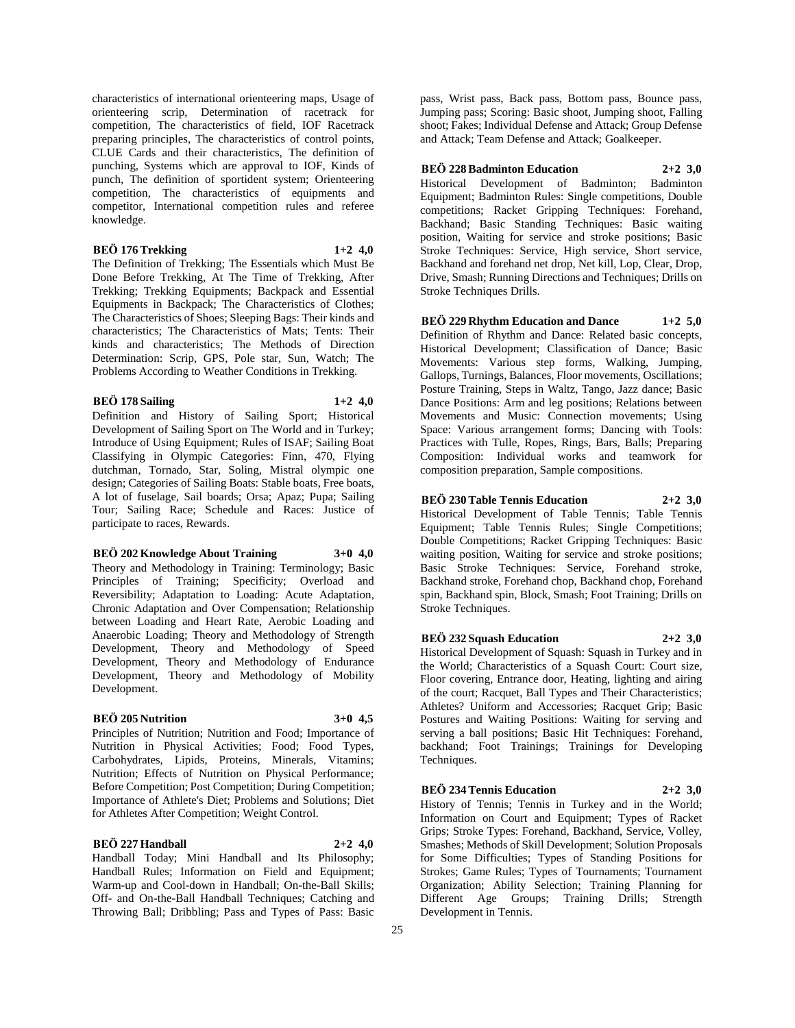characteristics of international orienteering maps, Usage of orienteering scrip, Determination of racetrack for competition, The characteristics of field, IOF Racetrack preparing principles, The characteristics of control points, CLUE Cards and their characteristics, The definition of punching, Systems which are approval to IOF, Kinds of punch, The definition of sportident system; Orienteering competition, The characteristics of equipments and competitor, International competition rules and referee knowledge.

**BEÖ 176 Trekking 1+2 4,0**

The Definition of Trekking; The Essentials which Must Be Done Before Trekking, At The Time of Trekking, After Trekking; Trekking Equipments; Backpack and Essential Equipments in Backpack; The Characteristics of Clothes; The Characteristics of Shoes; Sleeping Bags: Their kinds and characteristics; The Characteristics of Mats; Tents: Their kinds and characteristics; The Methods of Direction Determination: Scrip, GPS, Pole star, Sun, Watch; The Problems According to Weather Conditions in Trekking.

**BEÖ 178 Sailing 1+2 4,0**

Definition and History of Sailing Sport; Historical Development of Sailing Sport on The World and in Turkey; Introduce of Using Equipment; Rules of ISAF; Sailing Boat Classifying in Olympic Categories: Finn, 470, Flying dutchman, Tornado, Star, Soling, Mistral olympic one design; Categories of Sailing Boats: Stable boats, Free boats, A lot of fuselage, Sail boards; Orsa; Apaz; Pupa; Sailing Tour; Sailing Race; Schedule and Races: Justice of participate to races, Rewards.

**BEÖ 202 Knowledge About Training 3+0 4,0**

Theory and Methodology in Training: Terminology; Basic Principles of Training; Specificity; Overload and Reversibility; Adaptation to Loading: Acute Adaptation, Chronic Adaptation and Over Compensation; Relationship between Loading and Heart Rate, Aerobic Loading and Anaerobic Loading; Theory and Methodology of Strength Development, Theory and Methodology of Speed Development, Theory and Methodology of Endurance Development, Theory and Methodology of Mobility Development.

**BEÖ 205 Nutrition 3+0 4,5**

Principles of Nutrition; Nutrition and Food; Importance of Nutrition in Physical Activities; Food; Food Types, Carbohydrates, Lipids, Proteins, Minerals, Vitamins; Nutrition; Effects of Nutrition on Physical Performance; Before Competition; Post Competition; During Competition; Importance of Athlete's Diet; Problems and Solutions; Diet for Athletes After Competition; Weight Control.

**BEÖ 227 Handball 2+2 4,0**

Handball Today; Mini Handball and Its Philosophy; Handball Rules; Information on Field and Equipment; Warm-up and Cool-down in Handball; On-the-Ball Skills; Off- and On-the-Ball Handball Techniques; Catching and Throwing Ball; Dribbling; Pass and Types of Pass: Basic pass, Wrist pass, Back pass, Bottom pass, Bounce pass, Jumping pass; Scoring: Basic shoot, Jumping shoot, Falling shoot; Fakes; Individual Defense and Attack; Group Defense and Attack; Team Defense and Attack; Goalkeeper.

**BEÖ 228 Badminton Education 2+2 3,0**

Historical Development of Badminton; Badminton Equipment; Badminton Rules: Single competitions, Double competitions; Racket Gripping Techniques: Forehand, Backhand; Basic Standing Techniques: Basic waiting position, Waiting for service and stroke positions; Basic Stroke Techniques: Service, High service, Short service, Backhand and forehand net drop, Net kill, Lop, Clear, Drop, Drive, Smash; Running Directions and Techniques; Drills on Stroke Techniques Drills.

**BEÖ 229 Rhythm Education and Dance 1+2 5,0**

Definition of Rhythm and Dance: Related basic concepts, Historical Development; Classification of Dance; Basic Movements: Various step forms, Walking, Jumping, Gallops, Turnings, Balances, Floor movements, Oscillations; Posture Training, Steps in Waltz, Tango, Jazz dance; Basic Dance Positions: Arm and leg positions; Relations between Movements and Music: Connection movements; Using Space: Various arrangement forms; Dancing with Tools: Practices with Tulle, Ropes, Rings, Bars, Balls; Preparing Composition: Individual works and teamwork for composition preparation, Sample compositions.

**BEÖ 230 Table Tennis Education 2+2 3,0**

Historical Development of Table Tennis; Table Tennis Equipment; Table Tennis Rules; Single Competitions; Double Competitions; Racket Gripping Techniques: Basic waiting position, Waiting for service and stroke positions; Basic Stroke Techniques: Service, Forehand stroke, Backhand stroke, Forehand chop, Backhand chop, Forehand spin, Backhand spin, Block, Smash; Foot Training; Drills on Stroke Techniques.

**BEÖ 232 Squash Education 2+2 3,0**

Historical Development of Squash: Squash in Turkey and in the World; Characteristics of a Squash Court: Court size, Floor covering, Entrance door, Heating, lighting and airing of the court; Racquet, Ball Types and Their Characteristics; Athletes? Uniform and Accessories; Racquet Grip; Basic Postures and Waiting Positions: Waiting for serving and serving a ball positions; Basic Hit Techniques: Forehand, backhand; Foot Trainings; Trainings for Developing Techniques.

**BEÖ 234 Tennis Education 2+2 3,0**

History of Tennis; Tennis in Turkey and in the World; Information on Court and Equipment; Types of Racket Grips; Stroke Types: Forehand, Backhand, Service, Volley, Smashes; Methods of Skill Development; Solution Proposals for Some Difficulties; Types of Standing Positions for Strokes; Game Rules; Types of Tournaments; Tournament Organization; Ability Selection; Training Planning for Different Age Groups; Training Drills; Strength Development in Tennis.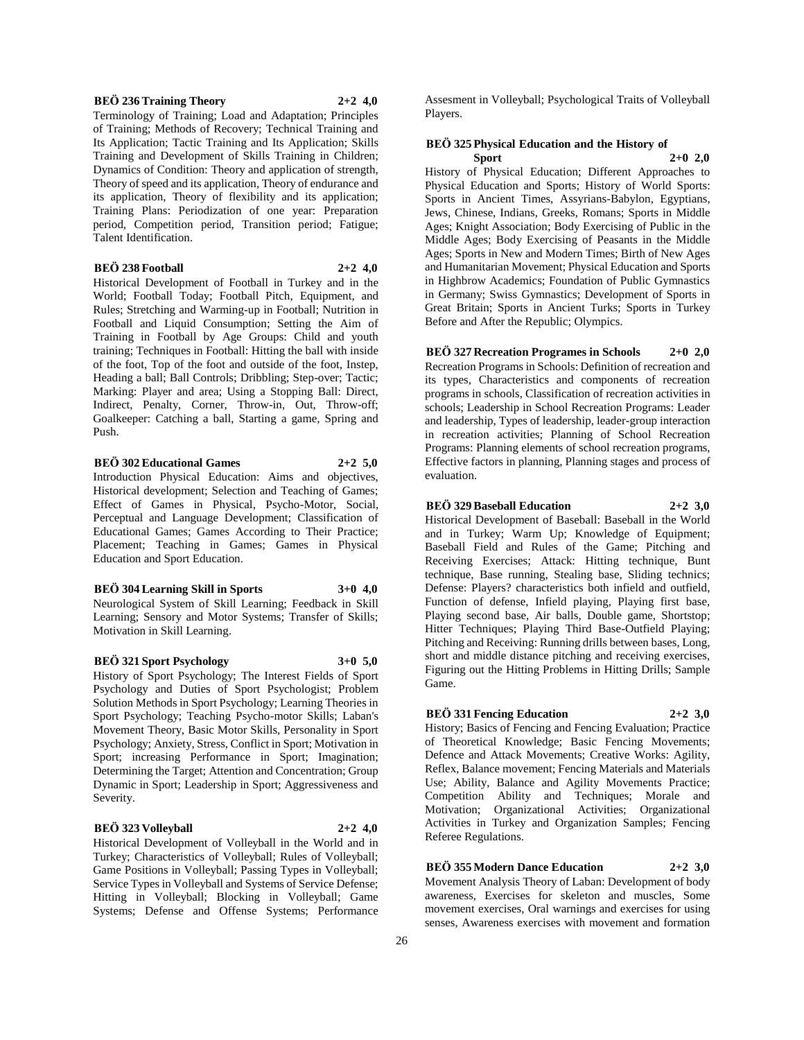**BEÖ 236 Training Theory 2+2 4,0**

Terminology of Training; Load and Adaptation; Principles of Training; Methods of Recovery; Technical Training and Its Application; Tactic Training and Its Application; Skills Training and Development of Skills Training in Children; Dynamics of Condition: Theory and application of strength, Theory of speed and its application, Theory of endurance and its application, Theory of flexibility and its application; Training Plans: Periodization of one year: Preparation period, Competition period, Transition period; Fatigue; Talent Identification.

**BEÖ 238 Football 2+2 4,0**

Historical Development of Football in Turkey and in the World; Football Today; Football Pitch, Equipment, and Rules; Stretching and Warming-up in Football; Nutrition in Football and Liquid Consumption; Setting the Aim of Training in Football by Age Groups: Child and youth training; Techniques in Football: Hitting the ball with inside of the foot, Top of the foot and outside of the foot, Instep, Heading a ball; Ball Controls; Dribbling; Step-over; Tactic; Marking: Player and area; Using a Stopping Ball: Direct, Indirect, Penalty, Corner, Throw-in, Out, Throw-off; Goalkeeper: Catching a ball, Starting a game, Spring and Push.

**BEÖ 302 Educational Games 2+2 5,0**

Introduction Physical Education: Aims and objectives, Historical development; Selection and Teaching of Games; Effect of Games in Physical, Psycho-Motor, Social, Perceptual and Language Development; Classification of Educational Games; Games According to Their Practice; Placement; Teaching in Games; Games in Physical Education and Sport Education.

**BEÖ 304 Learning Skill in Sports 3+0 4,0**

Neurological System of Skill Learning; Feedback in Skill Learning; Sensory and Motor Systems; Transfer of Skills; Motivation in Skill Learning.

**BEÖ 321 Sport Psychology 3+0 5,0**

History of Sport Psychology; The Interest Fields of Sport Psychology and Duties of Sport Psychologist; Problem Solution Methods in Sport Psychology; Learning Theories in Sport Psychology; Teaching Psycho-motor Skills; Laban's Movement Theory, Basic Motor Skills, Personality in Sport Psychology; Anxiety, Stress, Conflict in Sport; Motivation in Sport; increasing Performance in Sport; Imagination; Determining the Target; Attention and Concentration; Group Dynamic in Sport; Leadership in Sport; Aggressiveness and Severity.

**BEÖ 323 Volleyball 2+2 4,0**

Historical Development of Volleyball in the World and in Turkey; Characteristics of Volleyball; Rules of Volleyball; Game Positions in Volleyball; Passing Types in Volleyball; Service Types in Volleyball and Systems of Service Defense; Hitting in Volleyball; Blocking in Volleyball; Game Systems; Defense and Offense Systems; Performance Assesment in Volleyball; Psychological Traits of Volleyball Players.

**BEÖ 325 Physical Education and the History of Sport 2+0 2,0**

History of Physical Education; Different Approaches to Physical Education and Sports; History of World Sports: Sports in Ancient Times, Assyrians-Babylon, Egyptians, Jews, Chinese, Indians, Greeks, Romans; Sports in Middle Ages; Knight Association; Body Exercising of Public in the Middle Ages; Body Exercising of Peasants in the Middle Ages; Sports in New and Modern Times; Birth of New Ages and Humanitarian Movement; Physical Education and Sports in Highbrow Academics; Foundation of Public Gymnastics in Germany; Swiss Gymnastics; Development of Sports in Great Britain; Sports in Ancient Turks; Sports in Turkey Before and After the Republic; Olympics.

**BEÖ 327 Recreation Programes in Schools 2+0 2,0**

Recreation Programs in Schools: Definition of recreation and its types, Characteristics and components of recreation programs in schools, Classification of recreation activities in schools; Leadership in School Recreation Programs: Leader and leadership, Types of leadership, leader-group interaction in recreation activities; Planning of School Recreation Programs: Planning elements of school recreation programs, Effective factors in planning, Planning stages and process of evaluation.

**BEÖ 329 Baseball Education 2+2 3,0**

Historical Development of Baseball: Baseball in the World and in Turkey; Warm Up; Knowledge of Equipment; Baseball Field and Rules of the Game; Pitching and Receiving Exercises; Attack: Hitting technique, Bunt technique, Base running, Stealing base, Sliding technics; Defense: Players? characteristics both infield and outfield, Function of defense, Infield playing, Playing first base, Playing second base, Air balls, Double game, Shortstop; Hitter Techniques; Playing Third Base-Outfield Playing; Pitching and Receiving: Running drills between bases, Long, short and middle distance pitching and receiving exercises, Figuring out the Hitting Problems in Hitting Drills; Sample Game.

**BEÖ 331 Fencing Education 2+2 3,0**

History; Basics of Fencing and Fencing Evaluation; Practice of Theoretical Knowledge; Basic Fencing Movements; Defence and Attack Movements; Creative Works: Agility, Reflex, Balance movement; Fencing Materials and Materials Use; Ability, Balance and Agility Movements Practice; Competition Ability and Techniques; Morale and Motivation; Organizational Activities; Organizational Activities in Turkey and Organization Samples; Fencing Referee Regulations.

**BEÖ 355 Modern Dance Education 2+2 3,0**

Movement Analysis Theory of Laban: Development of body awareness, Exercises for skeleton and muscles, Some movement exercises, Oral warnings and exercises for using senses, Awareness exercises with movement and formation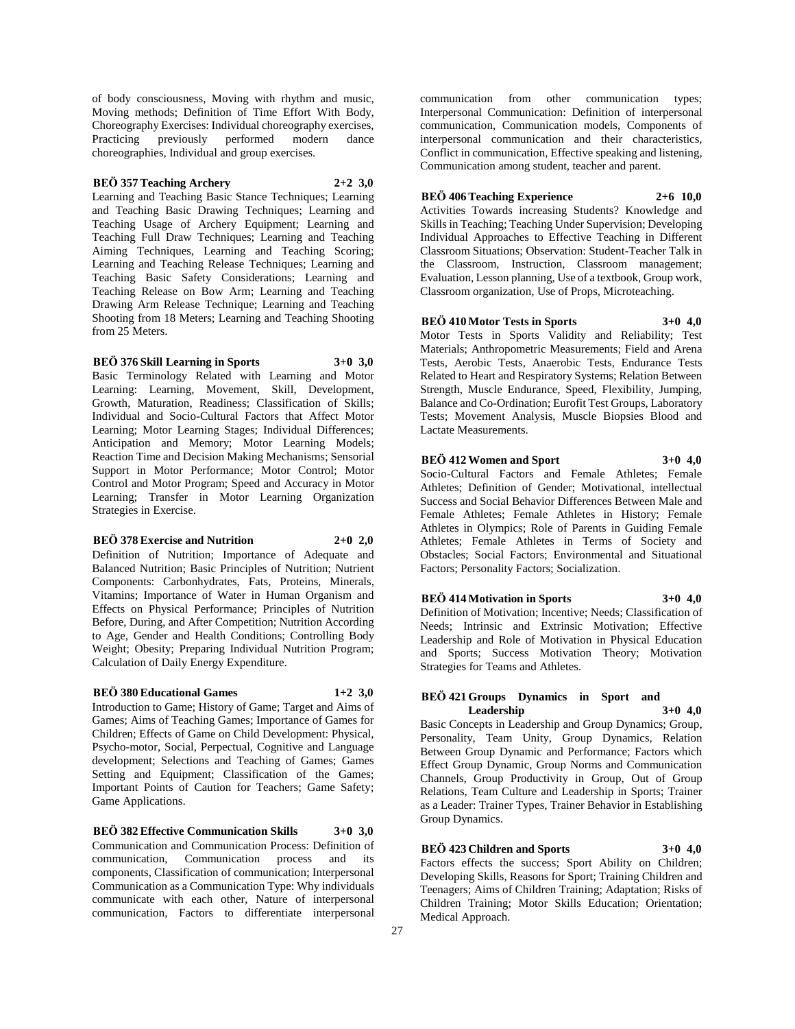of body consciousness, Moving with rhythm and music, Moving methods; Definition of Time Effort With Body, Choreography Exercises: Individual choreography exercises, Practicing previously performed modern dance choreographies, Individual and group exercises.

**BEÖ 357 Teaching Archery 2+2 3,0**

Learning and Teaching Basic Stance Techniques; Learning and Teaching Basic Drawing Techniques; Learning and Teaching Usage of Archery Equipment; Learning and Teaching Full Draw Techniques; Learning and Teaching Aiming Techniques, Learning and Teaching Scoring; Learning and Teaching Release Techniques; Learning and Teaching Basic Safety Considerations; Learning and Teaching Release on Bow Arm; Learning and Teaching Drawing Arm Release Technique; Learning and Teaching Shooting from 18 Meters; Learning and Teaching Shooting from 25 Meters.

**BEÖ 376 Skill Learning in Sports 3+0 3,0**

Basic Terminology Related with Learning and Motor Learning: Learning, Movement, Skill, Development, Growth, Maturation, Readiness; Classification of Skills; Individual and Socio-Cultural Factors that Affect Motor Learning; Motor Learning Stages; Individual Differences; Anticipation and Memory; Motor Learning Models; Reaction Time and Decision Making Mechanisms; Sensorial Support in Motor Performance; Motor Control; Motor Control and Motor Program; Speed and Accuracy in Motor Learning; Transfer in Motor Learning Organization Strategies in Exercise.

**BEÖ 378 Exercise and Nutrition 2+0 2,0**

Definition of Nutrition; Importance of Adequate and Balanced Nutrition; Basic Principles of Nutrition; Nutrient Components: Carbonhydrates, Fats, Proteins, Minerals, Vitamins; Importance of Water in Human Organism and Effects on Physical Performance; Principles of Nutrition Before, During, and After Competition; Nutrition According to Age, Gender and Health Conditions; Controlling Body Weight; Obesity; Preparing Individual Nutrition Program; Calculation of Daily Energy Expenditure.

**BEÖ 380 Educational Games 1+2 3,0**

Introduction to Game; History of Game; Target and Aims of Games; Aims of Teaching Games; Importance of Games for Children; Effects of Game on Child Development: Physical, Psycho-motor, Social, Perpectual, Cognitive and Language development; Selections and Teaching of Games; Games Setting and Equipment; Classification of the Games; Important Points of Caution for Teachers; Game Safety; Game Applications.

**BEÖ 382 Effective Communication Skills 3+0 3,0**

Communication and Communication Process: Definition of communication, Communication process and its components, Classification of communication; Interpersonal Communication as a Communication Type: Why individuals communicate with each other, Nature of interpersonal communication, Factors to differentiate interpersonal communication from other communication types; Interpersonal Communication: Definition of interpersonal communication, Communication models, Components of interpersonal communication and their characteristics, Conflict in communication, Effective speaking and listening, Communication among student, teacher and parent.

**BEÖ 406 Teaching Experience 2+6 10,0**

Activities Towards increasing Students? Knowledge and Skills in Teaching; Teaching Under Supervision; Developing Individual Approaches to Effective Teaching in Different Classroom Situations; Observation: Student-Teacher Talk in the Classroom, Instruction, Classroom management; Evaluation, Lesson planning, Use of a textbook, Group work, Classroom organization, Use of Props, Microteaching.

**BEÖ 410 Motor Tests in Sports 3+0 4,0**

Motor Tests in Sports Validity and Reliability; Test Materials; Anthropometric Measurements; Field and Arena Tests, Aerobic Tests, Anaerobic Tests, Endurance Tests Related to Heart and Respiratory Systems; Relation Between Strength, Muscle Endurance, Speed, Flexibility, Jumping, Balance and Co-Ordination; Eurofit Test Groups, Laboratory Tests; Movement Analysis, Muscle Biopsies Blood and Lactate Measurements.

**BEÖ 412 Women and Sport 3+0 4,0**

Socio-Cultural Factors and Female Athletes; Female Athletes; Definition of Gender; Motivational, intellectual Success and Social Behavior Differences Between Male and Female Athletes; Female Athletes in History; Female Athletes in Olympics; Role of Parents in Guiding Female Athletes; Female Athletes in Terms of Society and Obstacles; Social Factors; Environmental and Situational Factors; Personality Factors; Socialization.

**BEÖ 414 Motivation in Sports 3+0 4,0**

Definition of Motivation; Incentive; Needs; Classification of Needs; Intrinsic and Extrinsic Motivation; Effective Leadership and Role of Motivation in Physical Education and Sports; Success Motivation Theory; Motivation Strategies for Teams and Athletes.

**BEÖ 421 Groups Dynamics in Sport and Leadership 3+0 4,0**

Basic Concepts in Leadership and Group Dynamics; Group, Personality, Team Unity, Group Dynamics, Relation Between Group Dynamic and Performance; Factors which Effect Group Dynamic, Group Norms and Communication Channels, Group Productivity in Group, Out of Group Relations, Team Culture and Leadership in Sports; Trainer as a Leader: Trainer Types, Trainer Behavior in Establishing Group Dynamics.

**BEÖ 423 Children and Sports 3+0 4,0**

Factors effects the success; Sport Ability on Children; Developing Skills, Reasons for Sport; Training Children and Teenagers; Aims of Children Training; Adaptation; Risks of Children Training; Motor Skills Education; Orientation; Medical Approach.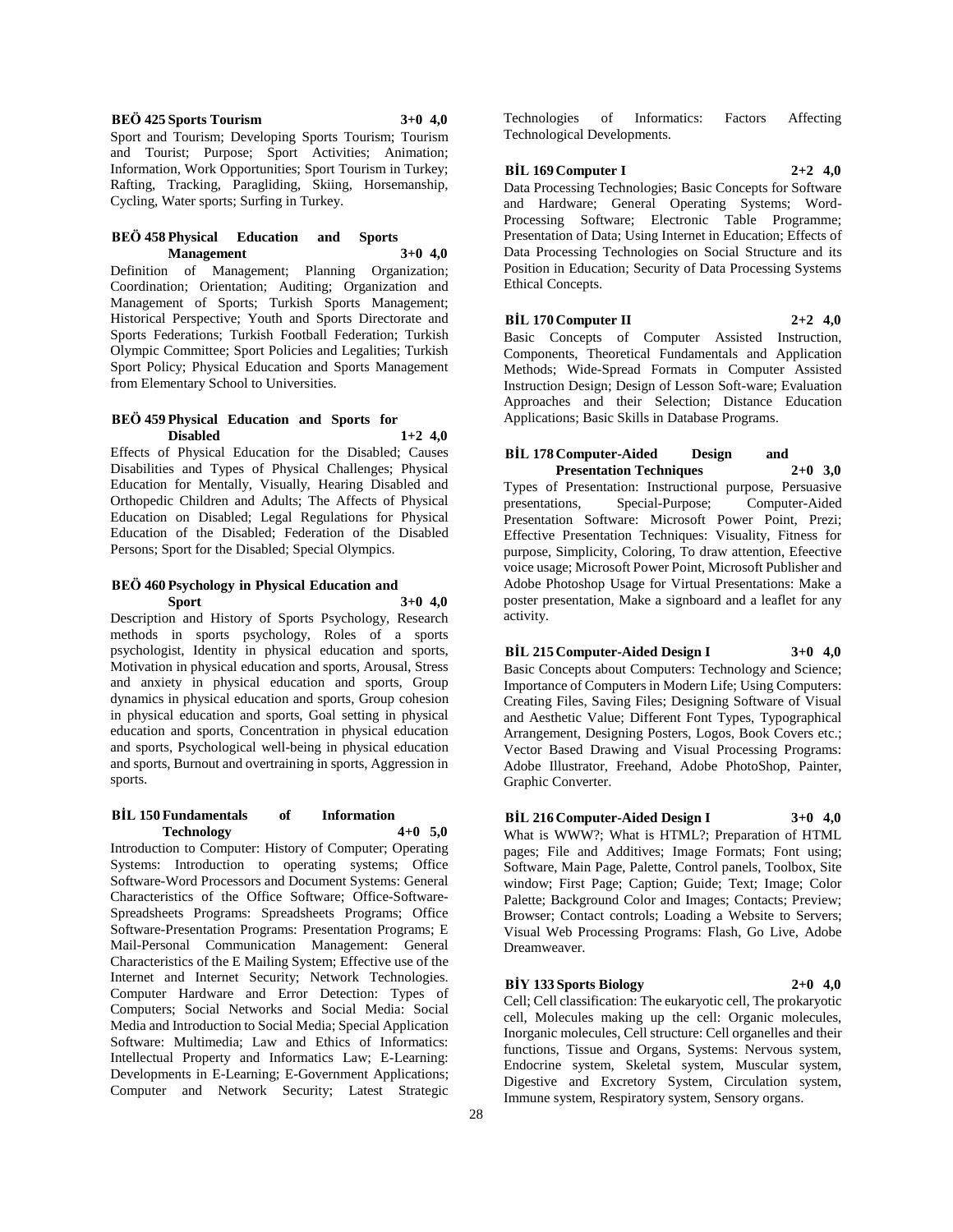**BEÖ 425 Sports Tourism 3+0 4,0**

Sport and Tourism; Developing Sports Tourism; Tourism and Tourist; Purpose; Sport Activities; Animation; Information, Work Opportunities; Sport Tourism in Turkey; Rafting, Tracking, Paragliding, Skiing, Horsemanship, Cycling, Water sports; Surfing in Turkey.

**BEÖ 458 Physical Education and Sports Management 3+0 4,0**

Definition of Management; Planning Organization; Coordination; Orientation; Auditing; Organization and Management of Sports; Turkish Sports Management; Historical Perspective; Youth and Sports Directorate and Sports Federations; Turkish Football Federation; Turkish Olympic Committee; Sport Policies and Legalities; Turkish Sport Policy; Physical Education and Sports Management from Elementary School to Universities.

**BEÖ 459 Physical Education and Sports for Disabled 1+2 4,0**

Effects of Physical Education for the Disabled; Causes Disabilities and Types of Physical Challenges; Physical Education for Mentally, Visually, Hearing Disabled and Orthopedic Children and Adults; The Affects of Physical Education on Disabled; Legal Regulations for Physical Education of the Disabled; Federation of the Disabled Persons; Sport for the Disabled; Special Olympics.

**BEÖ 460 Psychology in Physical Education and Sport 3+0 4,0**

Description and History of Sports Psychology, Research methods in sports psychology, Roles of a sports psychologist, Identity in physical education and sports, Motivation in physical education and sports, Arousal, Stress and anxiety in physical education and sports, Group dynamics in physical education and sports, Group cohesion in physical education and sports, Goal setting in physical education and sports, Concentration in physical education and sports, Psychological well-being in physical education and sports, Burnout and overtraining in sports, Aggression in sports.

**BİL 150 Fundamentals of Information Technology 4+0 5,0**

Introduction to Computer: History of Computer; Operating Systems: Introduction to operating systems; Office Software-Word Processors and Document Systems: General Characteristics of the Office Software; Office-Software-Spreadsheets Programs: Spreadsheets Programs; Office Software-Presentation Programs: Presentation Programs; E Mail-Personal Communication Management: General Characteristics of the E Mailing System; Effective use of the Internet and Internet Security; Network Technologies. Computer Hardware and Error Detection: Types of Computers; Social Networks and Social Media: Social Media and Introduction to Social Media; Special Application Software: Multimedia; Law and Ethics of Informatics: Intellectual Property and Informatics Law; E-Learning: Developments in E-Learning; E-Government Applications; Computer and Network Security; Latest Strategic Technologies of Informatics: Factors Affecting Technological Developments.

**BİL 169 Computer I 2+2 4,0**

Data Processing Technologies; Basic Concepts for Software and Hardware; General Operating Systems; Word-Processing Software; Electronic Table Programme; Presentation of Data; Using Internet in Education; Effects of Data Processing Technologies on Social Structure and its Position in Education; Security of Data Processing Systems Ethical Concepts.

**BİL 170 Computer II 2+2 4,0**

Basic Concepts of Computer Assisted Instruction, Components, Theoretical Fundamentals and Application Methods; Wide-Spread Formats in Computer Assisted Instruction Design; Design of Lesson Soft-ware; Evaluation Approaches and their Selection; Distance Education Applications; Basic Skills in Database Programs.

**BİL 178 Computer-Aided Design and Presentation Techniques 2+0 3,0**

Types of Presentation: Instructional purpose, Persuasive presentations, Special-Purpose; Computer-Aided Presentation Software: Microsoft Power Point, Prezi; Effective Presentation Techniques: Visuality, Fitness for purpose, Simplicity, Coloring, To draw attention, Efeective voice usage; Microsoft Power Point, Microsoft Publisher and Adobe Photoshop Usage for Virtual Presentations: Make a poster presentation, Make a signboard and a leaflet for any activity.

**BİL 215 Computer-Aided Design I 3+0 4,0**

Basic Concepts about Computers: Technology and Science; Importance of Computers in Modern Life; Using Computers: Creating Files, Saving Files; Designing Software of Visual and Aesthetic Value; Different Font Types, Typographical Arrangement, Designing Posters, Logos, Book Covers etc.; Vector Based Drawing and Visual Processing Programs: Adobe Illustrator, Freehand, Adobe PhotoShop, Painter, Graphic Converter.

**BİL 216 Computer-Aided Design I 3+0 4,0**

What is WWW?; What is HTML?; Preparation of HTML pages; File and Additives; Image Formats; Font using; Software, Main Page, Palette, Control panels, Toolbox, Site window; First Page; Caption; Guide; Text; Image; Color Palette; Background Color and Images; Contacts; Preview; Browser; Contact controls; Loading a Website to Servers; Visual Web Processing Programs: Flash, Go Live, Adobe Dreamweaver.

**BİY 133 Sports Biology 2+0 4,0**

Cell; Cell classification: The eukaryotic cell, The prokaryotic cell, Molecules making up the cell: Organic molecules, Inorganic molecules, Cell structure: Cell organelles and their functions, Tissue and Organs, Systems: Nervous system, Endocrine system, Skeletal system, Muscular system, Digestive and Excretory System, Circulation system, Immune system, Respiratory system, Sensory organs.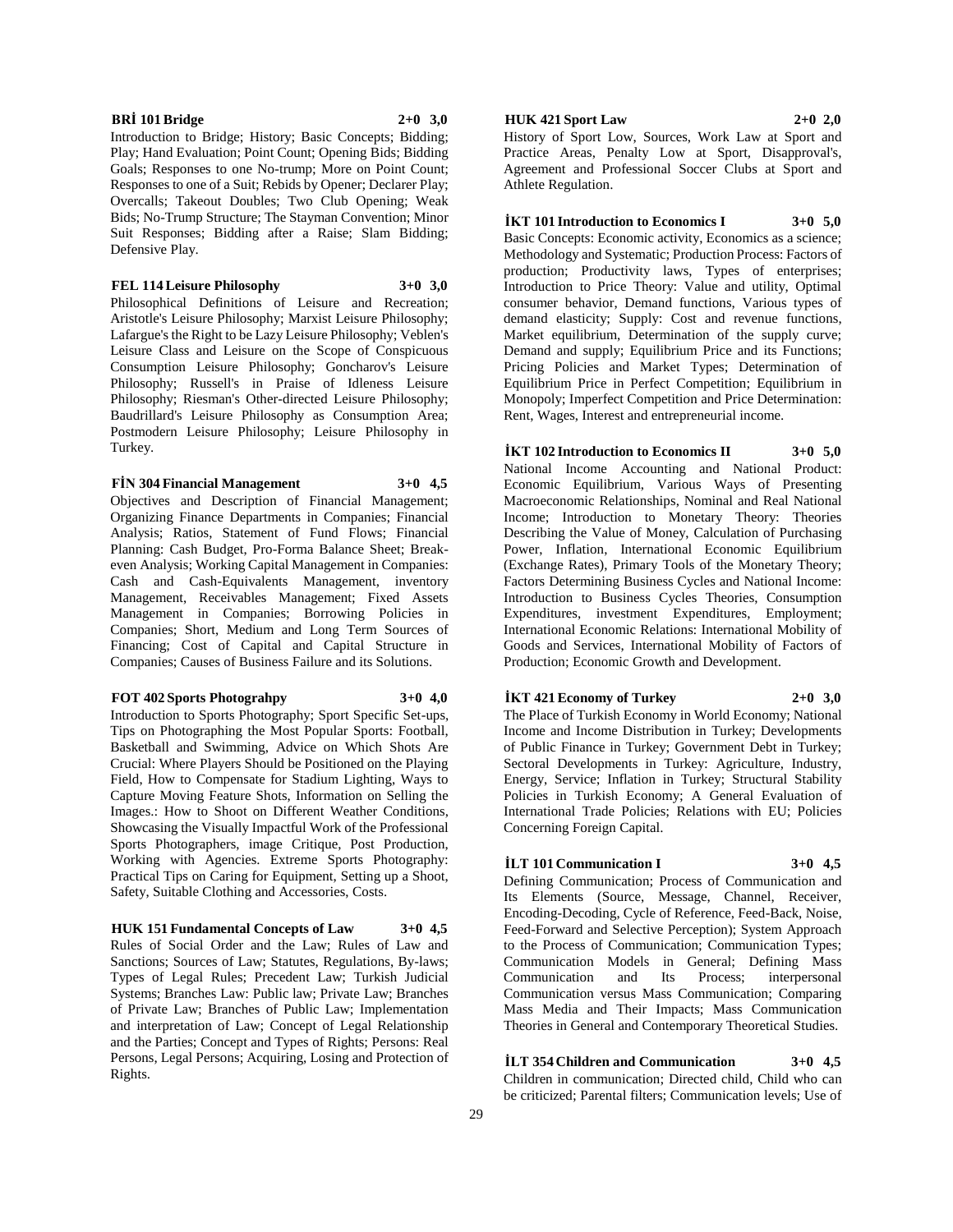**BRİ 101 Bridge 2+0 3,0**

Introduction to Bridge; History; Basic Concepts; Bidding; Play; Hand Evaluation; Point Count; Opening Bids; Bidding Goals; Responses to one No-trump; More on Point Count; Responses to one of a Suit; Rebids by Opener; Declarer Play; Overcalls; Takeout Doubles; Two Club Opening; Weak Bids; No-Trump Structure; The Stayman Convention; Minor Suit Responses; Bidding after a Raise; Slam Bidding; Defensive Play.

**FEL 114 Leisure Philosophy 3+0 3,0**

Philosophical Definitions of Leisure and Recreation; Aristotle's Leisure Philosophy; Marxist Leisure Philosophy; Lafargue's the Right to be Lazy Leisure Philosophy; Veblen's Leisure Class and Leisure on the Scope of Conspicuous Consumption Leisure Philosophy; Goncharov's Leisure Philosophy; Russell's in Praise of Idleness Leisure Philosophy; Riesman's Other-directed Leisure Philosophy; Baudrillard's Leisure Philosophy as Consumption Area; Postmodern Leisure Philosophy; Leisure Philosophy in Turkey.

**FİN 304 Financial Management 3+0 4,5**

Objectives and Description of Financial Management; Organizing Finance Departments in Companies; Financial Analysis; Ratios, Statement of Fund Flows; Financial Planning: Cash Budget, Pro-Forma Balance Sheet; Break-even Analysis; Working Capital Management in Companies: Cash and Cash-Equivalents Management, inventory Management, Receivables Management; Fixed Assets Management in Companies; Borrowing Policies in Companies; Short, Medium and Long Term Sources of Financing; Cost of Capital and Capital Structure in Companies; Causes of Business Failure and its Solutions.

**FOT 402 Sports Photograhpy 3+0 4,0**

Introduction to Sports Photography; Sport Specific Set-ups, Tips on Photographing the Most Popular Sports: Football, Basketball and Swimming, Advice on Which Shots Are Crucial: Where Players Should be Positioned on the Playing Field, How to Compensate for Stadium Lighting, Ways to Capture Moving Feature Shots, Information on Selling the Images.: How to Shoot on Different Weather Conditions, Showcasing the Visually Impactful Work of the Professional Sports Photographers, image Critique, Post Production, Working with Agencies. Extreme Sports Photography: Practical Tips on Caring for Equipment, Setting up a Shoot, Safety, Suitable Clothing and Accessories, Costs.

**HUK 151 Fundamental Concepts of Law 3+0 4,5**

Rules of Social Order and the Law; Rules of Law and Sanctions; Sources of Law; Statutes, Regulations, By-laws; Types of Legal Rules; Precedent Law; Turkish Judicial Systems; Branches Law: Public law; Private Law; Branches of Private Law; Branches of Public Law; Implementation and interpretation of Law; Concept of Legal Relationship and the Parties; Concept and Types of Rights; Persons: Real Persons, Legal Persons; Acquiring, Losing and Protection of Rights.

**HUK 421 Sport Law 2+0 2,0**

History of Sport Low, Sources, Work Law at Sport and Practice Areas, Penalty Low at Sport, Disapproval's, Agreement and Professional Soccer Clubs at Sport and Athlete Regulation.

**İKT 101 Introduction to Economics I 3+0 5,0**

Basic Concepts: Economic activity, Economics as a science; Methodology and Systematic; Production Process: Factors of production; Productivity laws, Types of enterprises; Introduction to Price Theory: Value and utility, Optimal consumer behavior, Demand functions, Various types of demand elasticity; Supply: Cost and revenue functions, Market equilibrium, Determination of the supply curve; Demand and supply; Equilibrium Price and its Functions; Pricing Policies and Market Types; Determination of Equilibrium Price in Perfect Competition; Equilibrium in Monopoly; Imperfect Competition and Price Determination: Rent, Wages, Interest and entrepreneurial income.

**İKT 102 Introduction to Economics II 3+0 5,0**

National Income Accounting and National Product: Economic Equilibrium, Various Ways of Presenting Macroeconomic Relationships, Nominal and Real National Income; Introduction to Monetary Theory: Theories Describing the Value of Money, Calculation of Purchasing Power, Inflation, International Economic Equilibrium (Exchange Rates), Primary Tools of the Monetary Theory; Factors Determining Business Cycles and National Income: Introduction to Business Cycles Theories, Consumption Expenditures, investment Expenditures, Employment; International Economic Relations: International Mobility of Goods and Services, International Mobility of Factors of Production; Economic Growth and Development.

**İKT 421 Economy of Turkey 2+0 3,0**

The Place of Turkish Economy in World Economy; National Income and Income Distribution in Turkey; Developments of Public Finance in Turkey; Government Debt in Turkey; Sectoral Developments in Turkey: Agriculture, Industry, Energy, Service; Inflation in Turkey; Structural Stability Policies in Turkish Economy; A General Evaluation of International Trade Policies; Relations with EU; Policies Concerning Foreign Capital.

**İLT 101 Communication I 3+0 4,5**

Defining Communication; Process of Communication and Its Elements (Source, Message, Channel, Receiver, Encoding-Decoding, Cycle of Reference, Feed-Back, Noise, Feed-Forward and Selective Perception); System Approach to the Process of Communication; Communication Types; Communication Models in General; Defining Mass Communication and Its Process; interpersonal Communication versus Mass Communication; Comparing Mass Media and Their Impacts; Mass Communication Theories in General and Contemporary Theoretical Studies.

**İLT 354 Children and Communication 3+0 4,5**

Children in communication; Directed child, Child who can be criticized; Parental filters; Communication levels; Use of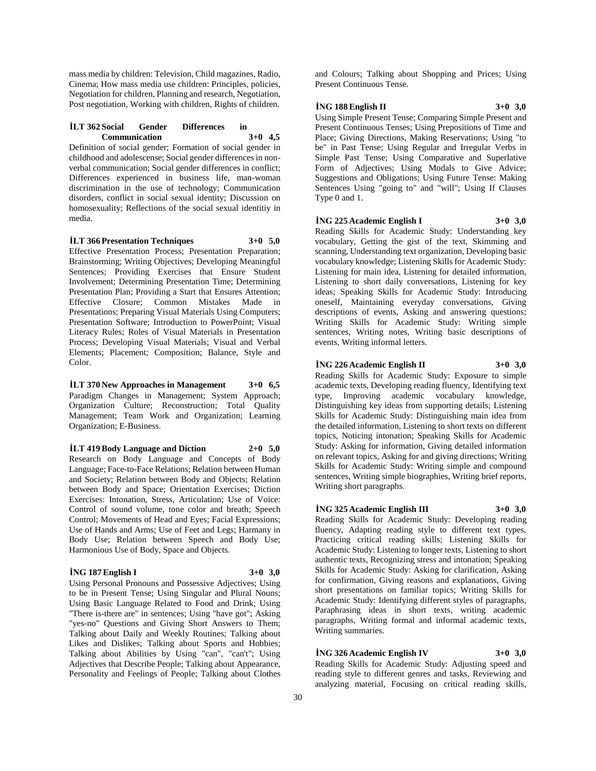mass media by children: Television, Child magazines, Radio, Cinema; How mass media use children: Principles, policies, Negotiation for children, Planning and research, Negotiation, Post negotiation, Working with children, Rights of children.

**İLT 362 Social Gender Differences in Communication 3+0 4,5**

Definition of social gender; Formation of social gender in childhood and adolescense; Social gender differences in non-verbal communication; Social gender differences in conflict; Differences experienced in business life, man-woman discrimination in the use of technology; Communication disorders, conflict in social sexual identity; Discussion on homosexuality; Reflections of the social sexual identitiy in media.

**İLT 366 Presentation Techniques 3+0 5,0**

Effective Presentation Process; Presentation Preparation; Brainstorming; Writing Objectives; Developing Meaningful Sentences; Providing Exercises that Ensure Student Involvement; Determining Presentation Time; Determining Presentation Plan; Providing a Start that Ensures Attention; Effective Closure; Common Mistakes Made in Presentations; Preparing Visual Materials Using Computers; Presentation Software; Introduction to PowerPoint; Visual Literacy Rules; Roles of Visual Materials in Presentation Process; Developing Visual Materials; Visual and Verbal Elements; Placement; Composition; Balance, Style and Color.

**İLT 370 New Approaches in Management 3+0 6,5**

Paradigm Changes in Management; System Approach; Organization Culture; Reconstruction; Total Quality Management; Team Work and Organization; Learning Organization; E-Business.

**İLT 419 Body Language and Diction 2+0 5,0**

Research on Body Language and Concepts of Body Language; Face-to-Face Relations; Relation between Human and Society; Relation between Body and Objects; Relation between Body and Space; Orientation Exercises; Diction Exercises: Intonation, Stress, Articulation; Use of Voice: Control of sound volume, tone color and breath; Speech Control; Movements of Head and Eyes; Facial Expressions; Use of Hands and Arms; Use of Feet and Legs; Harmany in Body Use; Relation between Speech and Body Use; Harmonious Use of Body, Space and Objects.

**İNG 187 English I 3+0 3,0**

Using Personal Pronouns and Possessive Adjectives; Using to be in Present Tense; Using Singular and Plural Nouns; Using Basic Language Related to Food and Drink; Using "There is-there are" in sentences; Using "have got"; Asking "yes-no" Questions and Giving Short Answers to Them; Talking about Daily and Weekly Routines; Talking about Likes and Dislikes; Talking about Sports and Hobbies; Talking about Abilities by Using "can", "can't"; Using Adjectives that Describe People; Talking about Appearance, Personality and Feelings of People; Talking about Clothes and Colours; Talking about Shopping and Prices; Using Present Continuous Tense.

**İNG 188 English II 3+0 3,0**

Using Simple Present Tense; Comparing Simple Present and Present Continuous Tenses; Using Prepositions of Time and Place; Giving Directions, Making Reservations; Using "to be" in Past Tense; Using Regular and Irregular Verbs in Simple Past Tense; Using Comparative and Superlative Form of Adjectives; Using Modals to Give Advice; Suggestions and Obligations; Using Future Tense: Making Sentences Using "going to" and "will"; Using If Clauses Type 0 and 1.

**İNG 225 Academic English I 3+0 3,0**

Reading Skills for Academic Study: Understanding key vocabulary, Getting the gist of the text, Skimming and scanning, Understanding text organization, Developing basic vocabulary knowledge; Listening Skills for Academic Study: Listening for main idea, Listening for detailed information, Listening to short daily conversations, Listening for key ideas; Speaking Skills for Academic Study: Introducing oneself, Maintaining everyday conversations, Giving descriptions of events, Asking and answering questions; Writing Skills for Academic Study: Writing simple sentences, Writing notes, Writing basic descriptions of events, Writing informal letters.

**İNG 226 Academic English II 3+0 3,0**

Reading Skills for Academic Study: Exposure to simple academic texts, Developing reading fluency, Identifying text type, Improving academic vocabulary knowledge, Distinguishing key ideas from supporting details; Listening Skills for Academic Study: Distinguishing main idea from the detailed information, Listening to short texts on different topics, Noticing intonation; Speaking Skills for Academic Study: Asking for information, Giving detailed information on relevant topics, Asking for and giving directions; Writing Skills for Academic Study: Writing simple and compound sentences, Writing simple biographies, Writing brief reports, Writing short paragraphs.

**İNG 325 Academic English III 3+0 3,0**

Reading Skills for Academic Study: Developing reading fluency, Adapting reading style to different text types, Practicing critical reading skills; Listening Skills for Academic Study: Listening to longer texts, Listening to short authentic texts, Recognizing stress and intonation; Speaking Skills for Academic Study: Asking for clarification, Asking for confirmation, Giving reasons and explanations, Giving short presentations on familiar topics; Writing Skills for Academic Study: Identifying different styles of paragraphs, Paraphrasing ideas in short texts, writing academic paragraphs, Writing formal and informal academic texts, Writing summaries.

**İNG 326 Academic English IV 3+0 3,0**

Reading Skills for Academic Study: Adjusting speed and reading style to different genres and tasks, Reviewing and analyzing material, Focusing on critical reading skills,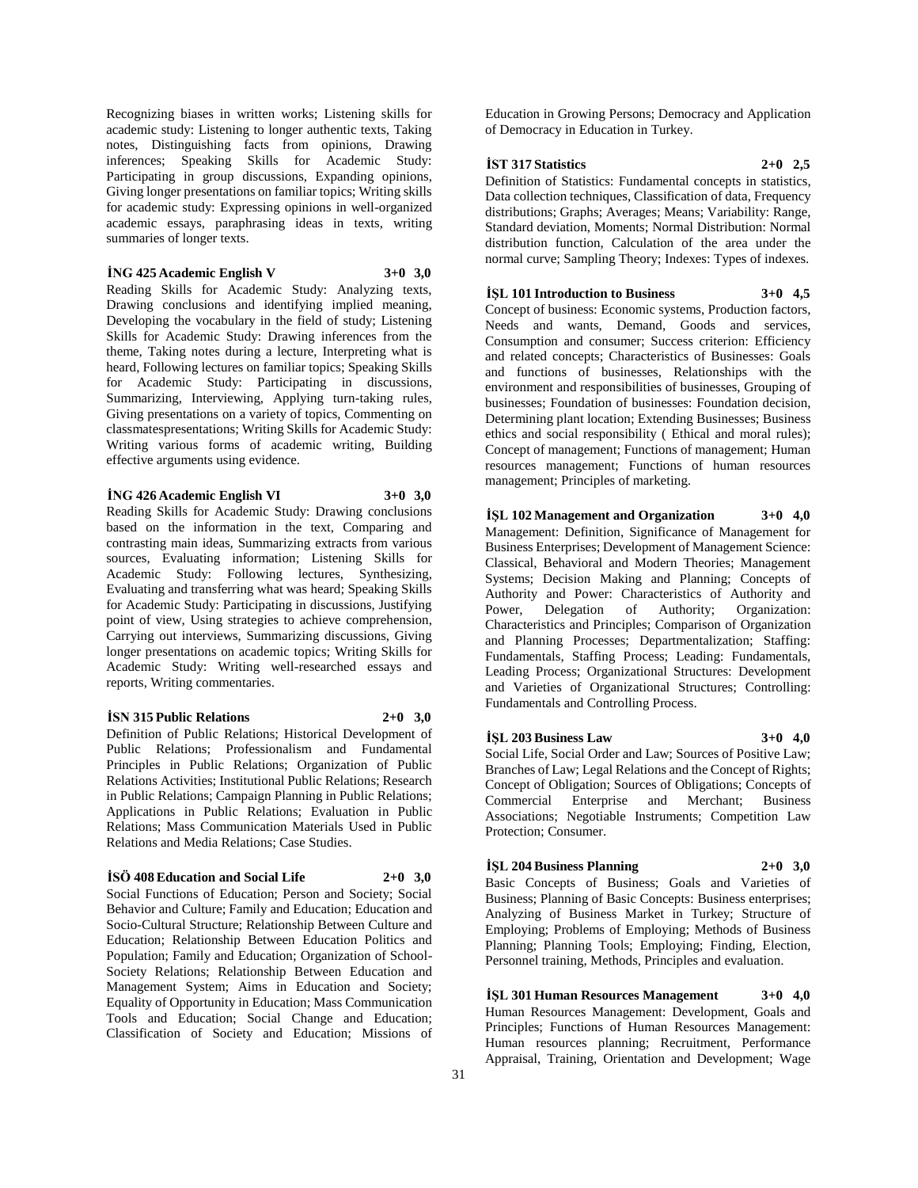Recognizing biases in written works; Listening skills for academic study: Listening to longer authentic texts, Taking notes, Distinguishing facts from opinions, Drawing inferences; Speaking Skills for Academic Study: Participating in group discussions, Expanding opinions, Giving longer presentations on familiar topics; Writing skills for academic study: Expressing opinions in well-organized academic essays, paraphrasing ideas in texts, writing summaries of longer texts.

**İNG 425 Academic English V 3+0 3,0**

Reading Skills for Academic Study: Analyzing texts, Drawing conclusions and identifying implied meaning, Developing the vocabulary in the field of study; Listening Skills for Academic Study: Drawing inferences from the theme, Taking notes during a lecture, Interpreting what is heard, Following lectures on familiar topics; Speaking Skills for Academic Study: Participating in discussions, Summarizing, Interviewing, Applying turn-taking rules, Giving presentations on a variety of topics, Commenting on classmatespresentations; Writing Skills for Academic Study: Writing various forms of academic writing, Building effective arguments using evidence.

**İNG 426 Academic English VI 3+0 3,0**

Reading Skills for Academic Study: Drawing conclusions based on the information in the text, Comparing and contrasting main ideas, Summarizing extracts from various sources, Evaluating information; Listening Skills for Academic Study: Following lectures, Synthesizing, Evaluating and transferring what was heard; Speaking Skills for Academic Study: Participating in discussions, Justifying point of view, Using strategies to achieve comprehension, Carrying out interviews, Summarizing discussions, Giving longer presentations on academic topics; Writing Skills for Academic Study: Writing well-researched essays and reports, Writing commentaries.

**İSN 315 Public Relations 2+0 3,0**

Definition of Public Relations; Historical Development of Public Relations; Professionalism and Fundamental Principles in Public Relations; Organization of Public Relations Activities; Institutional Public Relations; Research in Public Relations; Campaign Planning in Public Relations; Applications in Public Relations; Evaluation in Public Relations; Mass Communication Materials Used in Public Relations and Media Relations; Case Studies.

**İSÖ 408 Education and Social Life 2+0 3,0**

Social Functions of Education; Person and Society; Social Behavior and Culture; Family and Education; Education and Socio-Cultural Structure; Relationship Between Culture and Education; Relationship Between Education Politics and Population; Family and Education; Organization of School-Society Relations; Relationship Between Education and Management System; Aims in Education and Society; Equality of Opportunity in Education; Mass Communication Tools and Education; Social Change and Education; Classification of Society and Education; Missions of Education in Growing Persons; Democracy and Application of Democracy in Education in Turkey.

**İST 317 Statistics 2+0 2,5**

Definition of Statistics: Fundamental concepts in statistics, Data collection techniques, Classification of data, Frequency distributions; Graphs; Averages; Means; Variability: Range, Standard deviation, Moments; Normal Distribution: Normal distribution function, Calculation of the area under the normal curve; Sampling Theory; Indexes: Types of indexes.

**İŞL 101 Introduction to Business 3+0 4,5**

Concept of business: Economic systems, Production factors, Needs and wants, Demand, Goods and services, Consumption and consumer; Success criterion: Efficiency and related concepts; Characteristics of Businesses: Goals and functions of businesses, Relationships with the environment and responsibilities of businesses, Grouping of businesses; Foundation of businesses: Foundation decision, Determining plant location; Extending Businesses; Business ethics and social responsibility ( Ethical and moral rules); Concept of management; Functions of management; Human resources management; Functions of human resources management; Principles of marketing.

**İŞL 102 Management and Organization 3+0 4,0**

Management: Definition, Significance of Management for Business Enterprises; Development of Management Science: Classical, Behavioral and Modern Theories; Management Systems; Decision Making and Planning; Concepts of Authority and Power: Characteristics of Authority and Power, Delegation of Authority; Organization: Characteristics and Principles; Comparison of Organization and Planning Processes; Departmentalization; Staffing: Fundamentals, Staffing Process; Leading: Fundamentals, Leading Process; Organizational Structures: Development and Varieties of Organizational Structures; Controlling: Fundamentals and Controlling Process.

**İŞL 203 Business Law 3+0 4,0**

Social Life, Social Order and Law; Sources of Positive Law; Branches of Law; Legal Relations and the Concept of Rights; Concept of Obligation; Sources of Obligations; Concepts of Commercial Enterprise and Merchant; Business Associations; Negotiable Instruments; Competition Law Protection; Consumer.

**İŞL 204 Business Planning 2+0 3,0**

Basic Concepts of Business; Goals and Varieties of Business; Planning of Basic Concepts: Business enterprises; Analyzing of Business Market in Turkey; Structure of Employing; Problems of Employing; Methods of Business Planning; Planning Tools; Employing; Finding, Election, Personnel training, Methods, Principles and evaluation.

**İŞL 301 Human Resources Management 3+0 4,0**

Human Resources Management: Development, Goals and Principles; Functions of Human Resources Management: Human resources planning; Recruitment, Performance Appraisal, Training, Orientation and Development; Wage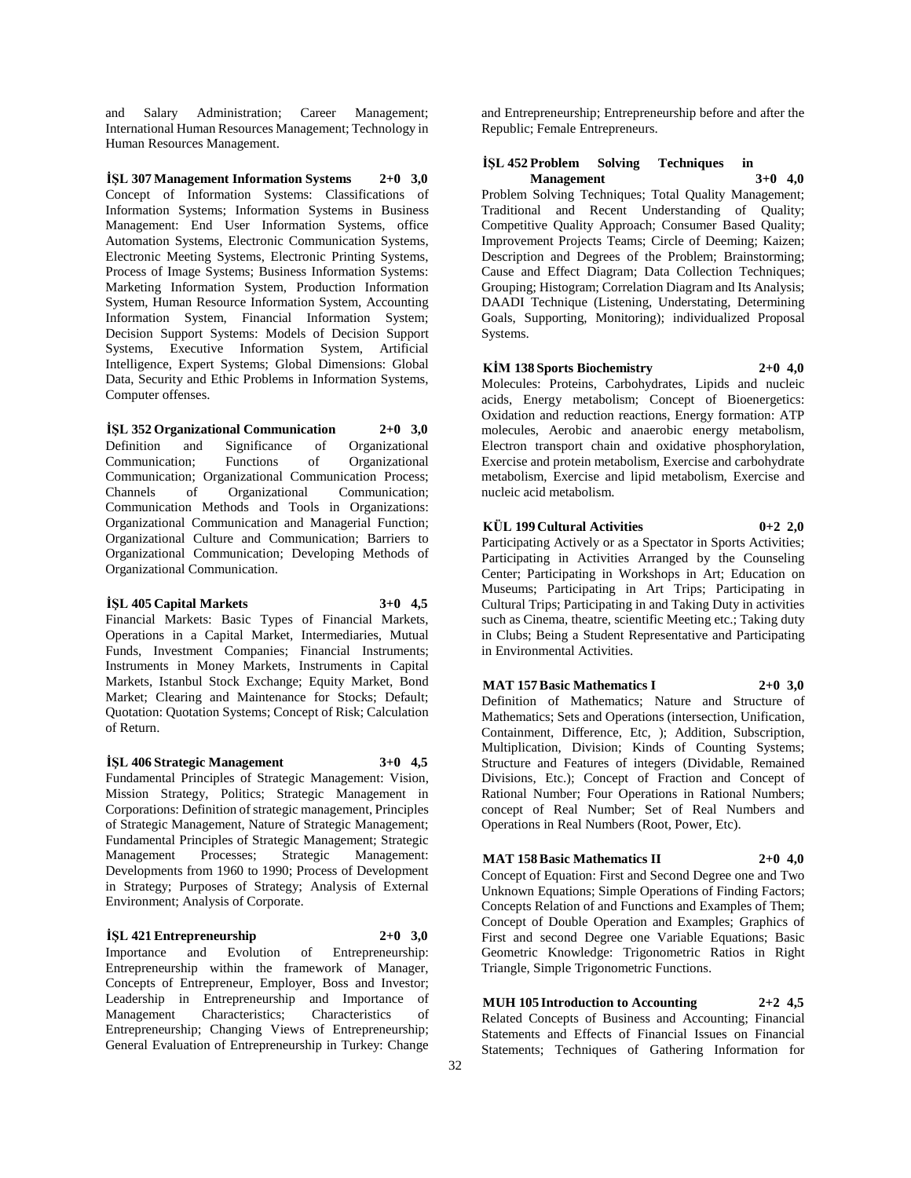and Salary Administration; Career Management; International Human Resources Management; Technology in Human Resources Management.

**İŞL 307 Management Information Systems 2+0 3,0**
Concept of Information Systems: Classifications of Information Systems; Information Systems in Business Management: End User Information Systems, office Automation Systems, Electronic Communication Systems, Electronic Meeting Systems, Electronic Printing Systems, Process of Image Systems; Business Information Systems: Marketing Information System, Production Information System, Human Resource Information System, Accounting Information System, Financial Information System; Decision Support Systems: Models of Decision Support Systems, Executive Information System, Artificial Intelligence, Expert Systems; Global Dimensions: Global Data, Security and Ethic Problems in Information Systems, Computer offenses.

**İŞL 352 Organizational Communication 2+0 3,0**
Definition and Significance of Organizational Communication; Functions of Organizational Communication; Organizational Communication Process; Channels of Organizational Communication; Communication Methods and Tools in Organizations: Organizational Communication and Managerial Function; Organizational Culture and Communication; Barriers to Organizational Communication; Developing Methods of Organizational Communication.

**İŞL 405 Capital Markets 3+0 4,5**
Financial Markets: Basic Types of Financial Markets, Operations in a Capital Market, Intermediaries, Mutual Funds, Investment Companies; Financial Instruments; Instruments in Money Markets, Instruments in Capital Markets, Istanbul Stock Exchange; Equity Market, Bond Market; Clearing and Maintenance for Stocks; Default; Quotation: Quotation Systems; Concept of Risk; Calculation of Return.

**İŞL 406 Strategic Management 3+0 4,5**
Fundamental Principles of Strategic Management: Vision, Mission Strategy, Politics; Strategic Management in Corporations: Definition of strategic management, Principles of Strategic Management, Nature of Strategic Management; Fundamental Principles of Strategic Management; Strategic Management Processes; Strategic Management: Developments from 1960 to 1990; Process of Development in Strategy; Purposes of Strategy; Analysis of External Environment; Analysis of Corporate.

**İŞL 421 Entrepreneurship 2+0 3,0**
Importance and Evolution of Entrepreneurship: Entrepreneurship within the framework of Manager, Concepts of Entrepreneur, Employer, Boss and Investor; Leadership in Entrepreneurship and Importance of Management Characteristics; Characteristics of Entrepreneurship; Changing Views of Entrepreneurship; General Evaluation of Entrepreneurship in Turkey: Change and Entrepreneurship; Entrepreneurship before and after the Republic; Female Entrepreneurs.

**İŞL 452 Problem Solving Techniques in Management 3+0 4,0**
Problem Solving Techniques; Total Quality Management; Traditional and Recent Understanding of Quality; Competitive Quality Approach; Consumer Based Quality; Improvement Projects Teams; Circle of Deeming; Kaizen; Description and Degrees of the Problem; Brainstorming; Cause and Effect Diagram; Data Collection Techniques; Grouping; Histogram; Correlation Diagram and Its Analysis; DAADI Technique (Listening, Understating, Determining Goals, Supporting, Monitoring); individualized Proposal Systems.

**KİM 138 Sports Biochemistry 2+0 4,0**
Molecules: Proteins, Carbohydrates, Lipids and nucleic acids, Energy metabolism; Concept of Bioenergetics: Oxidation and reduction reactions, Energy formation: ATP molecules, Aerobic and anaerobic energy metabolism, Electron transport chain and oxidative phosphorylation, Exercise and protein metabolism, Exercise and carbohydrate metabolism, Exercise and lipid metabolism, Exercise and nucleic acid metabolism.

**KÜL 199 Cultural Activities 0+2 2,0**
Participating Actively or as a Spectator in Sports Activities; Participating in Activities Arranged by the Counseling Center; Participating in Workshops in Art; Education on Museums; Participating in Art Trips; Participating in Cultural Trips; Participating in and Taking Duty in activities such as Cinema, theatre, scientific Meeting etc.; Taking duty in Clubs; Being a Student Representative and Participating in Environmental Activities.

**MAT 157 Basic Mathematics I 2+0 3,0**
Definition of Mathematics; Nature and Structure of Mathematics; Sets and Operations (intersection, Unification, Containment, Difference, Etc, ); Addition, Subscription, Multiplication, Division; Kinds of Counting Systems; Structure and Features of integers (Dividable, Remained Divisions, Etc.); Concept of Fraction and Concept of Rational Number; Four Operations in Rational Numbers; concept of Real Number; Set of Real Numbers and Operations in Real Numbers (Root, Power, Etc).

**MAT 158 Basic Mathematics II 2+0 4,0**
Concept of Equation: First and Second Degree one and Two Unknown Equations; Simple Operations of Finding Factors; Concepts Relation of and Functions and Examples of Them; Concept of Double Operation and Examples; Graphics of First and second Degree one Variable Equations; Basic Geometric Knowledge: Trigonometric Ratios in Right Triangle, Simple Trigonometric Functions.

**MUH 105 Introduction to Accounting 2+2 4,5**
Related Concepts of Business and Accounting; Financial Statements and Effects of Financial Issues on Financial Statements; Techniques of Gathering Information for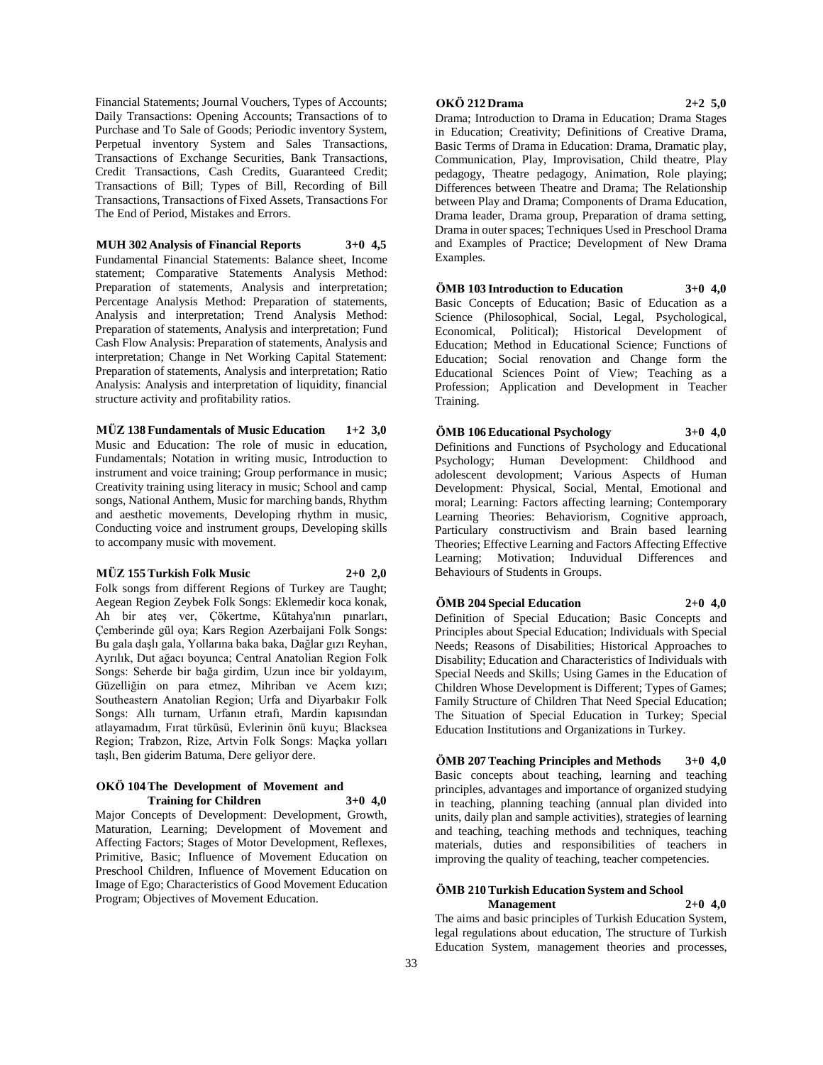Financial Statements; Journal Vouchers, Types of Accounts; Daily Transactions: Opening Accounts; Transactions of to Purchase and To Sale of Goods; Periodic inventory System, Perpetual inventory System and Sales Transactions, Transactions of Exchange Securities, Bank Transactions, Credit Transactions, Cash Credits, Guaranteed Credit; Transactions of Bill; Types of Bill, Recording of Bill Transactions, Transactions of Fixed Assets, Transactions For The End of Period, Mistakes and Errors.

**MUH 302 Analysis of Financial Reports 3+0 4,5**

Fundamental Financial Statements: Balance sheet, Income statement; Comparative Statements Analysis Method: Preparation of statements, Analysis and interpretation; Percentage Analysis Method: Preparation of statements, Analysis and interpretation; Trend Analysis Method: Preparation of statements, Analysis and interpretation; Fund Cash Flow Analysis: Preparation of statements, Analysis and interpretation; Change in Net Working Capital Statement: Preparation of statements, Analysis and interpretation; Ratio Analysis: Analysis and interpretation of liquidity, financial structure activity and profitability ratios.

**MÜZ 138 Fundamentals of Music Education 1+2 3,0**

Music and Education: The role of music in education, Fundamentals; Notation in writing music, Introduction to instrument and voice training; Group performance in music; Creativity training using literacy in music; School and camp songs, National Anthem, Music for marching bands, Rhythm and aesthetic movements, Developing rhythm in music, Conducting voice and instrument groups, Developing skills to accompany music with movement.

**MÜZ 155 Turkish Folk Music 2+0 2,0**

Folk songs from different Regions of Turkey are Taught; Aegean Region Zeybek Folk Songs: Eklemedir koca konak, Ah bir ateş ver, Çökertme, Kütahya'nın pınarları, Çemberinde gül oya; Kars Region Azerbaijani Folk Songs: Bu gala daşlı gala, Yollarına baka baka, Dağlar gızı Reyhan, Ayrılık, Dut ağacı boyunca; Central Anatolian Region Folk Songs: Seherde bir bağa girdim, Uzun ince bir yoldayım, Güzelliğin on para etmez, Mihriban ve Acem kızı; Southeastern Anatolian Region; Urfa and Diyarbakır Folk Songs: Allı turnam, Urfanın etrafı, Mardin kapısından atlayamadım, Fırat türküsü, Evlerinin önü kuyu; Blacksea Region; Trabzon, Rize, Artvin Folk Songs: Maçka yolları taşlı, Ben giderim Batuma, Dere geliyor dere.

**OKÖ 104 The Development of Movement and Training for Children 3+0 4,0**

Major Concepts of Development: Development, Growth, Maturation, Learning; Development of Movement and Affecting Factors; Stages of Motor Development, Reflexes, Primitive, Basic; Influence of Movement Education on Preschool Children, Influence of Movement Education on Image of Ego; Characteristics of Good Movement Education Program; Objectives of Movement Education.

**OKÖ 212 Drama 2+2 5,0**

Drama; Introduction to Drama in Education; Drama Stages in Education; Creativity; Definitions of Creative Drama, Basic Terms of Drama in Education: Drama, Dramatic play, Communication, Play, Improvisation, Child theatre, Play pedagogy, Theatre pedagogy, Animation, Role playing; Differences between Theatre and Drama; The Relationship between Play and Drama; Components of Drama Education, Drama leader, Drama group, Preparation of drama setting, Drama in outer spaces; Techniques Used in Preschool Drama and Examples of Practice; Development of New Drama Examples.

**ÖMB 103 Introduction to Education 3+0 4,0**

Basic Concepts of Education; Basic of Education as a Science (Philosophical, Social, Legal, Psychological, Economical, Political); Historical Development of Education; Method in Educational Science; Functions of Education; Social renovation and Change form the Educational Sciences Point of View; Teaching as a Profession; Application and Development in Teacher Training.

**ÖMB 106 Educational Psychology 3+0 4,0**

Definitions and Functions of Psychology and Educational Psychology; Human Development: Childhood and adolescent devolopment; Various Aspects of Human Development: Physical, Social, Mental, Emotional and moral; Learning: Factors affecting learning; Contemporary Learning Theories: Behaviorism, Cognitive approach, Particulary constructivism and Brain based learning Theories; Effective Learning and Factors Affecting Effective Learning; Motivation; Induvidual Differences and Behaviours of Students in Groups.

**ÖMB 204 Special Education 2+0 4,0**

Definition of Special Education; Basic Concepts and Principles about Special Education; Individuals with Special Needs; Reasons of Disabilities; Historical Approaches to Disability; Education and Characteristics of Individuals with Special Needs and Skills; Using Games in the Education of Children Whose Development is Different; Types of Games; Family Structure of Children That Need Special Education; The Situation of Special Education in Turkey; Special Education Institutions and Organizations in Turkey.

**ÖMB 207 Teaching Principles and Methods 3+0 4,0**

Basic concepts about teaching, learning and teaching principles, advantages and importance of organized studying in teaching, planning teaching (annual plan divided into units, daily plan and sample activities), strategies of learning and teaching, teaching methods and techniques, teaching materials, duties and responsibilities of teachers in improving the quality of teaching, teacher competencies.

**ÖMB 210 Turkish Education System and School Management 2+0 4,0**

The aims and basic principles of Turkish Education System, legal regulations about education, The structure of Turkish Education System, management theories and processes,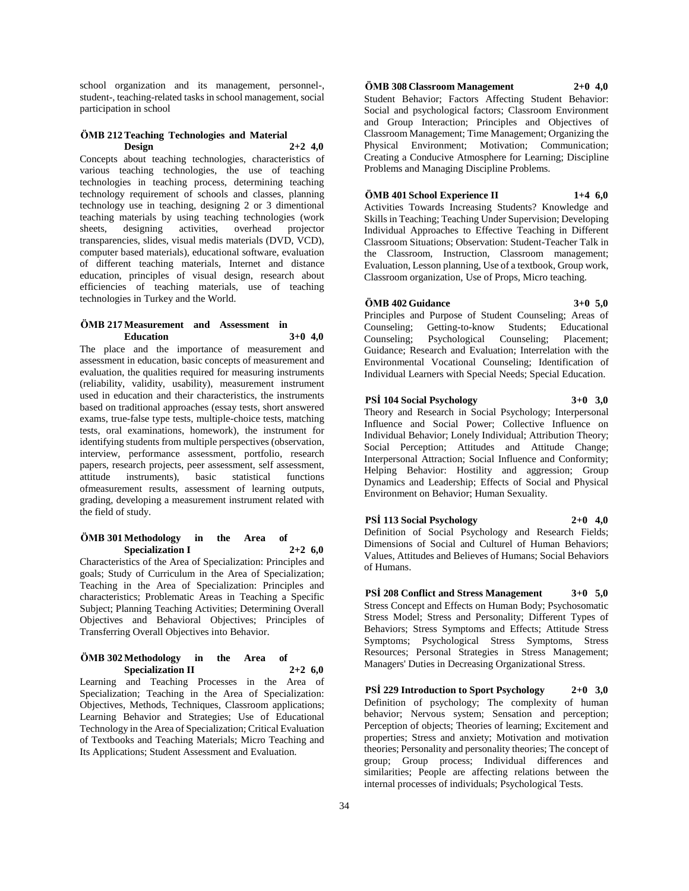school organization and its management, personnel-, student-, teaching-related tasks in school management, social participation in school

**ÖMB 212 Teaching Technologies and Material Design 2+2 4,0**

Concepts about teaching technologies, characteristics of various teaching technologies, the use of teaching technologies in teaching process, determining teaching technology requirement of schools and classes, planning technology use in teaching, designing 2 or 3 dimentional teaching materials by using teaching technologies (work sheets, designing activities, overhead projector transparencies, slides, visual medis materials (DVD, VCD), computer based materials), educational software, evaluation of different teaching materials, Internet and distance education, principles of visual design, research about efficiencies of teaching materials, use of teaching technologies in Turkey and the World.

**ÖMB 217 Measurement and Assessment in Education 3+0 4,0**

The place and the importance of measurement and assessment in education, basic concepts of measurement and evaluation, the qualities required for measuring instruments (reliability, validity, usability), measurement instrument used in education and their characteristics, the instruments based on traditional approaches (essay tests, short answered exams, true-false type tests, multiple-choice tests, matching tests, oral examinations, homework), the instrument for identifying students from multiple perspectives (observation, interview, performance assessment, portfolio, research papers, research projects, peer assessment, self assessment, attitude instruments), basic statistical functions ofmeasurement results, assessment of learning outputs, grading, developing a measurement instrument related with the field of study.

**ÖMB 301 Methodology in the Area of Specialization I 2+2 6,0**

Characteristics of the Area of Specialization: Principles and goals; Study of Curriculum in the Area of Specialization; Teaching in the Area of Specialization: Principles and characteristics; Problematic Areas in Teaching a Specific Subject; Planning Teaching Activities; Determining Overall Objectives and Behavioral Objectives; Principles of Transferring Overall Objectives into Behavior.

**ÖMB 302 Methodology in the Area of Specialization II 2+2 6,0**

Learning and Teaching Processes in the Area of Specialization; Teaching in the Area of Specialization: Objectives, Methods, Techniques, Classroom applications; Learning Behavior and Strategies; Use of Educational Technology in the Area of Specialization; Critical Evaluation of Textbooks and Teaching Materials; Micro Teaching and Its Applications; Student Assessment and Evaluation.

**ÖMB 308 Classroom Management 2+0 4,0**

Student Behavior; Factors Affecting Student Behavior: Social and psychological factors; Classroom Environment and Group Interaction; Principles and Objectives of Classroom Management; Time Management; Organizing the Physical Environment; Motivation; Communication; Creating a Conducive Atmosphere for Learning; Discipline Problems and Managing Discipline Problems.

**ÖMB 401 School Experience II 1+4 6,0**

Activities Towards Increasing Students? Knowledge and Skills in Teaching; Teaching Under Supervision; Developing Individual Approaches to Effective Teaching in Different Classroom Situations; Observation: Student-Teacher Talk in the Classroom, Instruction, Classroom management; Evaluation, Lesson planning, Use of a textbook, Group work, Classroom organization, Use of Props, Micro teaching.

**ÖMB 402 Guidance 3+0 5,0**

Principles and Purpose of Student Counseling; Areas of Counseling; Getting-to-know Students; Educational Counseling; Psychological Counseling; Placement; Guidance; Research and Evaluation; Interrelation with the Environmental Vocational Counseling; Identification of Individual Learners with Special Needs; Special Education.

**PSİ 104 Social Psychology 3+0 3,0**

Theory and Research in Social Psychology; Interpersonal Influence and Social Power; Collective Influence on Individual Behavior; Lonely Individual; Attribution Theory; Social Perception; Attitudes and Attitude Change; Interpersonal Attraction; Social Influence and Conformity; Helping Behavior: Hostility and aggression; Group Dynamics and Leadership; Effects of Social and Physical Environment on Behavior; Human Sexuality.

**PSİ 113 Social Psychology 2+0 4,0**

Definition of Social Psychology and Research Fields; Dimensions of Social and Culturel of Human Behaviors; Values, Attitudes and Believes of Humans; Social Behaviors of Humans.

**PSİ 208 Conflict and Stress Management 3+0 5,0**

Stress Concept and Effects on Human Body; Psychosomatic Stress Model; Stress and Personality; Different Types of Behaviors; Stress Symptoms and Effects; Attitude Stress Symptoms; Psychological Stress Symptoms, Stress Resources; Personal Strategies in Stress Management; Managers' Duties in Decreasing Organizational Stress.

**PSİ 229 Introduction to Sport Psychology 2+0 3,0**

Definition of psychology; The complexity of human behavior; Nervous system; Sensation and perception; Perception of objects; Theories of learning; Excitement and properties; Stress and anxiety; Motivation and motivation theories; Personality and personality theories; The concept of group; Group process; Individual differences and similarities; People are affecting relations between the internal processes of individuals; Psychological Tests.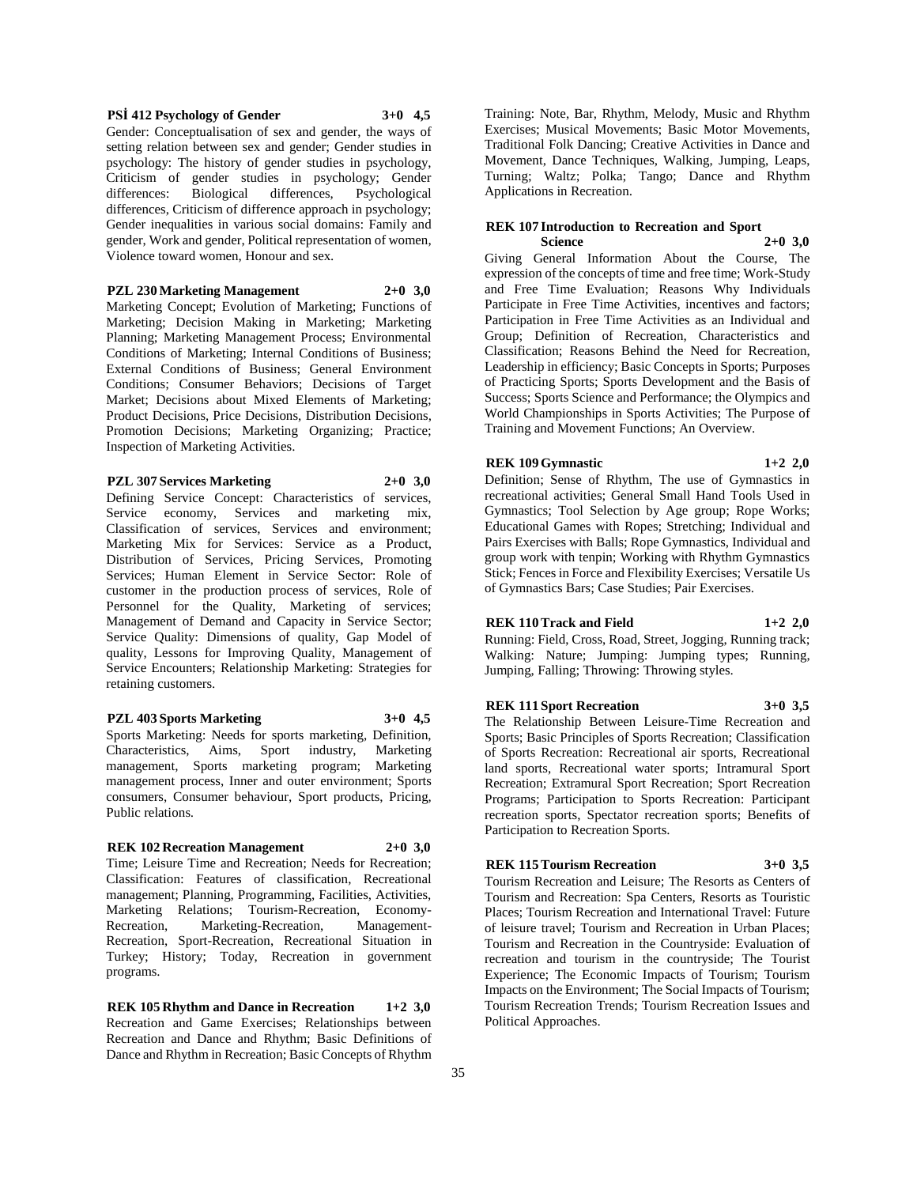**PSİ 412 Psychology of Gender 3+0 4,5**

Gender: Conceptualisation of sex and gender, the ways of setting relation between sex and gender; Gender studies in psychology: The history of gender studies in psychology, Criticism of gender studies in psychology; Gender differences: Biological differences, Psychological differences, Criticism of difference approach in psychology; Gender inequalities in various social domains: Family and gender, Work and gender, Political representation of women, Violence toward women, Honour and sex.

**PZL 230 Marketing Management 2+0 3,0**

Marketing Concept; Evolution of Marketing; Functions of Marketing; Decision Making in Marketing; Marketing Planning; Marketing Management Process; Environmental Conditions of Marketing; Internal Conditions of Business; External Conditions of Business; General Environment Conditions; Consumer Behaviors; Decisions of Target Market; Decisions about Mixed Elements of Marketing; Product Decisions, Price Decisions, Distribution Decisions, Promotion Decisions; Marketing Organizing; Practice; Inspection of Marketing Activities.

**PZL 307 Services Marketing 2+0 3,0**

Defining Service Concept: Characteristics of services, Service economy, Services and marketing mix, Classification of services, Services and environment; Marketing Mix for Services: Service as a Product, Distribution of Services, Pricing Services, Promoting Services; Human Element in Service Sector: Role of customer in the production process of services, Role of Personnel for the Quality, Marketing of services; Management of Demand and Capacity in Service Sector; Service Quality: Dimensions of quality, Gap Model of quality, Lessons for Improving Quality, Management of Service Encounters; Relationship Marketing: Strategies for retaining customers.

**PZL 403 Sports Marketing 3+0 4,5**

Sports Marketing: Needs for sports marketing, Definition, Characteristics, Aims, Sport industry, Marketing management, Sports marketing program; Marketing management process, Inner and outer environment; Sports consumers, Consumer behaviour, Sport products, Pricing, Public relations.

**REK 102 Recreation Management 2+0 3,0**

Time; Leisure Time and Recreation; Needs for Recreation; Classification: Features of classification, Recreational management; Planning, Programming, Facilities, Activities, Marketing Relations; Tourism-Recreation, Economy-Recreation, Marketing-Recreation, Management-Recreation, Sport-Recreation, Recreational Situation in Turkey; History; Today, Recreation in government programs.

**REK 105 Rhythm and Dance in Recreation 1+2 3,0**

Recreation and Game Exercises; Relationships between Recreation and Dance and Rhythm; Basic Definitions of Dance and Rhythm in Recreation; Basic Concepts of Rhythm Training: Note, Bar, Rhythm, Melody, Music and Rhythm Exercises; Musical Movements; Basic Motor Movements, Traditional Folk Dancing; Creative Activities in Dance and Movement, Dance Techniques, Walking, Jumping, Leaps, Turning; Waltz; Polka; Tango; Dance and Rhythm Applications in Recreation.

**REK 107 Introduction to Recreation and Sport Science 2+0 3,0**

Giving General Information About the Course, The expression of the concepts of time and free time; Work-Study and Free Time Evaluation; Reasons Why Individuals Participate in Free Time Activities, incentives and factors; Participation in Free Time Activities as an Individual and Group; Definition of Recreation, Characteristics and Classification; Reasons Behind the Need for Recreation, Leadership in efficiency; Basic Concepts in Sports; Purposes of Practicing Sports; Sports Development and the Basis of Success; Sports Science and Performance; the Olympics and World Championships in Sports Activities; The Purpose of Training and Movement Functions; An Overview.

**REK 109 Gymnastic 1+2 2,0**

Definition; Sense of Rhythm, The use of Gymnastics in recreational activities; General Small Hand Tools Used in Gymnastics; Tool Selection by Age group; Rope Works; Educational Games with Ropes; Stretching; Individual and Pairs Exercises with Balls; Rope Gymnastics, Individual and group work with tenpin; Working with Rhythm Gymnastics Stick; Fences in Force and Flexibility Exercises; Versatile Us of Gymnastics Bars; Case Studies; Pair Exercises.

**REK 110 Track and Field 1+2 2,0**

Running: Field, Cross, Road, Street, Jogging, Running track; Walking: Nature; Jumping: Jumping types; Running, Jumping, Falling; Throwing: Throwing styles.

**REK 111 Sport Recreation 3+0 3,5**

The Relationship Between Leisure-Time Recreation and Sports; Basic Principles of Sports Recreation; Classification of Sports Recreation: Recreational air sports, Recreational land sports, Recreational water sports; Intramural Sport Recreation; Extramural Sport Recreation; Sport Recreation Programs; Participation to Sports Recreation: Participant recreation sports, Spectator recreation sports; Benefits of Participation to Recreation Sports.

**REK 115 Tourism Recreation 3+0 3,5**

Tourism Recreation and Leisure; The Resorts as Centers of Tourism and Recreation: Spa Centers, Resorts as Touristic Places; Tourism Recreation and International Travel: Future of leisure travel; Tourism and Recreation in Urban Places; Tourism and Recreation in the Countryside: Evaluation of recreation and tourism in the countryside; The Tourist Experience; The Economic Impacts of Tourism; Tourism Impacts on the Environment; The Social Impacts of Tourism; Tourism Recreation Trends; Tourism Recreation Issues and Political Approaches.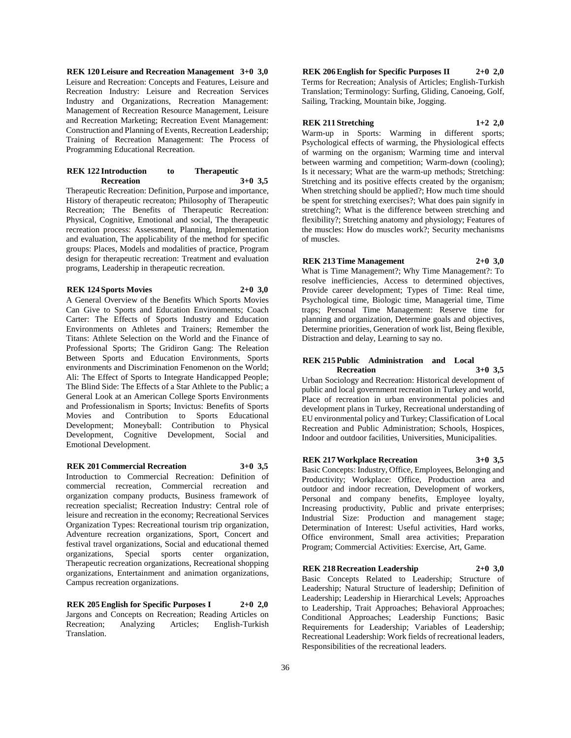**REK 120 Leisure and Recreation Management 3+0 3,0**

Leisure and Recreation: Concepts and Features, Leisure and Recreation Industry: Leisure and Recreation Services Industry and Organizations, Recreation Management: Management of Recreation Resource Management, Leisure and Recreation Marketing; Recreation Event Management: Construction and Planning of Events, Recreation Leadership; Training of Recreation Management: The Process of Programming Educational Recreation.

**REK 122 Introduction to Therapeutic Recreation 3+0 3,5**

Therapeutic Recreation: Definition, Purpose and importance, History of therapeutic recreaton; Philosophy of Therapeutic Recreation; The Benefits of Therapeutic Recreation: Physical, Cognitive, Emotional and social, The therapeutic recreation process: Assessment, Planning, Implementation and evaluation, The applicability of the method for specific groups: Places, Models and modalities of practice, Program design for therapeutic recreation: Treatment and evaluation programs, Leadership in therapeutic recreation.

**REK 124 Sports Movies 2+0 3,0**

A General Overview of the Benefits Which Sports Movies Can Give to Sports and Education Environments; Coach Carter: The Effects of Sports Industry and Education Environments on Athletes and Trainers; Remember the Titans: Athlete Selection on the World and the Finance of Professional Sports; The Gridiron Gang: The Releation Between Sports and Education Environments, Sports environments and Discrimination Fenomenon on the World; Ali: The Effect of Sports to Integrate Handicapped People; The Blind Side: The Effects of a Star Athlete to the Public; a General Look at an American College Sports Environments and Professionalism in Sports; Invictus: Benefits of Sports Movies and Contribution to Sports Educational Development; Moneyball: Contribution to Physical Development, Cognitive Development, Social and Emotional Development.

**REK 201 Commercial Recreation 3+0 3,5**

Introduction to Commercial Recreation: Definition of commercial recreation, Commercial recreation and organization company products, Business framework of recreation specialist; Recreation Industry: Central role of leisure and recreation in the economy; Recreational Services Organization Types: Recreational tourism trip organization, Adventure recreation organizations, Sport, Concert and festival travel organizations, Social and educational themed organizations, Special sports center organization, Therapeutic recreation organizations, Recreational shopping organizations, Entertainment and animation organizations, Campus recreation organizations.

**REK 205 English for Specific Purposes I 2+0 2,0**

Jargons and Concepts on Recreation; Reading Articles on Recreation; Analyzing Articles; English-Turkish Translation.

**REK 206 English for Specific Purposes II 2+0 2,0**

Terms for Recreation; Analysis of Articles; English-Turkish Translation; Terminology: Surfing, Gliding, Canoeing, Golf, Sailing, Tracking, Mountain bike, Jogging.

**REK 211 Stretching 1+2 2,0**

Warm-up in Sports: Warming in different sports; Psychological effects of warming, the Physiological effects of warming on the organism; Warming time and interval between warming and competition; Warm-down (cooling); Is it necessary; What are the warm-up methods; Stretching: Stretching and its positive effects created by the organism; When stretching should be applied?; How much time should be spent for stretching exercises?; What does pain signify in stretching?; What is the difference between stretching and flexibility?; Stretching anatomy and physiology; Features of the muscles: How do muscles work?; Security mechanisms of muscles.

**REK 213 Time Management 2+0 3,0**

What is Time Management?; Why Time Management?: To resolve inefficiencies, Access to determined objectives, Provide career development; Types of Time: Real time, Psychological time, Biologic time, Managerial time, Time traps; Personal Time Management: Reserve time for planning and organization, Determine goals and objectives, Determine priorities, Generation of work list, Being flexible, Distraction and delay, Learning to say no.

**REK 215 Public Administration and Local Recreation 3+0 3,5**

Urban Sociology and Recreation: Historical development of public and local government recreation in Turkey and world, Place of recreation in urban environmental policies and development plans in Turkey, Recreational understanding of EU environmental policy and Turkey; Classification of Local Recreation and Public Administration; Schools, Hospices, Indoor and outdoor facilities, Universities, Municipalities.

**REK 217 Workplace Recreation 3+0 3,5**

Basic Concepts: Industry, Office, Employees, Belonging and Productivity; Workplace: Office, Production area and outdoor and indoor recreation, Development of workers, Personal and company benefits, Employee loyalty, Increasing productivity, Public and private enterprises; Industrial Size: Production and management stage; Determination of Interest: Useful activities, Hard works, Office environment, Small area activities; Preparation Program; Commercial Activities: Exercise, Art, Game.

**REK 218 Recreation Leadership 2+0 3,0**

Basic Concepts Related to Leadership; Structure of Leadership; Natural Structure of leadership; Definition of Leadership; Leadership in Hierarchical Levels; Approaches to Leadership, Trait Approaches; Behavioral Approaches; Conditional Approaches; Leadership Functions; Basic Requirements for Leadership; Variables of Leadership; Recreational Leadership: Work fields of recreational leaders, Responsibilities of the recreational leaders.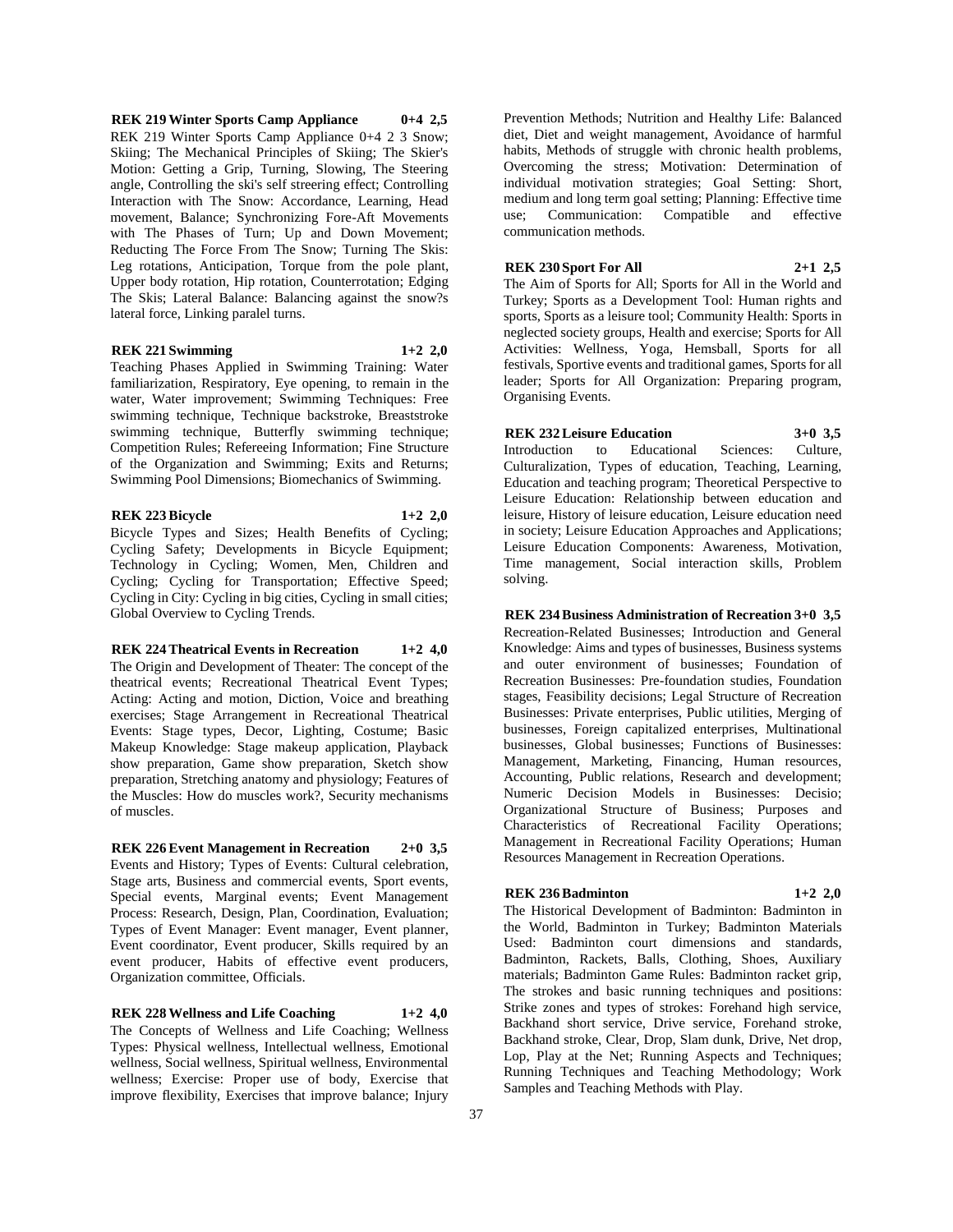**REK 219 Winter Sports Camp Appliance 0+4 2,5**

REK 219 Winter Sports Camp Appliance 0+4 2 3 Snow; Skiing; The Mechanical Principles of Skiing; The Skier's Motion: Getting a Grip, Turning, Slowing, The Steering angle, Controlling the ski's self streering effect; Controlling Interaction with The Snow: Accordance, Learning, Head movement, Balance; Synchronizing Fore-Aft Movements with The Phases of Turn; Up and Down Movement; Reducting The Force From The Snow; Turning The Skis: Leg rotations, Anticipation, Torque from the pole plant, Upper body rotation, Hip rotation, Counterrotation; Edging The Skis; Lateral Balance: Balancing against the snow?s lateral force, Linking paralel turns.

**REK 221 Swimming 1+2 2,0**

Teaching Phases Applied in Swimming Training: Water familiarization, Respiratory, Eye opening, to remain in the water, Water improvement; Swimming Techniques: Free swimming technique, Technique backstroke, Breaststroke swimming technique, Butterfly swimming technique; Competition Rules; Refereeing Information; Fine Structure of the Organization and Swimming; Exits and Returns; Swimming Pool Dimensions; Biomechanics of Swimming.

**REK 223 Bicycle 1+2 2,0**

Bicycle Types and Sizes; Health Benefits of Cycling; Cycling Safety; Developments in Bicycle Equipment; Technology in Cycling; Women, Men, Children and Cycling; Cycling for Transportation; Effective Speed; Cycling in City: Cycling in big cities, Cycling in small cities; Global Overview to Cycling Trends.

**REK 224 Theatrical Events in Recreation 1+2 4,0**

The Origin and Development of Theater: The concept of the theatrical events; Recreational Theatrical Event Types; Acting: Acting and motion, Diction, Voice and breathing exercises; Stage Arrangement in Recreational Theatrical Events: Stage types, Decor, Lighting, Costume; Basic Makeup Knowledge: Stage makeup application, Playback show preparation, Game show preparation, Sketch show preparation, Stretching anatomy and physiology; Features of the Muscles: How do muscles work?, Security mechanisms of muscles.

**REK 226 Event Management in Recreation 2+0 3,5**

Events and History; Types of Events: Cultural celebration, Stage arts, Business and commercial events, Sport events, Special events, Marginal events; Event Management Process: Research, Design, Plan, Coordination, Evaluation; Types of Event Manager: Event manager, Event planner, Event coordinator, Event producer, Skills required by an event producer, Habits of effective event producers, Organization committee, Officials.

**REK 228 Wellness and Life Coaching 1+2 4,0**

The Concepts of Wellness and Life Coaching; Wellness Types: Physical wellness, Intellectual wellness, Emotional wellness, Social wellness, Spiritual wellness, Environmental wellness; Exercise: Proper use of body, Exercise that improve flexibility, Exercises that improve balance; Injury Prevention Methods; Nutrition and Healthy Life: Balanced diet, Diet and weight management, Avoidance of harmful habits, Methods of struggle with chronic health problems, Overcoming the stress; Motivation: Determination of individual motivation strategies; Goal Setting: Short, medium and long term goal setting; Planning: Effective time use; Communication: Compatible and effective communication methods.

**REK 230 Sport For All 2+1 2,5**

The Aim of Sports for All; Sports for All in the World and Turkey; Sports as a Development Tool: Human rights and sports, Sports as a leisure tool; Community Health: Sports in neglected society groups, Health and exercise; Sports for All Activities: Wellness, Yoga, Hemsball, Sports for all festivals, Sportive events and traditional games, Sports for all leader; Sports for All Organization: Preparing program, Organising Events.

**REK 232 Leisure Education 3+0 3,5**

Introduction to Educational Sciences: Culture, Culturalization, Types of education, Teaching, Learning, Education and teaching program; Theoretical Perspective to Leisure Education: Relationship between education and leisure, History of leisure education, Leisure education need in society; Leisure Education Approaches and Applications; Leisure Education Components: Awareness, Motivation, Time management, Social interaction skills, Problem solving.

**REK 234 Business Administration of Recreation 3+0 3,5**

Recreation-Related Businesses; Introduction and General Knowledge: Aims and types of businesses, Business systems and outer environment of businesses; Foundation of Recreation Businesses: Pre-foundation studies, Foundation stages, Feasibility decisions; Legal Structure of Recreation Businesses: Private enterprises, Public utilities, Merging of businesses, Foreign capitalized enterprises, Multinational businesses, Global businesses; Functions of Businesses: Management, Marketing, Financing, Human resources, Accounting, Public relations, Research and development; Numeric Decision Models in Businesses: Decisio; Organizational Structure of Business; Purposes and Characteristics of Recreational Facility Operations; Management in Recreational Facility Operations; Human Resources Management in Recreation Operations.

**REK 236 Badminton 1+2 2,0**

The Historical Development of Badminton: Badminton in the World, Badminton in Turkey; Badminton Materials Used: Badminton court dimensions and standards, Badminton, Rackets, Balls, Clothing, Shoes, Auxiliary materials; Badminton Game Rules: Badminton racket grip, The strokes and basic running techniques and positions: Strike zones and types of strokes: Forehand high service, Backhand short service, Drive service, Forehand stroke, Backhand stroke, Clear, Drop, Slam dunk, Drive, Net drop, Lop, Play at the Net; Running Aspects and Techniques; Running Techniques and Teaching Methodology; Work Samples and Teaching Methods with Play.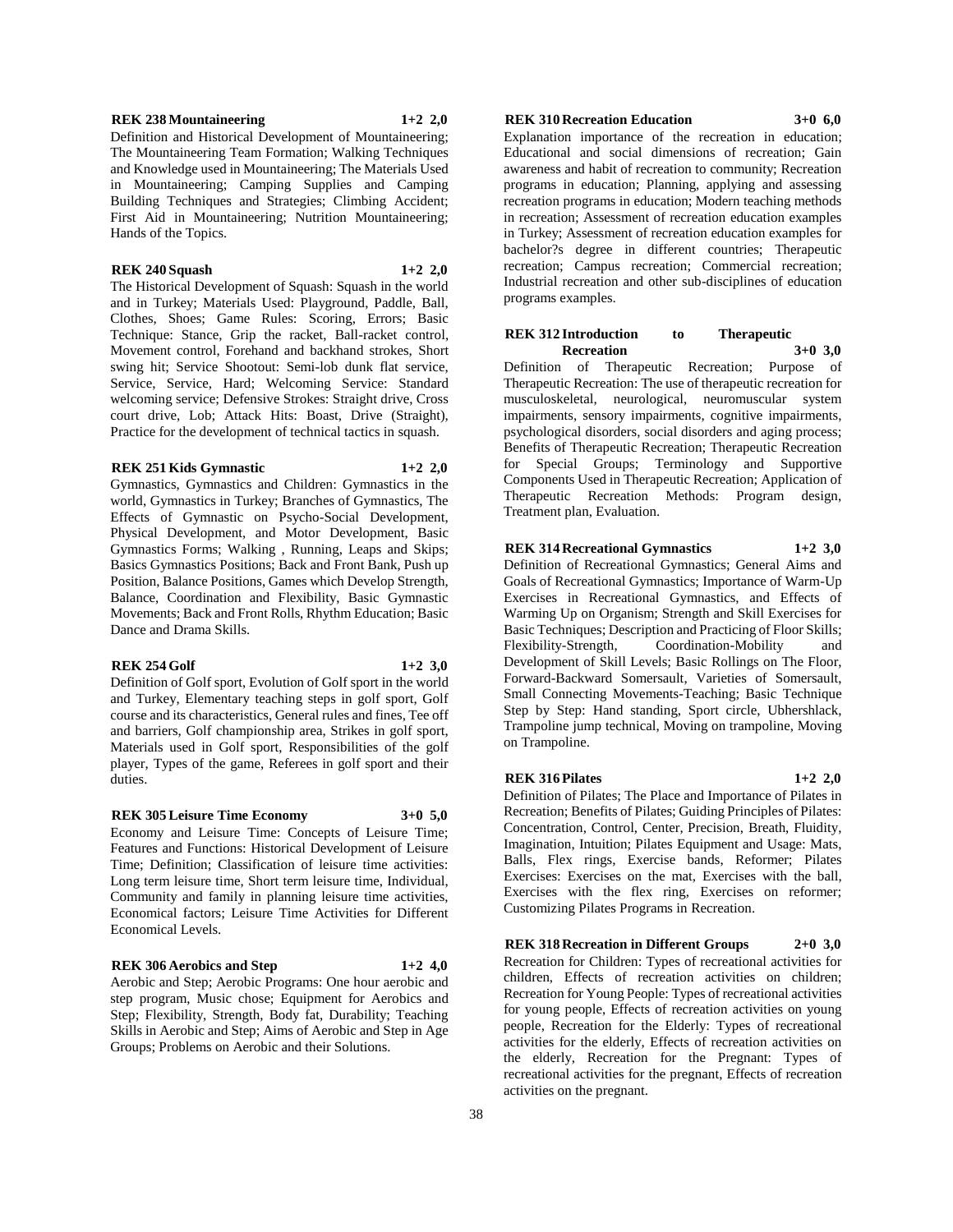**REK 238 Mountaineering 1+2 2,0**

Definition and Historical Development of Mountaineering; The Mountaineering Team Formation; Walking Techniques and Knowledge used in Mountaineering; The Materials Used in Mountaineering; Camping Supplies and Camping Building Techniques and Strategies; Climbing Accident; First Aid in Mountaineering; Nutrition Mountaineering; Hands of the Topics.

**REK 240 Squash 1+2 2,0**

The Historical Development of Squash: Squash in the world and in Turkey; Materials Used: Playground, Paddle, Ball, Clothes, Shoes; Game Rules: Scoring, Errors; Basic Technique: Stance, Grip the racket, Ball-racket control, Movement control, Forehand and backhand strokes, Short swing hit; Service Shootout: Semi-lob dunk flat service, Service, Service, Hard; Welcoming Service: Standard welcoming service; Defensive Strokes: Straight drive, Cross court drive, Lob; Attack Hits: Boast, Drive (Straight), Practice for the development of technical tactics in squash.

**REK 251 Kids Gymnastic 1+2 2,0**

Gymnastics, Gymnastics and Children: Gymnastics in the world, Gymnastics in Turkey; Branches of Gymnastics, The Effects of Gymnastic on Psycho-Social Development, Physical Development, and Motor Development, Basic Gymnastics Forms; Walking , Running, Leaps and Skips; Basics Gymnastics Positions; Back and Front Bank, Push up Position, Balance Positions, Games which Develop Strength, Balance, Coordination and Flexibility, Basic Gymnastic Movements; Back and Front Rolls, Rhythm Education; Basic Dance and Drama Skills.

**REK 254 Golf 1+2 3,0**

Definition of Golf sport, Evolution of Golf sport in the world and Turkey, Elementary teaching steps in golf sport, Golf course and its characteristics, General rules and fines, Tee off and barriers, Golf championship area, Strikes in golf sport, Materials used in Golf sport, Responsibilities of the golf player, Types of the game, Referees in golf sport and their duties.

**REK 305 Leisure Time Economy 3+0 5,0**

Economy and Leisure Time: Concepts of Leisure Time; Features and Functions: Historical Development of Leisure Time; Definition; Classification of leisure time activities: Long term leisure time, Short term leisure time, Individual, Community and family in planning leisure time activities, Economical factors; Leisure Time Activities for Different Economical Levels.

**REK 306 Aerobics and Step 1+2 4,0**

Aerobic and Step; Aerobic Programs: One hour aerobic and step program, Music chose; Equipment for Aerobics and Step; Flexibility, Strength, Body fat, Durability; Teaching Skills in Aerobic and Step; Aims of Aerobic and Step in Age Groups; Problems on Aerobic and their Solutions.

**REK 310 Recreation Education 3+0 6,0**

Explanation importance of the recreation in education; Educational and social dimensions of recreation; Gain awareness and habit of recreation to community; Recreation programs in education; Planning, applying and assessing recreation programs in education; Modern teaching methods in recreation; Assessment of recreation education examples in Turkey; Assessment of recreation education examples for bachelor?s degree in different countries; Therapeutic recreation; Campus recreation; Commercial recreation; Industrial recreation and other sub-disciplines of education programs examples.

**REK 312 Introduction to Therapeutic Recreation 3+0 3,0**

Definition of Therapeutic Recreation; Purpose of Therapeutic Recreation: The use of therapeutic recreation for musculoskeletal, neurological, neuromuscular system impairments, sensory impairments, cognitive impairments, psychological disorders, social disorders and aging process; Benefits of Therapeutic Recreation; Therapeutic Recreation for Special Groups; Terminology and Supportive Components Used in Therapeutic Recreation; Application of Therapeutic Recreation Methods: Program design, Treatment plan, Evaluation.

**REK 314 Recreational Gymnastics 1+2 3,0**

Definition of Recreational Gymnastics; General Aims and Goals of Recreational Gymnastics; Importance of Warm-Up Exercises in Recreational Gymnastics, and Effects of Warming Up on Organism; Strength and Skill Exercises for Basic Techniques; Description and Practicing of Floor Skills; Flexibility-Strength, Coordination-Mobility and Development of Skill Levels; Basic Rollings on The Floor, Forward-Backward Somersault, Varieties of Somersault, Small Connecting Movements-Teaching; Basic Technique Step by Step: Hand standing, Sport circle, Ubhershlack, Trampoline jump technical, Moving on trampoline, Moving on Trampoline.

**REK 316 Pilates 1+2 2,0**

Definition of Pilates; The Place and Importance of Pilates in Recreation; Benefits of Pilates; Guiding Principles of Pilates: Concentration, Control, Center, Precision, Breath, Fluidity, Imagination, Intuition; Pilates Equipment and Usage: Mats, Balls, Flex rings, Exercise bands, Reformer; Pilates Exercises: Exercises on the mat, Exercises with the ball, Exercises with the flex ring, Exercises on reformer; Customizing Pilates Programs in Recreation.

**REK 318 Recreation in Different Groups 2+0 3,0**

Recreation for Children: Types of recreational activities for children, Effects of recreation activities on children; Recreation for Young People: Types of recreational activities for young people, Effects of recreation activities on young people, Recreation for the Elderly: Types of recreational activities for the elderly, Effects of recreation activities on the elderly, Recreation for the Pregnant: Types of recreational activities for the pregnant, Effects of recreation activities on the pregnant.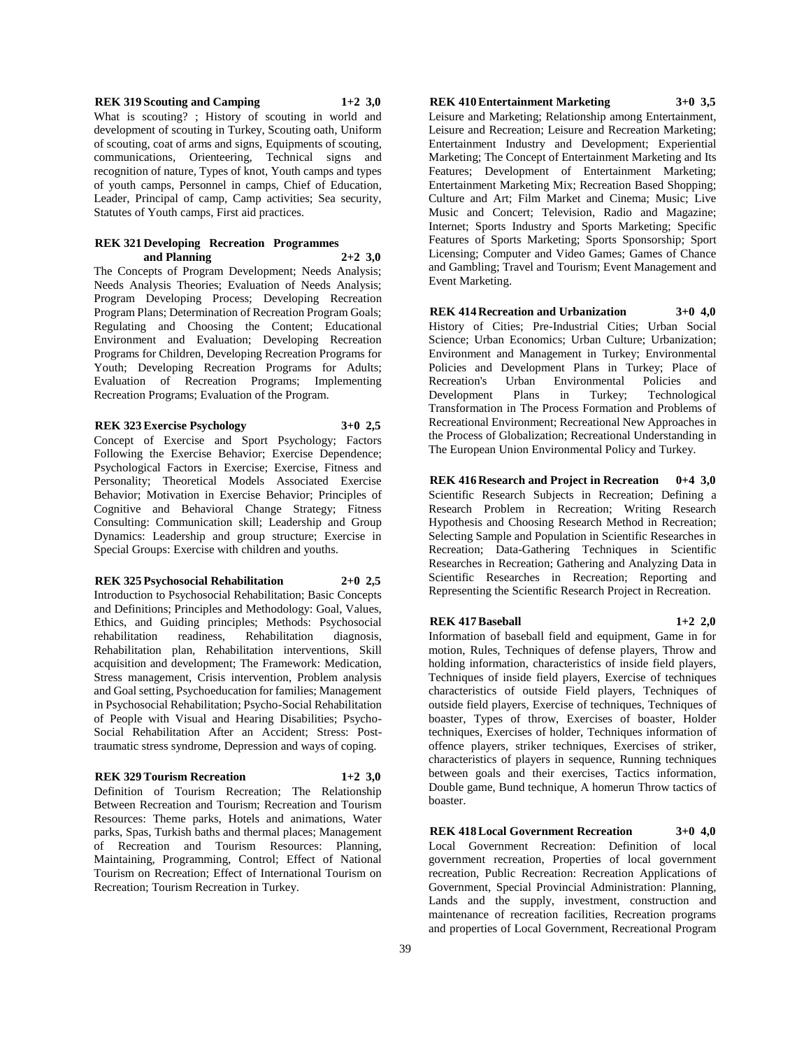**REK 319 Scouting and Camping 1+2 3,0**

What is scouting? ; History of scouting in world and development of scouting in Turkey, Scouting oath, Uniform of scouting, coat of arms and signs, Equipments of scouting, communications, Orienteering, Technical signs and recognition of nature, Types of knot, Youth camps and types of youth camps, Personnel in camps, Chief of Education, Leader, Principal of camp, Camp activities; Sea security, Statutes of Youth camps, First aid practices.

**REK 321 Developing Recreation Programmes and Planning 2+2 3,0**

The Concepts of Program Development; Needs Analysis; Needs Analysis Theories; Evaluation of Needs Analysis; Program Developing Process; Developing Recreation Program Plans; Determination of Recreation Program Goals; Regulating and Choosing the Content; Educational Environment and Evaluation; Developing Recreation Programs for Children, Developing Recreation Programs for Youth; Developing Recreation Programs for Adults; Evaluation of Recreation Programs; Implementing Recreation Programs; Evaluation of the Program.

**REK 323 Exercise Psychology 3+0 2,5**

Concept of Exercise and Sport Psychology; Factors Following the Exercise Behavior; Exercise Dependence; Psychological Factors in Exercise; Exercise, Fitness and Personality; Theoretical Models Associated Exercise Behavior; Motivation in Exercise Behavior; Principles of Cognitive and Behavioral Change Strategy; Fitness Consulting: Communication skill; Leadership and Group Dynamics: Leadership and group structure; Exercise in Special Groups: Exercise with children and youths.

**REK 325 Psychosocial Rehabilitation 2+0 2,5**

Introduction to Psychosocial Rehabilitation; Basic Concepts and Definitions; Principles and Methodology: Goal, Values, Ethics, and Guiding principles; Methods: Psychosocial rehabilitation readiness, Rehabilitation diagnosis, Rehabilitation plan, Rehabilitation interventions, Skill acquisition and development; The Framework: Medication, Stress management, Crisis intervention, Problem analysis and Goal setting, Psychoeducation for families; Management in Psychosocial Rehabilitation; Psycho-Social Rehabilitation of People with Visual and Hearing Disabilities; Psycho-Social Rehabilitation After an Accident; Stress: Post-traumatic stress syndrome, Depression and ways of coping.

**REK 329 Tourism Recreation 1+2 3,0**

Definition of Tourism Recreation; The Relationship Between Recreation and Tourism; Recreation and Tourism Resources: Theme parks, Hotels and animations, Water parks, Spas, Turkish baths and thermal places; Management of Recreation and Tourism Resources: Planning, Maintaining, Programming, Control; Effect of National Tourism on Recreation; Effect of International Tourism on Recreation; Tourism Recreation in Turkey.

**REK 410 Entertainment Marketing 3+0 3,5**

Leisure and Marketing; Relationship among Entertainment, Leisure and Recreation; Leisure and Recreation Marketing; Entertainment Industry and Development; Experiential Marketing; The Concept of Entertainment Marketing and Its Features; Development of Entertainment Marketing; Entertainment Marketing Mix; Recreation Based Shopping; Culture and Art; Film Market and Cinema; Music; Live Music and Concert; Television, Radio and Magazine; Internet; Sports Industry and Sports Marketing; Specific Features of Sports Marketing; Sports Sponsorship; Sport Licensing; Computer and Video Games; Games of Chance and Gambling; Travel and Tourism; Event Management and Event Marketing.

**REK 414 Recreation and Urbanization 3+0 4,0**

History of Cities; Pre-Industrial Cities; Urban Social Science; Urban Economics; Urban Culture; Urbanization; Environment and Management in Turkey; Environmental Policies and Development Plans in Turkey; Place of Recreation's Urban Environmental Policies and Development Plans in Turkey; Technological Transformation in The Process Formation and Problems of Recreational Environment; Recreational New Approaches in the Process of Globalization; Recreational Understanding in The European Union Environmental Policy and Turkey.

**REK 416 Research and Project in Recreation 0+4 3,0**

Scientific Research Subjects in Recreation; Defining a Research Problem in Recreation; Writing Research Hypothesis and Choosing Research Method in Recreation; Selecting Sample and Population in Scientific Researches in Recreation; Data-Gathering Techniques in Scientific Researches in Recreation; Gathering and Analyzing Data in Scientific Researches in Recreation; Reporting and Representing the Scientific Research Project in Recreation.

**REK 417 Baseball 1+2 2,0**

Information of baseball field and equipment, Game in for motion, Rules, Techniques of defense players, Throw and holding information, characteristics of inside field players, Techniques of inside field players, Exercise of techniques characteristics of outside Field players, Techniques of outside field players, Exercise of techniques, Techniques of boaster, Types of throw, Exercises of boaster, Holder techniques, Exercises of holder, Techniques information of offence players, striker techniques, Exercises of striker, characteristics of players in sequence, Running techniques between goals and their exercises, Tactics information, Double game, Bund technique, A homerun Throw tactics of boaster.

**REK 418 Local Government Recreation 3+0 4,0**

Local Government Recreation: Definition of local government recreation, Properties of local government recreation, Public Recreation: Recreation Applications of Government, Special Provincial Administration: Planning, Lands and the supply, investment, construction and maintenance of recreation facilities, Recreation programs and properties of Local Government, Recreational Program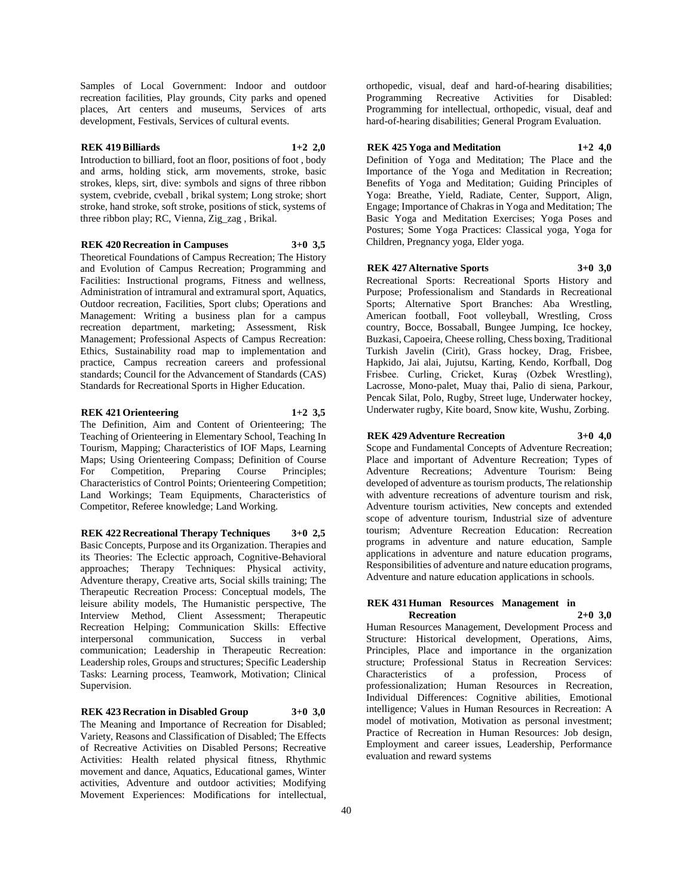Samples of Local Government: Indoor and outdoor recreation facilities, Play grounds, City parks and opened places, Art centers and museums, Services of arts development, Festivals, Services of cultural events.

**REK 419 Billiards 1+2 2,0**

Introduction to billiard, foot an floor, positions of foot , body and arms, holding stick, arm movements, stroke, basic strokes, kleps, sirt, dive: symbols and signs of three ribbon system, cvebride, cveball , brikal system; Long stroke; short stroke, hand stroke, soft stroke, positions of stick, systems of three ribbon play; RC, Vienna, Zig_zag , Brikal.

**REK 420 Recreation in Campuses 3+0 3,5**

Theoretical Foundations of Campus Recreation; The History and Evolution of Campus Recreation; Programming and Facilities: Instructional programs, Fitness and wellness, Administration of intramural and extramural sport, Aquatics, Outdoor recreation, Facilities, Sport clubs; Operations and Management: Writing a business plan for a campus recreation department, marketing; Assessment, Risk Management; Professional Aspects of Campus Recreation: Ethics, Sustainability road map to implementation and practice, Campus recreation careers and professional standards; Council for the Advancement of Standards (CAS) Standards for Recreational Sports in Higher Education.

**REK 421 Orienteering 1+2 3,5**

The Definition, Aim and Content of Orienteering; The Teaching of Orienteering in Elementary School, Teaching In Tourism, Mapping; Characteristics of IOF Maps, Learning Maps; Using Orienteering Compass; Definition of Course For Competition, Preparing Course Principles; Characteristics of Control Points; Orienteering Competition; Land Workings; Team Equipments, Characteristics of Competitor, Referee knowledge; Land Working.

**REK 422 Recreational Therapy Techniques 3+0 2,5**

Basic Concepts, Purpose and its Organization. Therapies and its Theories: The Eclectic approach, Cognitive-Behavioral approaches; Therapy Techniques: Physical activity, Adventure therapy, Creative arts, Social skills training; The Therapeutic Recreation Process: Conceptual models, The leisure ability models, The Humanistic perspective, The Interview Method, Client Assessment; Therapeutic Recreation Helping; Communication Skills: Effective interpersonal communication, Success in verbal communication; Leadership in Therapeutic Recreation: Leadership roles, Groups and structures; Specific Leadership Tasks: Learning process, Teamwork, Motivation; Clinical Supervision.

**REK 423 Recration in Disabled Group 3+0 3,0**

The Meaning and Importance of Recreation for Disabled; Variety, Reasons and Classification of Disabled; The Effects of Recreative Activities on Disabled Persons; Recreative Activities: Health related physical fitness, Rhythmic movement and dance, Aquatics, Educational games, Winter activities, Adventure and outdoor activities; Modifying Movement Experiences: Modifications for intellectual, orthopedic, visual, deaf and hard-of-hearing disabilities; Programming Recreative Activities for Disabled: Programming for intellectual, orthopedic, visual, deaf and hard-of-hearing disabilities; General Program Evaluation.

**REK 425 Yoga and Meditation 1+2 4,0**

Definition of Yoga and Meditation; The Place and the Importance of the Yoga and Meditation in Recreation; Benefits of Yoga and Meditation; Guiding Principles of Yoga: Breathe, Yield, Radiate, Center, Support, Align, Engage; Importance of Chakras in Yoga and Meditation; The Basic Yoga and Meditation Exercises; Yoga Poses and Postures; Some Yoga Practices: Classical yoga, Yoga for Children, Pregnancy yoga, Elder yoga.

**REK 427 Alternative Sports 3+0 3,0**

Recreational Sports: Recreational Sports History and Purpose; Professionalism and Standards in Recreational Sports; Alternative Sport Branches: Aba Wrestling, American football, Foot volleyball, Wrestling, Cross country, Bocce, Bossaball, Bungee Jumping, Ice hockey, Buzkasi, Capoeira, Cheese rolling, Chess boxing, Traditional Turkish Javelin (Cirit), Grass hockey, Drag, Frisbee, Hapkido, Jai alai, Jujutsu, Karting, Kendo, Korfball, Dog Frisbee. Curling, Cricket, Kuraş (Ozbek Wrestling), Lacrosse, Mono-palet, Muay thai, Palio di siena, Parkour, Pencak Silat, Polo, Rugby, Street luge, Underwater hockey, Underwater rugby, Kite board, Snow kite, Wushu, Zorbing.

**REK 429 Adventure Recreation 3+0 4,0**

Scope and Fundamental Concepts of Adventure Recreation; Place and important of Adventure Recreation; Types of Adventure Recreations; Adventure Tourism: Being developed of adventure as tourism products, The relationship with adventure recreations of adventure tourism and risk, Adventure tourism activities, New concepts and extended scope of adventure tourism, Industrial size of adventure tourism; Adventure Recreation Education: Recreation programs in adventure and nature education, Sample applications in adventure and nature education programs, Responsibilities of adventure and nature education programs, Adventure and nature education applications in schools.

**REK 431 Human Resources Management in Recreation 2+0 3,0**

Human Resources Management, Development Process and Structure: Historical development, Operations, Aims, Principles, Place and importance in the organization structure; Professional Status in Recreation Services: Characteristics of a profession, Process of professionalization; Human Resources in Recreation, Individual Differences: Cognitive abilities, Emotional intelligence; Values in Human Resources in Recreation: A model of motivation, Motivation as personal investment; Practice of Recreation in Human Resources: Job design, Employment and career issues, Leadership, Performance evaluation and reward systems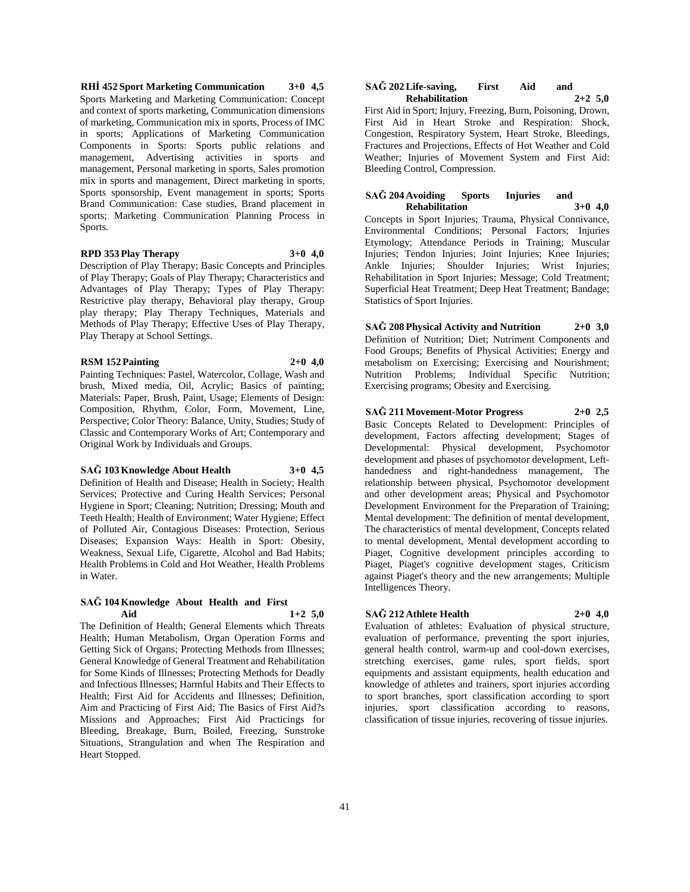**RHİ 452 Sport Marketing Communication 3+0 4,5**

Sports Marketing and Marketing Communication: Concept and context of sports marketing, Communication dimensions of marketing, Communication mix in sports, Process of IMC in sports; Applications of Marketing Communication Components in Sports: Sports public relations and management, Advertising activities in sports and management, Personal marketing in sports, Sales promotion mix in sports and management, Direct marketing in sports, Sports sponsorship, Event management in sports; Sports Brand Communication: Case studies, Brand placement in sports; Marketing Communication Planning Process in Sports.

**RPD 353 Play Therapy 3+0 4,0**

Description of Play Therapy; Basic Concepts and Principles of Play Therapy; Goals of Play Therapy; Characteristics and Advantages of Play Therapy; Types of Play Therapy: Restrictive play therapy, Behavioral play therapy, Group play therapy; Play Therapy Techniques, Materials and Methods of Play Therapy; Effective Uses of Play Therapy, Play Therapy at School Settings.

**RSM 152 Painting 2+0 4,0**

Painting Techniques: Pastel, Watercolor, Collage, Wash and brush, Mixed media, Oil, Acrylic; Basics of painting; Materials: Paper, Brush, Paint, Usage; Elements of Design: Composition, Rhythm, Color, Form, Movement, Line, Perspective; Color Theory: Balance, Unity, Studies; Study of Classic and Contemporary Works of Art; Contemporary and Original Work by Individuals and Groups.

**SAĞ 103 Knowledge About Health 3+0 4,5**

Definition of Health and Disease; Health in Society; Health Services; Protective and Curing Health Services; Personal Hygiene in Sport; Cleaning; Nutrition; Dressing; Mouth and Teeth Health; Health of Environment; Water Hygiene; Effect of Polluted Air, Contagious Diseases: Protection, Serious Diseases; Expansion Ways: Health in Sport: Obesity, Weakness, Sexual Life, Cigarette, Alcohol and Bad Habits; Health Problems in Cold and Hot Weather, Health Problems in Water.

**SAĞ 104 Knowledge About Health and First Aid 1+2 5,0**

The Definition of Health; General Elements which Threats Health; Human Metabolism, Organ Operation Forms and Getting Sick of Organs; Protecting Methods from Illnesses; General Knowledge of General Treatment and Rehabilitation for Some Kinds of Illnesses; Protecting Methods for Deadly and Infectious Illnesses; Harmful Habits and Their Effects to Health; First Aid for Accidents and Illnesses; Definition, Aim and Practicing of First Aid; The Basics of First Aid?s Missions and Approaches; First Aid Practicings for Bleeding, Breakage, Burn, Boiled, Freezing, Sunstroke Situations, Strangulation and when The Respiration and Heart Stopped.

**SAĞ 202 Life-saving, First Aid and Rehabilitation 2+2 5,0**

First Aid in Sport; Injury, Freezing, Burn, Poisoning, Drown, First Aid in Heart Stroke and Respiration: Shock, Congestion, Respiratory System, Heart Stroke, Bleedings, Fractures and Projections, Effects of Hot Weather and Cold Weather; Injuries of Movement System and First Aid: Bleeding Control, Compression.

**SAĞ 204 Avoiding Sports Injuries and Rehabilitation 3+0 4,0**

Concepts in Sport Injuries; Trauma, Physical Connivance, Environmental Conditions; Personal Factors; Injuries Etymology; Attendance Periods in Training; Muscular Injuries; Tendon Injuries; Joint Injuries; Knee Injuries; Ankle Injuries; Shoulder Injuries; Wrist Injuries; Rehabilitation in Sport Injuries; Message; Cold Treatment; Superficial Heat Treatment; Deep Heat Treatment; Bandage; Statistics of Sport Injuries.

**SAĞ 208 Physical Activity and Nutrition 2+0 3,0**

Definition of Nutrition; Diet; Nutriment Components and Food Groups; Benefits of Physical Activities; Energy and metabolism on Exercising; Exercising and Nourishment; Nutrition Problems; Individual Specific Nutrition; Exercising programs; Obesity and Exercising.

**SAĞ 211 Movement-Motor Progress 2+0 2,5**

Basic Concepts Related to Development: Principles of development, Factors affecting development; Stages of Developmental: Physical development, Psychomotor development and phases of psychomotor development, Left-handedness and right-handedness management, The relationship between physical, Psychomotor development and other development areas; Physical and Psychomotor Development Environment for the Preparation of Training; Mental development: The definition of mental development, The characteristics of mental development, Concepts related to mental development, Mental development according to Piaget, Cognitive development principles according to Piaget, Piaget's cognitive development stages, Criticism against Piaget's theory and the new arrangements; Multiple Intelligences Theory.

**SAĞ 212 Athlete Health 2+0 4,0**

Evaluation of athletes: Evaluation of physical structure, evaluation of performance, preventing the sport injuries, general health control, warm-up and cool-down exercises, stretching exercises, game rules, sport fields, sport equipments and assistant equipments, health education and knowledge of athletes and trainers, sport injuries according to sport branches, sport classification according to sport injuries, sport classification according to reasons, classification of tissue injuries, recovering of tissue injuries.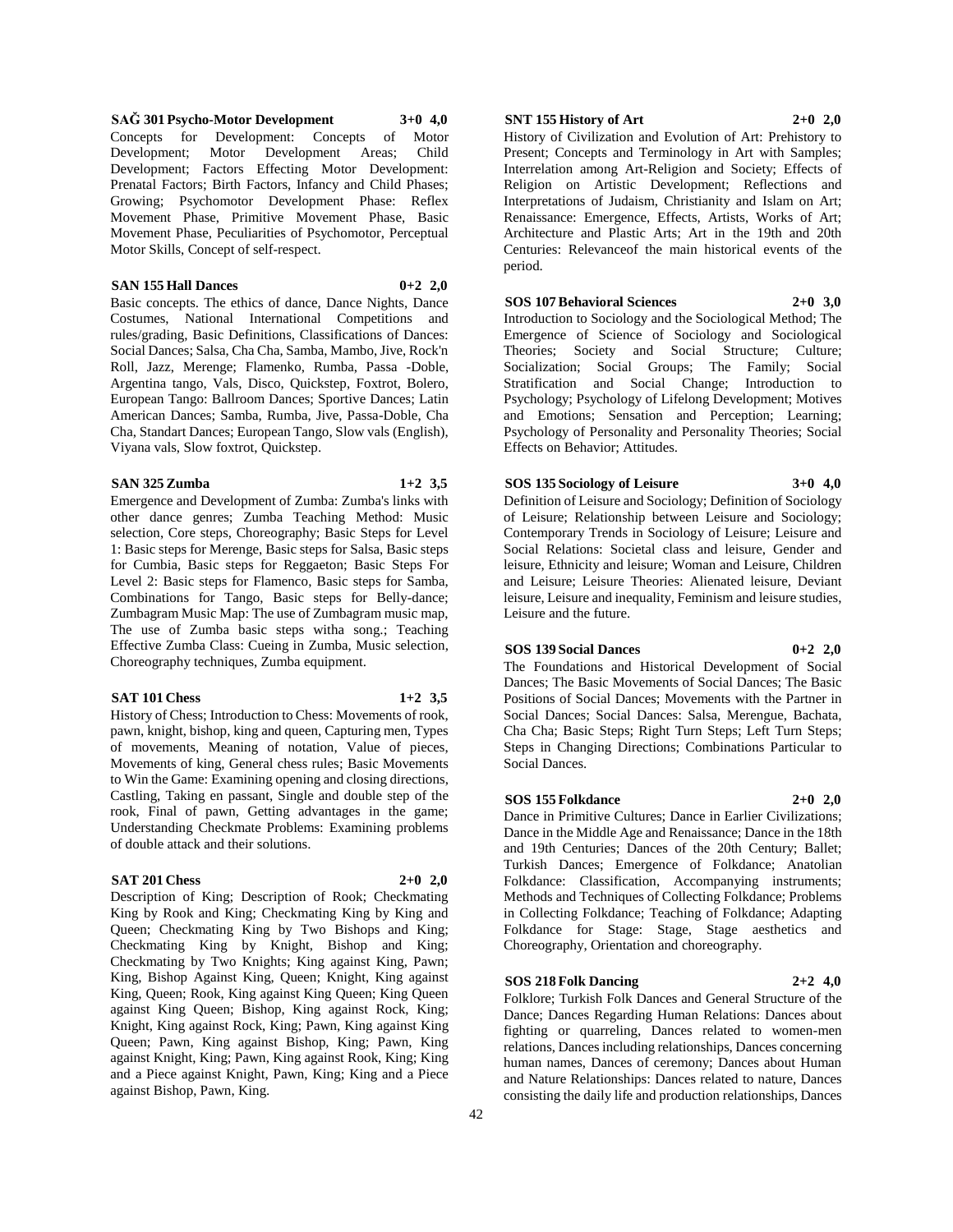**SAĞ 301 Psycho-Motor Development 3+0 4,0**

Concepts for Development: Concepts of Motor Development; Motor Development Areas; Child Development; Factors Effecting Motor Development: Prenatal Factors; Birth Factors, Infancy and Child Phases; Growing; Psychomotor Development Phase: Reflex Movement Phase, Primitive Movement Phase, Basic Movement Phase, Peculiarities of Psychomotor, Perceptual Motor Skills, Concept of self-respect.

**SAN 155 Hall Dances 0+2 2,0**

Basic concepts. The ethics of dance, Dance Nights, Dance Costumes, National International Competitions and rules/grading, Basic Definitions, Classifications of Dances: Social Dances; Salsa, Cha Cha, Samba, Mambo, Jive, Rock'n Roll, Jazz, Merenge; Flamenko, Rumba, Passa -Doble, Argentina tango, Vals, Disco, Quickstep, Foxtrot, Bolero, European Tango: Ballroom Dances; Sportive Dances; Latin American Dances; Samba, Rumba, Jive, Passa-Doble, Cha Cha, Standart Dances; European Tango, Slow vals (English), Viyana vals, Slow foxtrot, Quickstep.

**SAN 325 Zumba 1+2 3,5**

Emergence and Development of Zumba: Zumba's links with other dance genres; Zumba Teaching Method: Music selection, Core steps, Choreography; Basic Steps for Level 1: Basic steps for Merenge, Basic steps for Salsa, Basic steps for Cumbia, Basic steps for Reggaeton; Basic Steps For Level 2: Basic steps for Flamenco, Basic steps for Samba, Combinations for Tango, Basic steps for Belly-dance; Zumbagram Music Map: The use of Zumbagram music map, The use of Zumba basic steps witha song.; Teaching Effective Zumba Class: Cueing in Zumba, Music selection, Choreography techniques, Zumba equipment.

**SAT 101 Chess 1+2 3,5**

History of Chess; Introduction to Chess: Movements of rook, pawn, knight, bishop, king and queen, Capturing men, Types of movements, Meaning of notation, Value of pieces, Movements of king, General chess rules; Basic Movements to Win the Game: Examining opening and closing directions, Castling, Taking en passant, Single and double step of the rook, Final of pawn, Getting advantages in the game; Understanding Checkmate Problems: Examining problems of double attack and their solutions.

**SAT 201 Chess 2+0 2,0**

Description of King; Description of Rook; Checkmating King by Rook and King; Checkmating King by King and Queen; Checkmating King by Two Bishops and King; Checkmating King by Knight, Bishop and King; Checkmating by Two Knights; King against King, Pawn; King, Bishop Against King, Queen; Knight, King against King, Queen; Rook, King against King Queen; King Queen against King Queen; Bishop, King against Rock, King; Knight, King against Rock, King; Pawn, King against King Queen; Pawn, King against Bishop, King; Pawn, King against Knight, King; Pawn, King against Rook, King; King and a Piece against Knight, Pawn, King; King and a Piece against Bishop, Pawn, King.

**SNT 155 History of Art 2+0 2,0**

History of Civilization and Evolution of Art: Prehistory to Present; Concepts and Terminology in Art with Samples; Interrelation among Art-Religion and Society; Effects of Religion on Artistic Development; Reflections and Interpretations of Judaism, Christianity and Islam on Art; Renaissance: Emergence, Effects, Artists, Works of Art; Architecture and Plastic Arts; Art in the 19th and 20th Centuries: Relevanceof the main historical events of the period.

**SOS 107 Behavioral Sciences 2+0 3,0**

Introduction to Sociology and the Sociological Method; The Emergence of Science of Sociology and Sociological Theories; Society and Social Structure; Culture; Socialization; Social Groups; The Family; Social Stratification and Social Change; Introduction to Psychology; Psychology of Lifelong Development; Motives and Emotions; Sensation and Perception; Learning; Psychology of Personality and Personality Theories; Social Effects on Behavior; Attitudes.

**SOS 135 Sociology of Leisure 3+0 4,0**

Definition of Leisure and Sociology; Definition of Sociology of Leisure; Relationship between Leisure and Sociology; Contemporary Trends in Sociology of Leisure; Leisure and Social Relations: Societal class and leisure, Gender and leisure, Ethnicity and leisure; Woman and Leisure, Children and Leisure; Leisure Theories: Alienated leisure, Deviant leisure, Leisure and inequality, Feminism and leisure studies, Leisure and the future.

**SOS 139 Social Dances 0+2 2,0**

The Foundations and Historical Development of Social Dances; The Basic Movements of Social Dances; The Basic Positions of Social Dances; Movements with the Partner in Social Dances; Social Dances: Salsa, Merengue, Bachata, Cha Cha; Basic Steps; Right Turn Steps; Left Turn Steps; Steps in Changing Directions; Combinations Particular to Social Dances.

**SOS 155 Folkdance 2+0 2,0**

Dance in Primitive Cultures; Dance in Earlier Civilizations; Dance in the Middle Age and Renaissance; Dance in the 18th and 19th Centuries; Dances of the 20th Century; Ballet; Turkish Dances; Emergence of Folkdance; Anatolian Folkdance: Classification, Accompanying instruments; Methods and Techniques of Collecting Folkdance; Problems in Collecting Folkdance; Teaching of Folkdance; Adapting Folkdance for Stage: Stage, Stage aesthetics and Choreography, Orientation and choreography.

**SOS 218 Folk Dancing 2+2 4,0**

Folklore; Turkish Folk Dances and General Structure of the Dance; Dances Regarding Human Relations: Dances about fighting or quarreling, Dances related to women-men relations, Dances including relationships, Dances concerning human names, Dances of ceremony; Dances about Human and Nature Relationships: Dances related to nature, Dances consisting the daily life and production relationships, Dances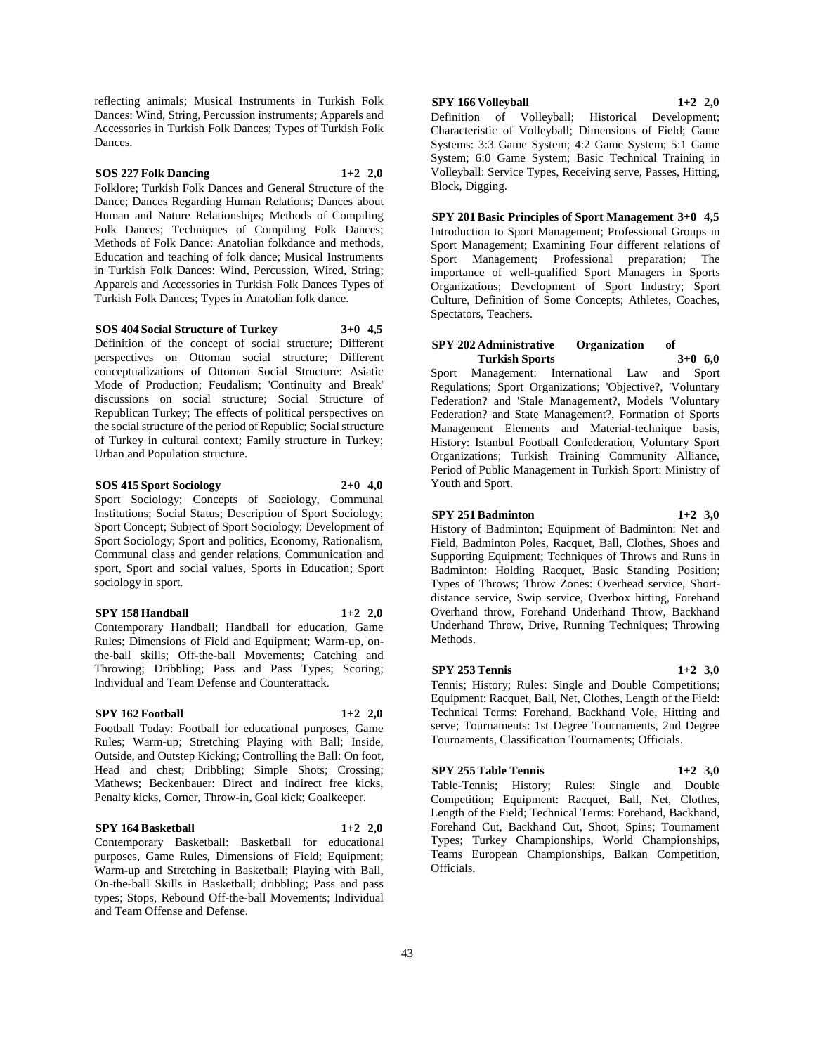reflecting animals; Musical Instruments in Turkish Folk Dances: Wind, String, Percussion instruments; Apparels and Accessories in Turkish Folk Dances; Types of Turkish Folk Dances.

**SOS 227 Folk Dancing 1+2 2,0**

Folklore; Turkish Folk Dances and General Structure of the Dance; Dances Regarding Human Relations; Dances about Human and Nature Relationships; Methods of Compiling Folk Dances; Techniques of Compiling Folk Dances; Methods of Folk Dance: Anatolian folkdance and methods, Education and teaching of folk dance; Musical Instruments in Turkish Folk Dances: Wind, Percussion, Wired, String; Apparels and Accessories in Turkish Folk Dances Types of Turkish Folk Dances; Types in Anatolian folk dance.

**SOS 404 Social Structure of Turkey 3+0 4,5**

Definition of the concept of social structure; Different perspectives on Ottoman social structure; Different conceptualizations of Ottoman Social Structure: Asiatic Mode of Production; Feudalism; 'Continuity and Break' discussions on social structure; Social Structure of Republican Turkey; The effects of political perspectives on the social structure of the period of Republic; Social structure of Turkey in cultural context; Family structure in Turkey; Urban and Population structure.

**SOS 415 Sport Sociology 2+0 4,0**

Sport Sociology; Concepts of Sociology, Communal Institutions; Social Status; Description of Sport Sociology; Sport Concept; Subject of Sport Sociology; Development of Sport Sociology; Sport and politics, Economy, Rationalism, Communal class and gender relations, Communication and sport, Sport and social values, Sports in Education; Sport sociology in sport.

**SPY 158 Handball 1+2 2,0**

Contemporary Handball; Handball for education, Game Rules; Dimensions of Field and Equipment; Warm-up, on-the-ball skills; Off-the-ball Movements; Catching and Throwing; Dribbling; Pass and Pass Types; Scoring; Individual and Team Defense and Counterattack.

**SPY 162 Football 1+2 2,0**

Football Today: Football for educational purposes, Game Rules; Warm-up; Stretching Playing with Ball; Inside, Outside, and Outstep Kicking; Controlling the Ball: On foot, Head and chest; Dribbling; Simple Shots; Crossing; Mathews; Beckenbauer: Direct and indirect free kicks, Penalty kicks, Corner, Throw-in, Goal kick; Goalkeeper.

**SPY 164 Basketball 1+2 2,0**

Contemporary Basketball: Basketball for educational purposes, Game Rules, Dimensions of Field; Equipment; Warm-up and Stretching in Basketball; Playing with Ball, On-the-ball Skills in Basketball; dribbling; Pass and pass types; Stops, Rebound Off-the-ball Movements; Individual and Team Offense and Defense.

**SPY 166 Volleyball 1+2 2,0**

Definition of Volleyball; Historical Development; Characteristic of Volleyball; Dimensions of Field; Game Systems: 3:3 Game System; 4:2 Game System; 5:1 Game System; 6:0 Game System; Basic Technical Training in Volleyball: Service Types, Receiving serve, Passes, Hitting, Block, Digging.

**SPY 201 Basic Principles of Sport Management 3+0 4,5**

Introduction to Sport Management; Professional Groups in Sport Management; Examining Four different relations of Sport Management; Professional preparation; The importance of well-qualified Sport Managers in Sports Organizations; Development of Sport Industry; Sport Culture, Definition of Some Concepts; Athletes, Coaches, Spectators, Teachers.

**SPY 202 Administrative Organization of Turkish Sports 3+0 6,0**

Sport Management: International Law and Sport Regulations; Sport Organizations; 'Objective?, 'Voluntary Federation? and 'Stale Management?, Models 'Voluntary Federation? and State Management?, Formation of Sports Management Elements and Material-technique basis, History: Istanbul Football Confederation, Voluntary Sport Organizations; Turkish Training Community Alliance, Period of Public Management in Turkish Sport: Ministry of Youth and Sport.

**SPY 251 Badminton 1+2 3,0**

History of Badminton; Equipment of Badminton: Net and Field, Badminton Poles, Racquet, Ball, Clothes, Shoes and Supporting Equipment; Techniques of Throws and Runs in Badminton: Holding Racquet, Basic Standing Position; Types of Throws; Throw Zones: Overhead service, Short-distance service, Swip service, Overbox hitting, Forehand Overhand throw, Forehand Underhand Throw, Backhand Underhand Throw, Drive, Running Techniques; Throwing Methods.

**SPY 253 Tennis 1+2 3,0**

Tennis; History; Rules: Single and Double Competitions; Equipment: Racquet, Ball, Net, Clothes, Length of the Field: Technical Terms: Forehand, Backhand Vole, Hitting and serve; Tournaments: 1st Degree Tournaments, 2nd Degree Tournaments, Classification Tournaments; Officials.

**SPY 255 Table Tennis 1+2 3,0**

Table-Tennis; History; Rules: Single and Double Competition; Equipment: Racquet, Ball, Net, Clothes, Length of the Field; Technical Terms: Forehand, Backhand, Forehand Cut, Backhand Cut, Shoot, Spins; Tournament Types; Turkey Championships, World Championships, Teams European Championships, Balkan Competition, Officials.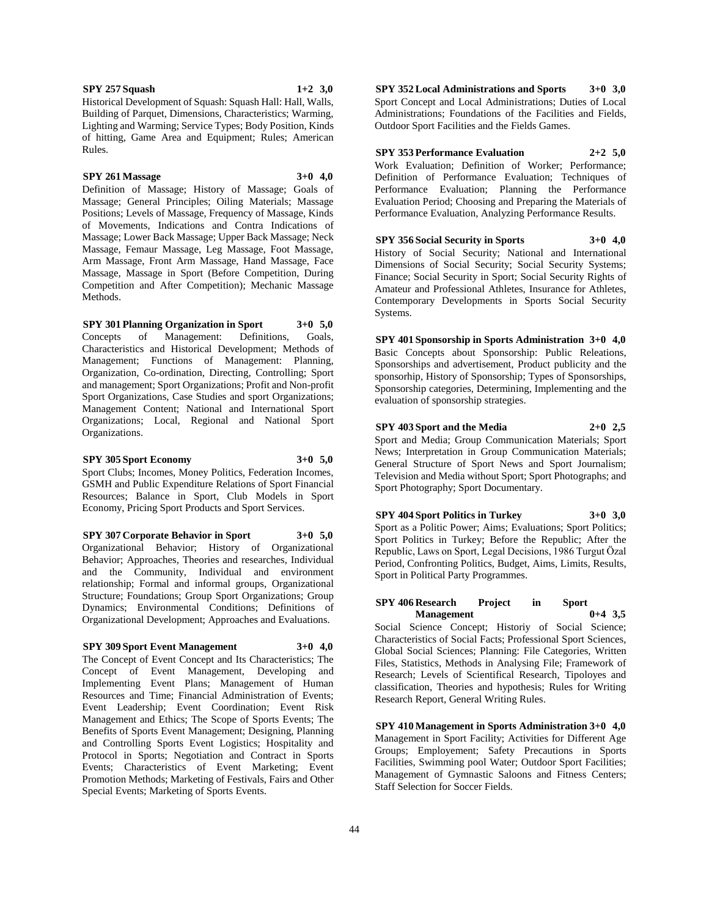**SPY 257 Squash 1+2 3,0**

Historical Development of Squash: Squash Hall: Hall, Walls, Building of Parquet, Dimensions, Characteristics; Warming, Lighting and Warming; Service Types; Body Position, Kinds of hitting, Game Area and Equipment; Rules; American Rules.

**SPY 261 Massage 3+0 4,0**

Definition of Massage; History of Massage; Goals of Massage; General Principles; Oiling Materials; Massage Positions; Levels of Massage, Frequency of Massage, Kinds of Movements, Indications and Contra Indications of Massage; Lower Back Massage; Upper Back Massage; Neck Massage, Femaur Massage, Leg Massage, Foot Massage, Arm Massage, Front Arm Massage, Hand Massage, Face Massage, Massage in Sport (Before Competition, During Competition and After Competition); Mechanic Massage Methods.

**SPY 301 Planning Organization in Sport 3+0 5,0**

Concepts of Management: Definitions, Goals, Characteristics and Historical Development; Methods of Management; Functions of Management: Planning, Organization, Co-ordination, Directing, Controlling; Sport and management; Sport Organizations; Profit and Non-profit Sport Organizations, Case Studies and sport Organizations; Management Content; National and International Sport Organizations; Local, Regional and National Sport Organizations.

**SPY 305 Sport Economy 3+0 5,0**

Sport Clubs; Incomes, Money Politics, Federation Incomes, GSMH and Public Expenditure Relations of Sport Financial Resources; Balance in Sport, Club Models in Sport Economy, Pricing Sport Products and Sport Services.

**SPY 307 Corporate Behavior in Sport 3+0 5,0**

Organizational Behavior; History of Organizational Behavior; Approaches, Theories and researches, Individual and the Community, Individual and environment relationship; Formal and informal groups, Organizational Structure; Foundations; Group Sport Organizations; Group Dynamics; Environmental Conditions; Definitions of Organizational Development; Approaches and Evaluations.

**SPY 309 Sport Event Management 3+0 4,0**

The Concept of Event Concept and Its Characteristics; The Concept of Event Management, Developing and Implementing Event Plans; Management of Human Resources and Time; Financial Administration of Events; Event Leadership; Event Coordination; Event Risk Management and Ethics; The Scope of Sports Events; The Benefits of Sports Event Management; Designing, Planning and Controlling Sports Event Logistics; Hospitality and Protocol in Sports; Negotiation and Contract in Sports Events; Characteristics of Event Marketing; Event Promotion Methods; Marketing of Festivals, Fairs and Other Special Events; Marketing of Sports Events.

**SPY 352 Local Administrations and Sports 3+0 3,0**

Sport Concept and Local Administrations; Duties of Local Administrations; Foundations of the Facilities and Fields, Outdoor Sport Facilities and the Fields Games.

**SPY 353 Performance Evaluation 2+2 5,0**

Work Evaluation; Definition of Worker; Performance; Definition of Performance Evaluation; Techniques of Performance Evaluation; Planning the Performance Evaluation Period; Choosing and Preparing the Materials of Performance Evaluation, Analyzing Performance Results.

**SPY 356 Social Security in Sports 3+0 4,0**

History of Social Security; National and International Dimensions of Social Security; Social Security Systems; Finance; Social Security in Sport; Social Security Rights of Amateur and Professional Athletes, Insurance for Athletes, Contemporary Developments in Sports Social Security Systems.

**SPY 401 Sponsorship in Sports Administration 3+0 4,0**

Basic Concepts about Sponsorship: Public Releations, Sponsorships and advertisement, Product publicity and the sponsorhip, History of Sponsorship; Types of Sponsorships, Sponsorship categories, Determining, Implementing and the evaluation of sponsorship strategies.

**SPY 403 Sport and the Media 2+0 2,5**

Sport and Media; Group Communication Materials; Sport News; Interpretation in Group Communication Materials; General Structure of Sport News and Sport Journalism; Television and Media without Sport; Sport Photographs; and Sport Photography; Sport Documentary.

**SPY 404 Sport Politics in Turkey 3+0 3,0**

Sport as a Politic Power; Aims; Evaluations; Sport Politics; Sport Politics in Turkey; Before the Republic; After the Republic, Laws on Sport, Legal Decisions, 1986 Turgut Özal Period, Confronting Politics, Budget, Aims, Limits, Results, Sport in Political Party Programmes.

**SPY 406 Research Project in Sport Management 0+4 3,5**

Social Science Concept; Historiy of Social Science; Characteristics of Social Facts; Professional Sport Sciences, Global Social Sciences; Planning: File Categories, Written Files, Statistics, Methods in Analysing File; Framework of Research; Levels of Scientifical Research, Tipoloyes and classification, Theories and hypothesis; Rules for Writing Research Report, General Writing Rules.

**SPY 410 Management in Sports Administration 3+0 4,0**

Management in Sport Facility; Activities for Different Age Groups; Employement; Safety Precautions in Sports Facilities, Swimming pool Water; Outdoor Sport Facilities; Management of Gymnastic Saloons and Fitness Centers; Staff Selection for Soccer Fields.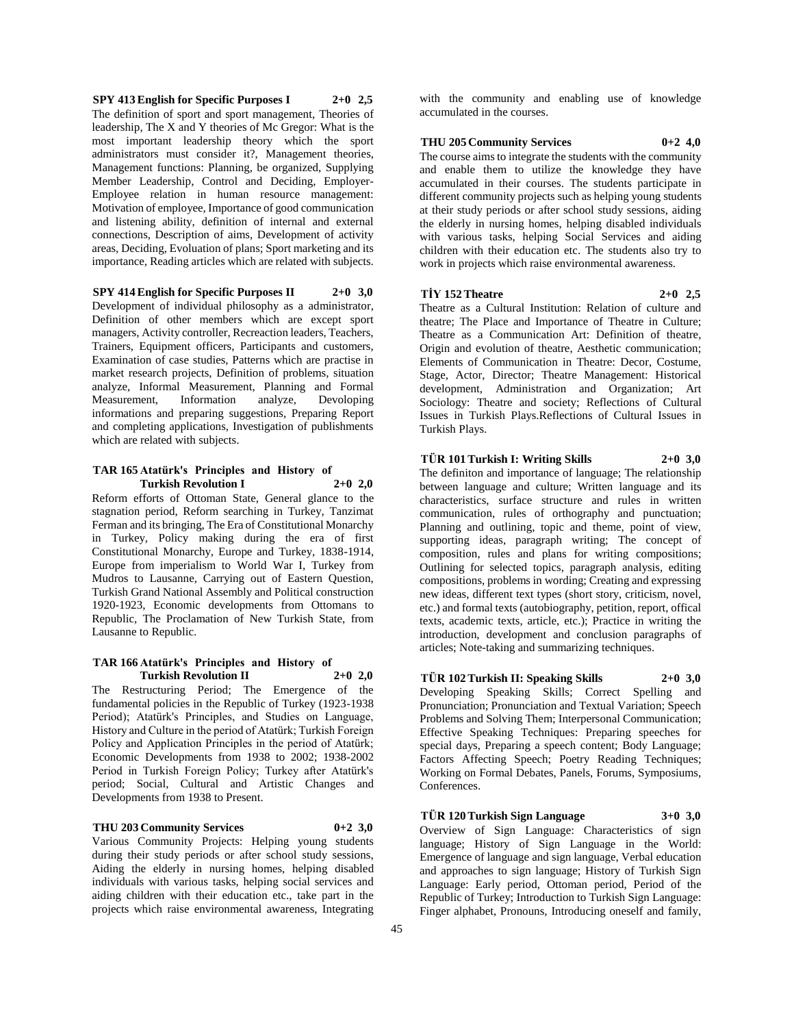**SPY 413 English for Specific Purposes I 2+0 2,5**

The definition of sport and sport management, Theories of leadership, The X and Y theories of Mc Gregor: What is the most important leadership theory which the sport administrators must consider it?, Management theories, Management functions: Planning, be organized, Supplying Member Leadership, Control and Deciding, Employer-Employee relation in human resource management: Motivation of employee, Importance of good communication and listening ability, definition of internal and external connections, Description of aims, Development of activity areas, Deciding, Evoluation of plans; Sport marketing and its importance, Reading articles which are related with subjects.

**SPY 414 English for Specific Purposes II 2+0 3,0**

Development of individual philosophy as a administrator, Definition of other members which are except sport managers, Activity controller, Recreaction leaders, Teachers, Trainers, Equipment officers, Participants and customers, Examination of case studies, Patterns which are practise in market research projects, Definition of problems, situation analyze, Informal Measurement, Planning and Formal Measurement, Information analyze, Devoloping informations and preparing suggestions, Preparing Report and completing applications, Investigation of publishments which are related with subjects.

**TAR 165 Atatürk's Principles and History of Turkish Revolution I 2+0 2,0**

Reform efforts of Ottoman State, General glance to the stagnation period, Reform searching in Turkey, Tanzimat Ferman and its bringing, The Era of Constitutional Monarchy in Turkey, Policy making during the era of first Constitutional Monarchy, Europe and Turkey, 1838-1914, Europe from imperialism to World War I, Turkey from Mudros to Lausanne, Carrying out of Eastern Question, Turkish Grand National Assembly and Political construction 1920-1923, Economic developments from Ottomans to Republic, The Proclamation of New Turkish State, from Lausanne to Republic.

**TAR 166 Atatürk's Principles and History of Turkish Revolution II 2+0 2,0**

The Restructuring Period; The Emergence of the fundamental policies in the Republic of Turkey (1923-1938 Period); Atatürk's Principles, and Studies on Language, History and Culture in the period of Atatürk; Turkish Foreign Policy and Application Principles in the period of Atatürk; Economic Developments from 1938 to 2002; 1938-2002 Period in Turkish Foreign Policy; Turkey after Atatürk's period; Social, Cultural and Artistic Changes and Developments from 1938 to Present.

**THU 203 Community Services 0+2 3,0**

Various Community Projects: Helping young students during their study periods or after school study sessions, Aiding the elderly in nursing homes, helping disabled individuals with various tasks, helping social services and aiding children with their education etc., take part in the projects which raise environmental awareness, Integrating with the community and enabling use of knowledge accumulated in the courses.

**THU 205 Community Services 0+2 4,0**

The course aims to integrate the students with the community and enable them to utilize the knowledge they have accumulated in their courses. The students participate in different community projects such as helping young students at their study periods or after school study sessions, aiding the elderly in nursing homes, helping disabled individuals with various tasks, helping Social Services and aiding children with their education etc. The students also try to work in projects which raise environmental awareness.

**TİY 152 Theatre 2+0 2,5**

Theatre as a Cultural Institution: Relation of culture and theatre; The Place and Importance of Theatre in Culture; Theatre as a Communication Art: Definition of theatre, Origin and evolution of theatre, Aesthetic communication; Elements of Communication in Theatre: Decor, Costume, Stage, Actor, Director; Theatre Management: Historical development, Administration and Organization; Art Sociology: Theatre and society; Reflections of Cultural Issues in Turkish Plays.Reflections of Cultural Issues in Turkish Plays.

**TÜR 101 Turkish I: Writing Skills 2+0 3,0**

The definiton and importance of language; The relationship between language and culture; Written language and its characteristics, surface structure and rules in written communication, rules of orthography and punctuation; Planning and outlining, topic and theme, point of view, supporting ideas, paragraph writing; The concept of composition, rules and plans for writing compositions; Outlining for selected topics, paragraph analysis, editing compositions, problems in wording; Creating and expressing new ideas, different text types (short story, criticism, novel, etc.) and formal texts (autobiography, petition, report, offical texts, academic texts, article, etc.); Practice in writing the introduction, development and conclusion paragraphs of articles; Note-taking and summarizing techniques.

**TÜR 102 Turkish II: Speaking Skills 2+0 3,0**

Developing Speaking Skills; Correct Spelling and Pronunciation; Pronunciation and Textual Variation; Speech Problems and Solving Them; Interpersonal Communication; Effective Speaking Techniques: Preparing speeches for special days, Preparing a speech content; Body Language; Factors Affecting Speech; Poetry Reading Techniques; Working on Formal Debates, Panels, Forums, Symposiums, Conferences.

**TÜR 120 Turkish Sign Language 3+0 3,0**

Overview of Sign Language: Characteristics of sign language; History of Sign Language in the World: Emergence of language and sign language, Verbal education and approaches to sign language; History of Turkish Sign Language: Early period, Ottoman period, Period of the Republic of Turkey; Introduction to Turkish Sign Language: Finger alphabet, Pronouns, Introducing oneself and family,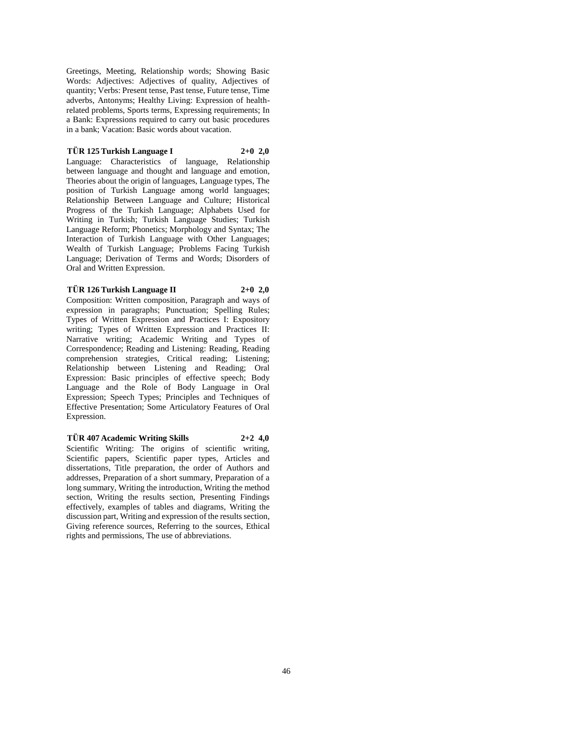Greetings, Meeting, Relationship words; Showing Basic Words: Adjectives: Adjectives of quality, Adjectives of quantity; Verbs: Present tense, Past tense, Future tense, Time adverbs, Antonyms; Healthy Living: Expression of health-related problems, Sports terms, Expressing requirements; In a Bank: Expressions required to carry out basic procedures in a bank; Vacation: Basic words about vacation.

**TÜR 125 Turkish Language I 2+0 2,0**

Language: Characteristics of language, Relationship between language and thought and language and emotion, Theories about the origin of languages, Language types, The position of Turkish Language among world languages; Relationship Between Language and Culture; Historical Progress of the Turkish Language; Alphabets Used for Writing in Turkish; Turkish Language Studies; Turkish Language Reform; Phonetics; Morphology and Syntax; The Interaction of Turkish Language with Other Languages; Wealth of Turkish Language; Problems Facing Turkish Language; Derivation of Terms and Words; Disorders of Oral and Written Expression.

**TÜR 126 Turkish Language II 2+0 2,0**

Composition: Written composition, Paragraph and ways of expression in paragraphs; Punctuation; Spelling Rules; Types of Written Expression and Practices I: Expository writing; Types of Written Expression and Practices II: Narrative writing; Academic Writing and Types of Correspondence; Reading and Listening: Reading, Reading comprehension strategies, Critical reading; Listening; Relationship between Listening and Reading; Oral Expression: Basic principles of effective speech; Body Language and the Role of Body Language in Oral Expression; Speech Types; Principles and Techniques of Effective Presentation; Some Articulatory Features of Oral Expression.

**TÜR 407 Academic Writing Skills 2+2 4,0**

Scientific Writing: The origins of scientific writing, Scientific papers, Scientific paper types, Articles and dissertations, Title preparation, the order of Authors and addresses, Preparation of a short summary, Preparation of a long summary, Writing the introduction, Writing the method section, Writing the results section, Presenting Findings effectively, examples of tables and diagrams, Writing the discussion part, Writing and expression of the results section, Giving reference sources, Referring to the sources, Ethical rights and permissions, The use of abbreviations.